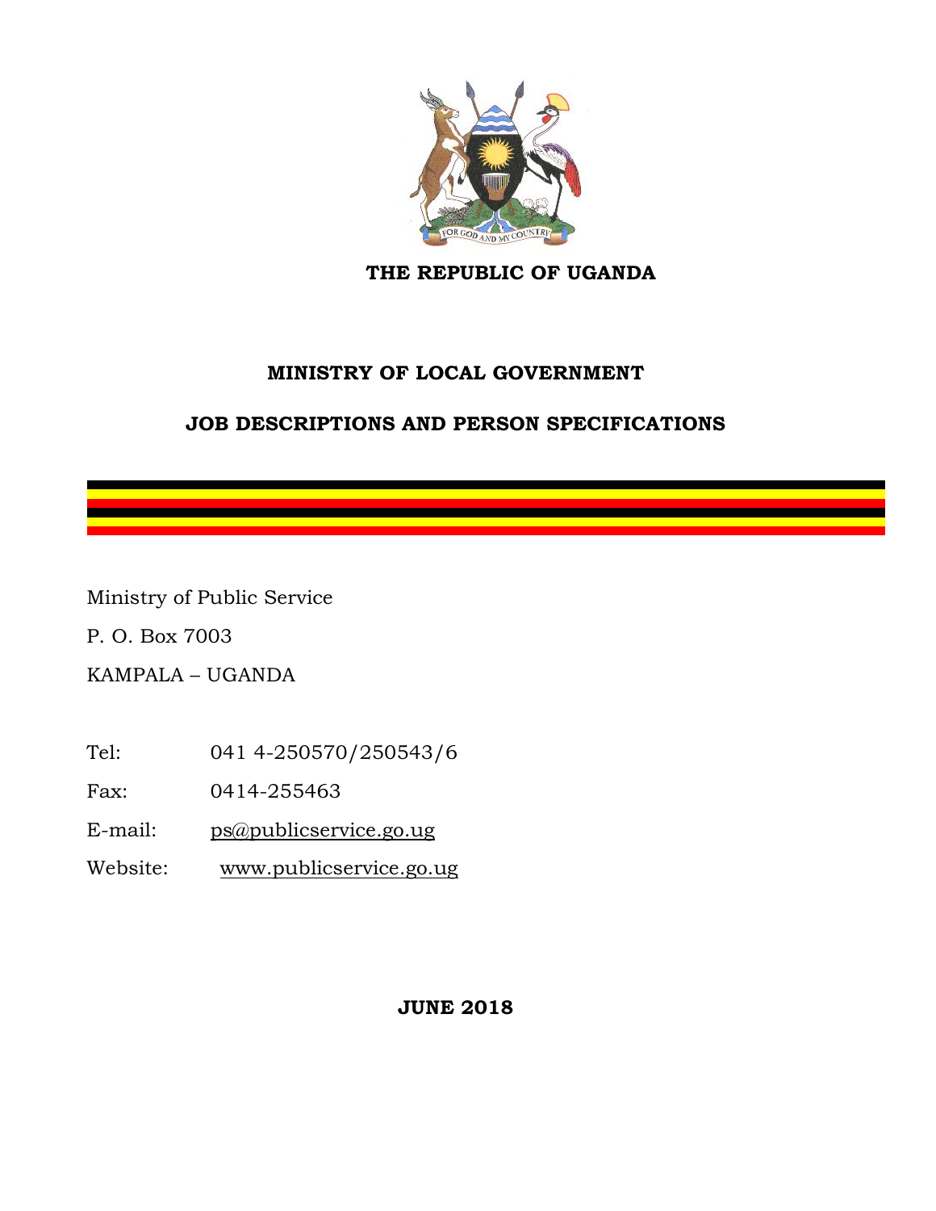# THE REPUBLIC OF UGANDA

## MINISTRY OF LOCAL GOVERNMENT

## JOB DESCRIPTIONS AND PERSON SPECIFICATIONS

Ministry of Public Service

P. O. Box 7003

KAMPALA – UGANDA

Tel: 041 4-250570/250543/6

Fax: 0414-255463

E-mail: ps@publicservice.go.ug

Website: www.publicservice.go.ug

**JUNE 2018**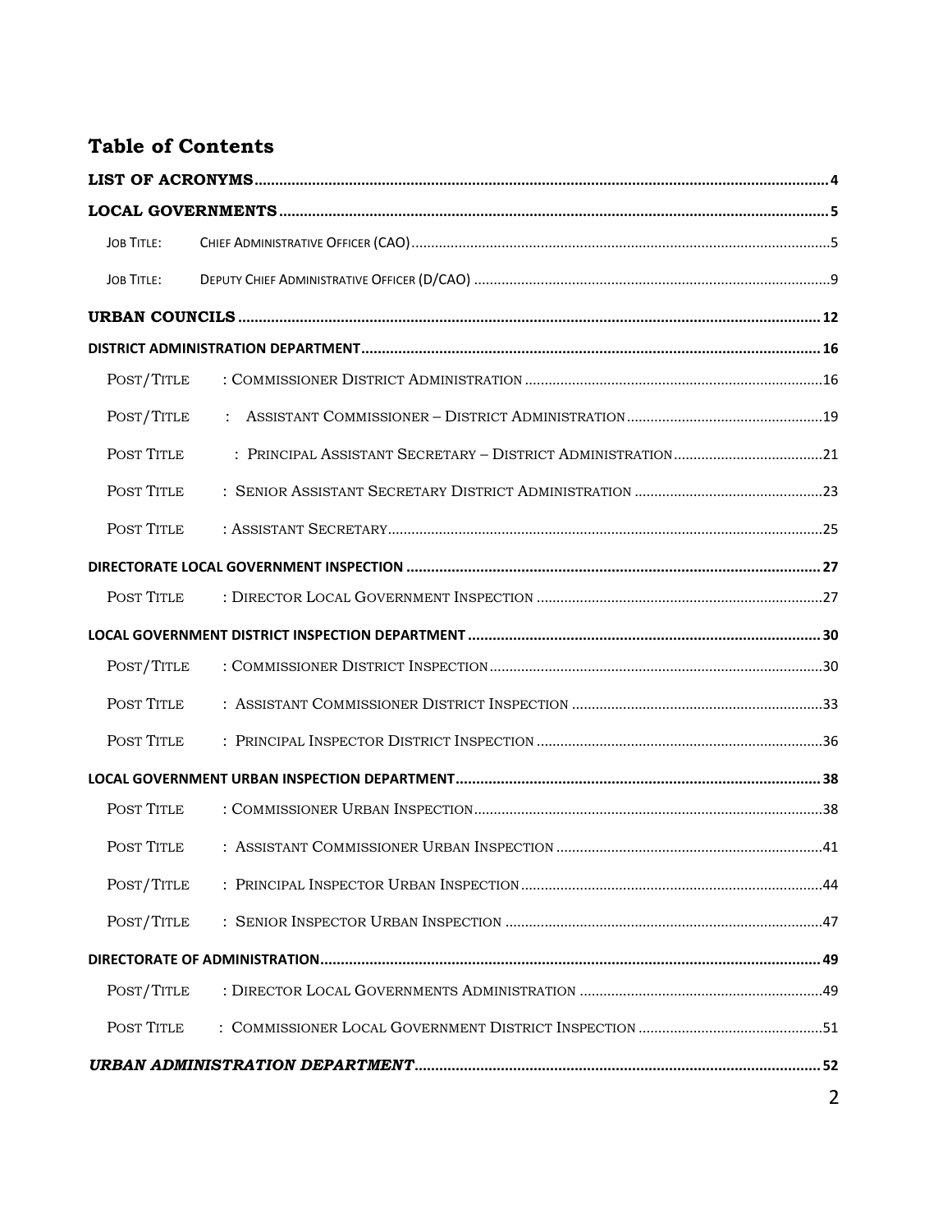## Table of Contents

**LIST OF ACRONYMS** .......... 4

**LOCAL GOVERNMENTS** .......... 5

- JOB TITLE: CHIEF ADMINISTRATIVE OFFICER (CAO) .......... 5
- JOB TITLE: DEPUTY CHIEF ADMINISTRATIVE OFFICER (D/CAO) .......... 9

**URBAN COUNCILS** .......... 12

**DISTRICT ADMINISTRATION DEPARTMENT** .......... 16

- POST/TITLE : COMMISSIONER DISTRICT ADMINISTRATION .......... 16
- POST/TITLE : ASSISTANT COMMISSIONER – DISTRICT ADMINISTRATION .......... 19
- POST TITLE : PRINCIPAL ASSISTANT SECRETARY – DISTRICT ADMINISTRATION .......... 21
- POST TITLE : SENIOR ASSISTANT SECRETARY DISTRICT ADMINISTRATION .......... 23
- POST TITLE : ASSISTANT SECRETARY .......... 25

**DIRECTORATE LOCAL GOVERNMENT INSPECTION** .......... 27

- POST TITLE : DIRECTOR LOCAL GOVERNMENT INSPECTION .......... 27

**LOCAL GOVERNMENT DISTRICT INSPECTION DEPARTMENT** .......... 30

- POST/TITLE : COMMISSIONER DISTRICT INSPECTION .......... 30
- POST TITLE : ASSISTANT COMMISSIONER DISTRICT INSPECTION .......... 33
- POST TITLE : PRINCIPAL INSPECTOR DISTRICT INSPECTION .......... 36

**LOCAL GOVERNMENT URBAN INSPECTION DEPARTMENT** .......... 38

- POST TITLE : COMMISSIONER URBAN INSPECTION .......... 38
- POST TITLE : ASSISTANT COMMISSIONER URBAN INSPECTION .......... 41
- POST/TITLE : PRINCIPAL INSPECTOR URBAN INSPECTION .......... 44
- POST/TITLE : SENIOR INSPECTOR URBAN INSPECTION .......... 47

**DIRECTORATE OF ADMINISTRATION** .......... 49

- POST/TITLE : DIRECTOR LOCAL GOVERNMENTS ADMINISTRATION .......... 49
- POST TITLE : COMMISSIONER LOCAL GOVERNMENT DISTRICT INSPECTION .......... 51

***URBAN ADMINISTRATION DEPARTMENT*** .......... 52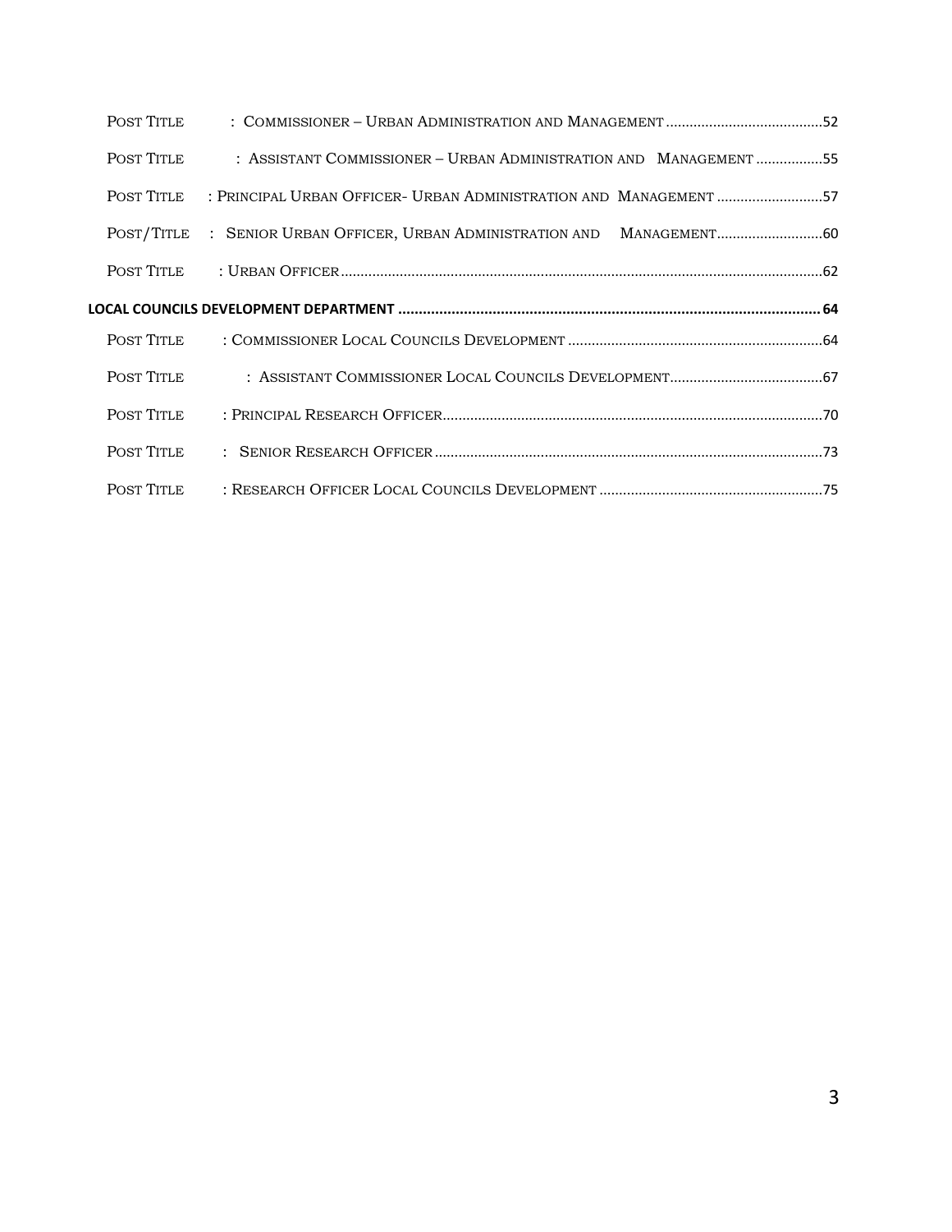Post Title : Commissioner – Urban Administration and Management ........................................52

Post Title : Assistant Commissioner – Urban Administration and Management .................55

Post Title : Principal Urban Officer- Urban Administration and Management ...........................57

Post/Title : Senior Urban Officer, Urban Administration and Management...........................60

Post Title : Urban Officer..........................................................................................................62

**LOCAL COUNCILS DEVELOPMENT DEPARTMENT ....................................................................................................... 64**

Post Title : Commissioner Local Councils Development .................................................................64

Post Title : Assistant Commissioner Local Councils Development.......................................67

Post Title : Principal Research Officer.................................................................................................70

Post Title : Senior Research Officer ...................................................................................................73

Post Title : Research Officer Local Councils Development .........................................................75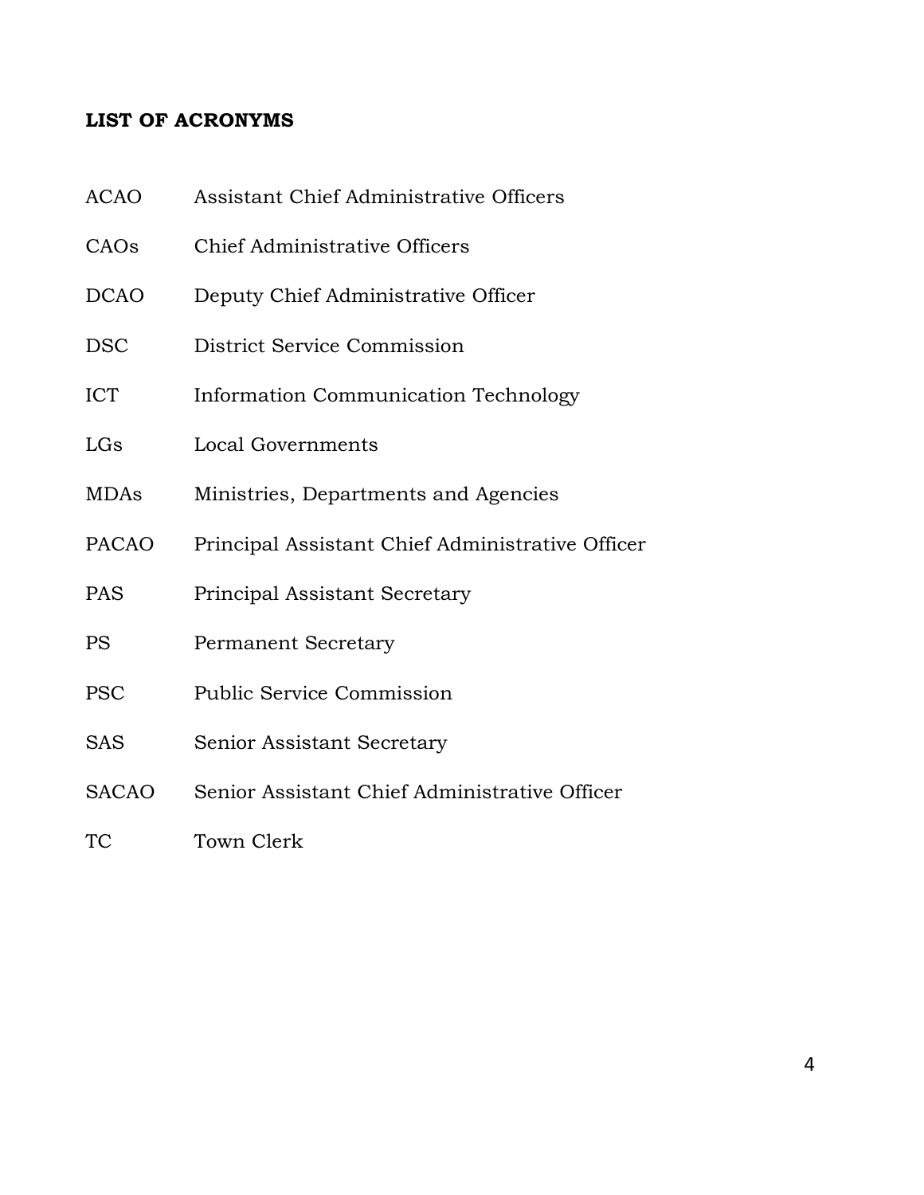## LIST OF ACRONYMS

| | |
|---|---|
| ACAO | Assistant Chief Administrative Officers |
| CAOs | Chief Administrative Officers |
| DCAO | Deputy Chief Administrative Officer |
| DSC | District Service Commission |
| ICT | Information Communication Technology |
| LGs | Local Governments |
| MDAs | Ministries, Departments and Agencies |
| PACAO | Principal Assistant Chief Administrative Officer |
| PAS | Principal Assistant Secretary |
| PS | Permanent Secretary |
| PSC | Public Service Commission |
| SAS | Senior Assistant Secretary |
| SACAO | Senior Assistant Chief Administrative Officer |
| TC | Town Clerk |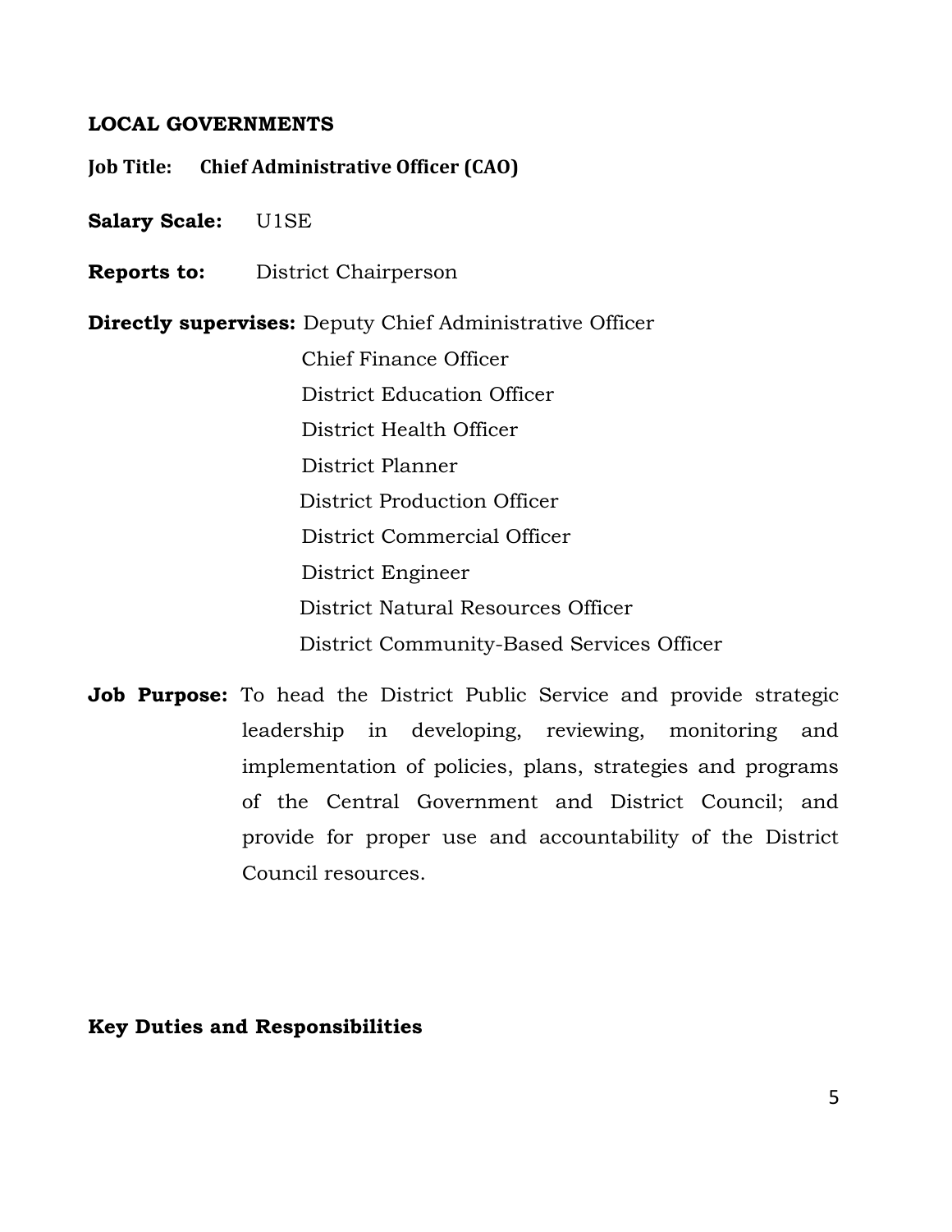## LOCAL GOVERNMENTS

**Job Title:** **Chief Administrative Officer (CAO)**

**Salary Scale:** U1SE

**Reports to:** District Chairperson

**Directly supervises:** Deputy Chief Administrative Officer
Chief Finance Officer
District Education Officer
District Health Officer
District Planner
District Production Officer
District Commercial Officer
District Engineer
District Natural Resources Officer
District Community-Based Services Officer

**Job Purpose:** To head the District Public Service and provide strategic leadership in developing, reviewing, monitoring and implementation of policies, plans, strategies and programs of the Central Government and District Council; and provide for proper use and accountability of the District Council resources.

**Key Duties and Responsibilities**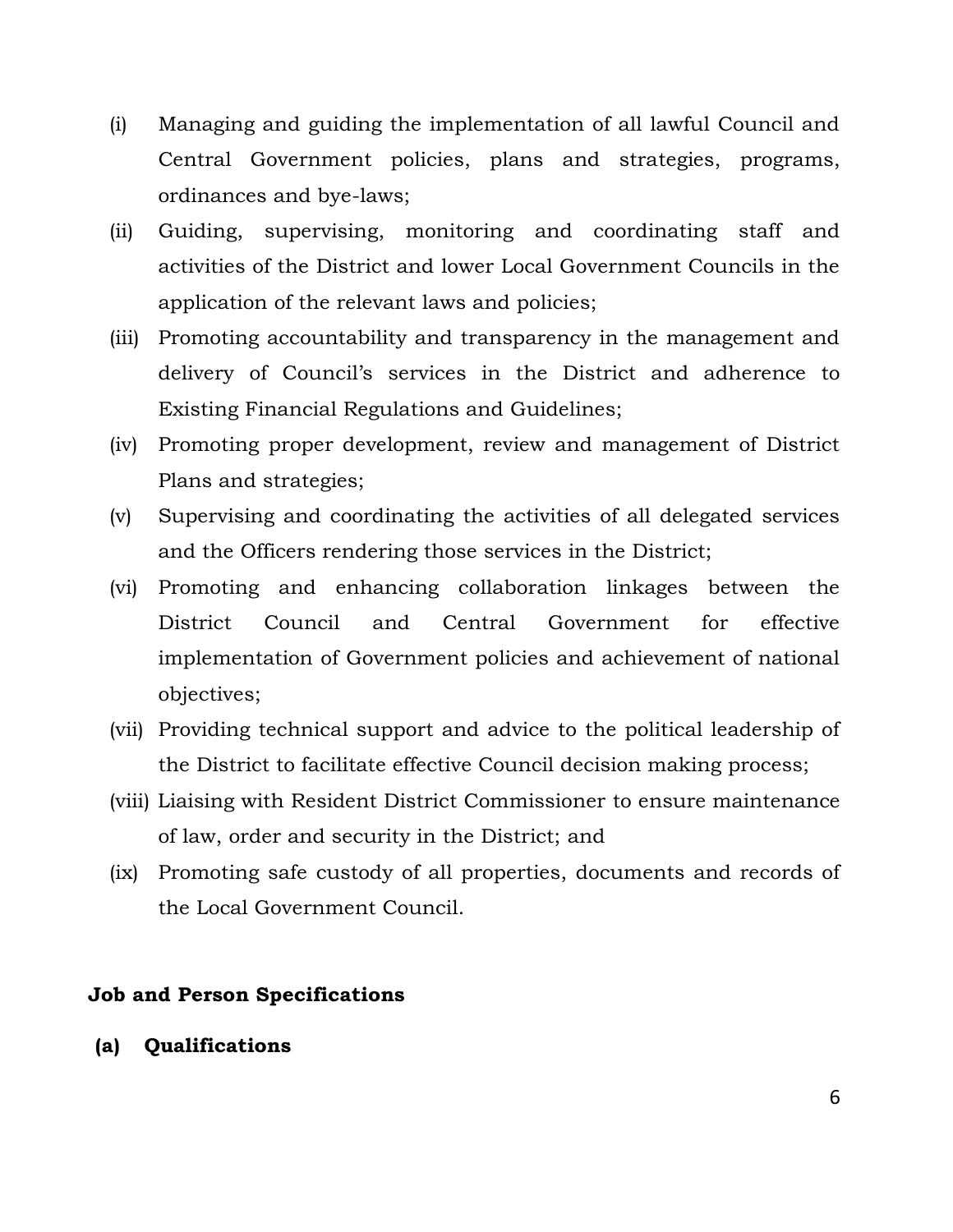(i) Managing and guiding the implementation of all lawful Council and Central Government policies, plans and strategies, programs, ordinances and bye-laws;

(ii) Guiding, supervising, monitoring and coordinating staff and activities of the District and lower Local Government Councils in the application of the relevant laws and policies;

(iii) Promoting accountability and transparency in the management and delivery of Council's services in the District and adherence to Existing Financial Regulations and Guidelines;

(iv) Promoting proper development, review and management of District Plans and strategies;

(v) Supervising and coordinating the activities of all delegated services and the Officers rendering those services in the District;

(vi) Promoting and enhancing collaboration linkages between the District Council and Central Government for effective implementation of Government policies and achievement of national objectives;

(vii) Providing technical support and advice to the political leadership of the District to facilitate effective Council decision making process;

(viii) Liaising with Resident District Commissioner to ensure maintenance of law, order and security in the District; and

(ix) Promoting safe custody of all properties, documents and records of the Local Government Council.

**Job and Person Specifications**

**(a) Qualifications**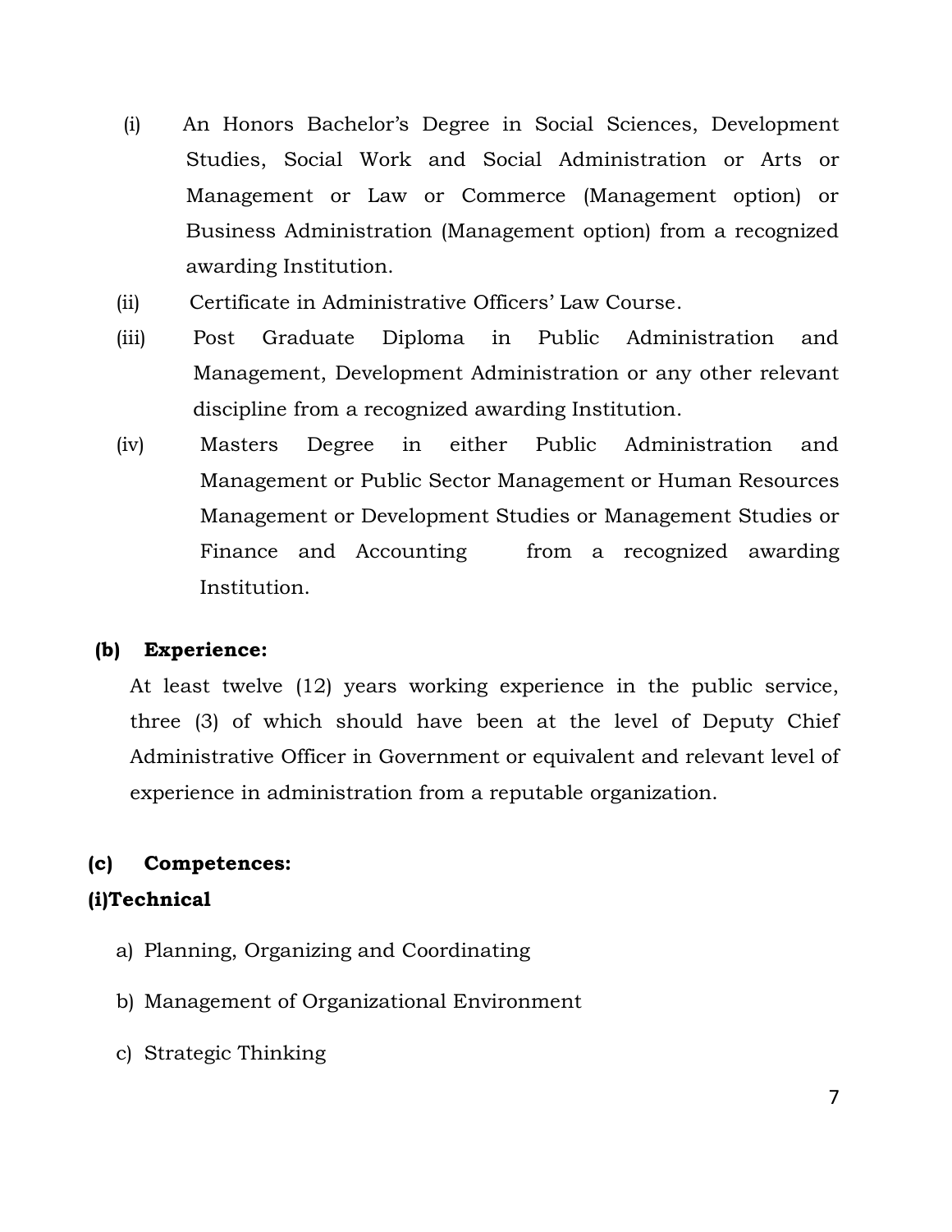(i) An Honors Bachelor's Degree in Social Sciences, Development Studies, Social Work and Social Administration or Arts or Management or Law or Commerce (Management option) or Business Administration (Management option) from a recognized awarding Institution.

(ii) Certificate in Administrative Officers' Law Course.

(iii) Post Graduate Diploma in Public Administration and Management, Development Administration or any other relevant discipline from a recognized awarding Institution.

(iv) Masters Degree in either Public Administration and Management or Public Sector Management or Human Resources Management or Development Studies or Management Studies or Finance and Accounting from a recognized awarding Institution.

**(b) Experience:**

At least twelve (12) years working experience in the public service, three (3) of which should have been at the level of Deputy Chief Administrative Officer in Government or equivalent and relevant level of experience in administration from a reputable organization.

**(c) Competences:**

**(i)Technical**

a) Planning, Organizing and Coordinating

b) Management of Organizational Environment

c) Strategic Thinking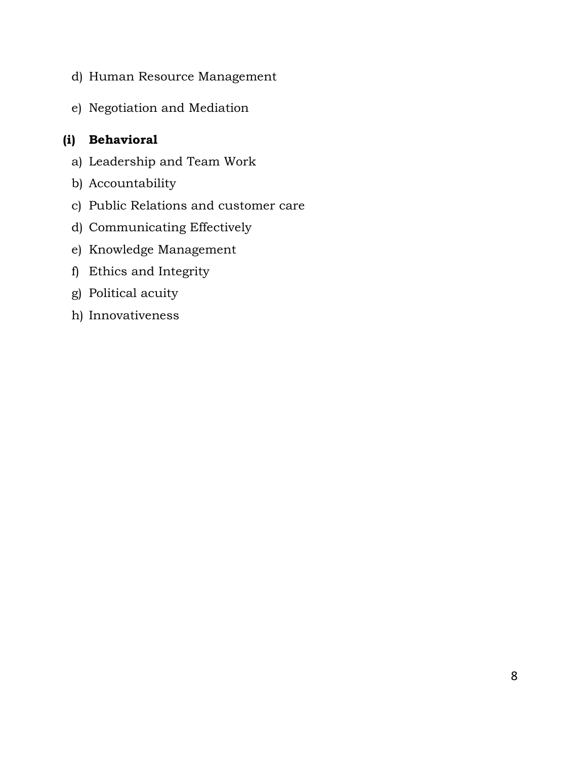d) Human Resource Management

e) Negotiation and Mediation

**(i) Behavioral**

a) Leadership and Team Work
b) Accountability
c) Public Relations and customer care
d) Communicating Effectively
e) Knowledge Management
f) Ethics and Integrity
g) Political acuity
h) Innovativeness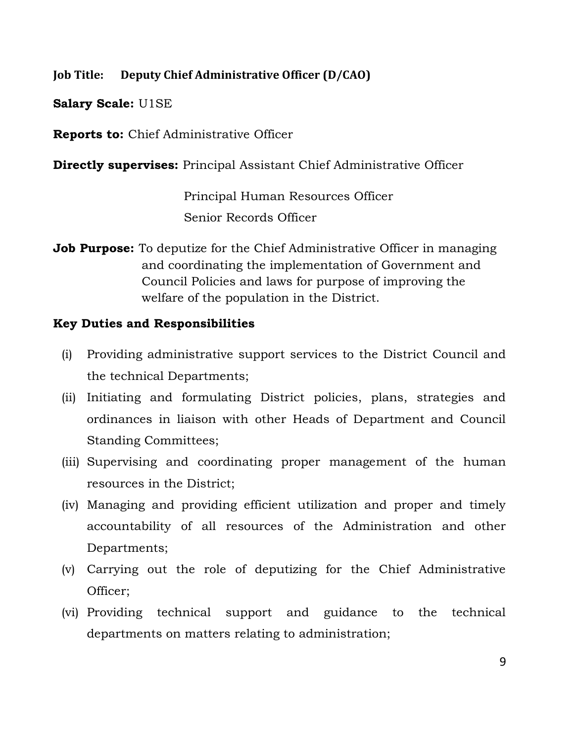**Job Title: Deputy Chief Administrative Officer (D/CAO)**

**Salary Scale:** U1SE

**Reports to:** Chief Administrative Officer

**Directly supervises:** Principal Assistant Chief Administrative Officer

Principal Human Resources Officer

Senior Records Officer

**Job Purpose:** To deputize for the Chief Administrative Officer in managing and coordinating the implementation of Government and Council Policies and laws for purpose of improving the welfare of the population in the District.

**Key Duties and Responsibilities**

(i) Providing administrative support services to the District Council and the technical Departments;

(ii) Initiating and formulating District policies, plans, strategies and ordinances in liaison with other Heads of Department and Council Standing Committees;

(iii) Supervising and coordinating proper management of the human resources in the District;

(iv) Managing and providing efficient utilization and proper and timely accountability of all resources of the Administration and other Departments;

(v) Carrying out the role of deputizing for the Chief Administrative Officer;

(vi) Providing technical support and guidance to the technical departments on matters relating to administration;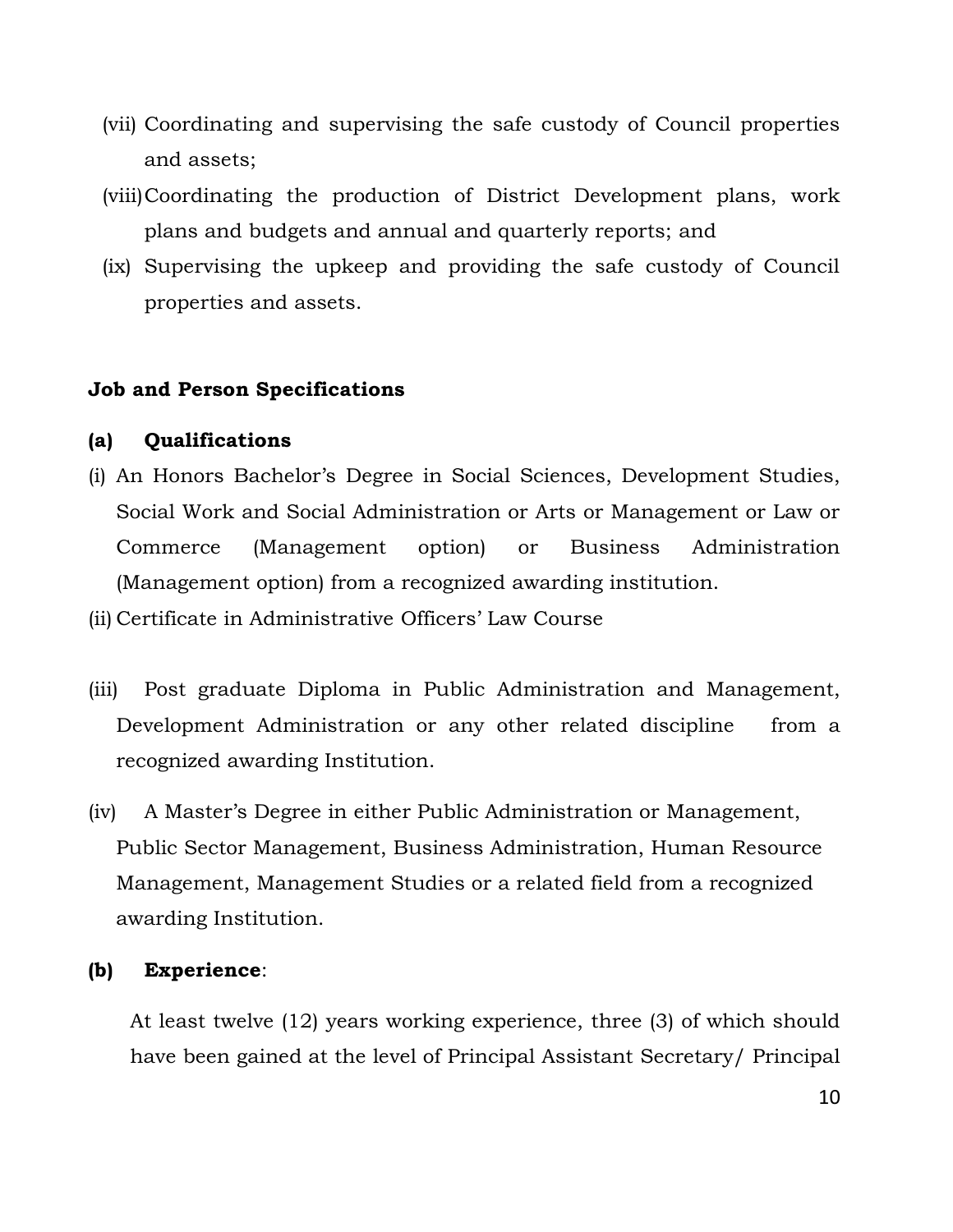(vii) Coordinating and supervising the safe custody of Council properties and assets;

(viii) Coordinating the production of District Development plans, work plans and budgets and annual and quarterly reports; and

(ix) Supervising the upkeep and providing the safe custody of Council properties and assets.

**Job and Person Specifications**

**(a) Qualifications**

(i) An Honors Bachelor's Degree in Social Sciences, Development Studies, Social Work and Social Administration or Arts or Management or Law or Commerce (Management option) or Business Administration (Management option) from a recognized awarding institution.

(ii) Certificate in Administrative Officers' Law Course

(iii) Post graduate Diploma in Public Administration and Management, Development Administration or any other related discipline from a recognized awarding Institution.

(iv) A Master's Degree in either Public Administration or Management, Public Sector Management, Business Administration, Human Resource Management, Management Studies or a related field from a recognized awarding Institution.

**(b) Experience**:

At least twelve (12) years working experience, three (3) of which should have been gained at the level of Principal Assistant Secretary/ Principal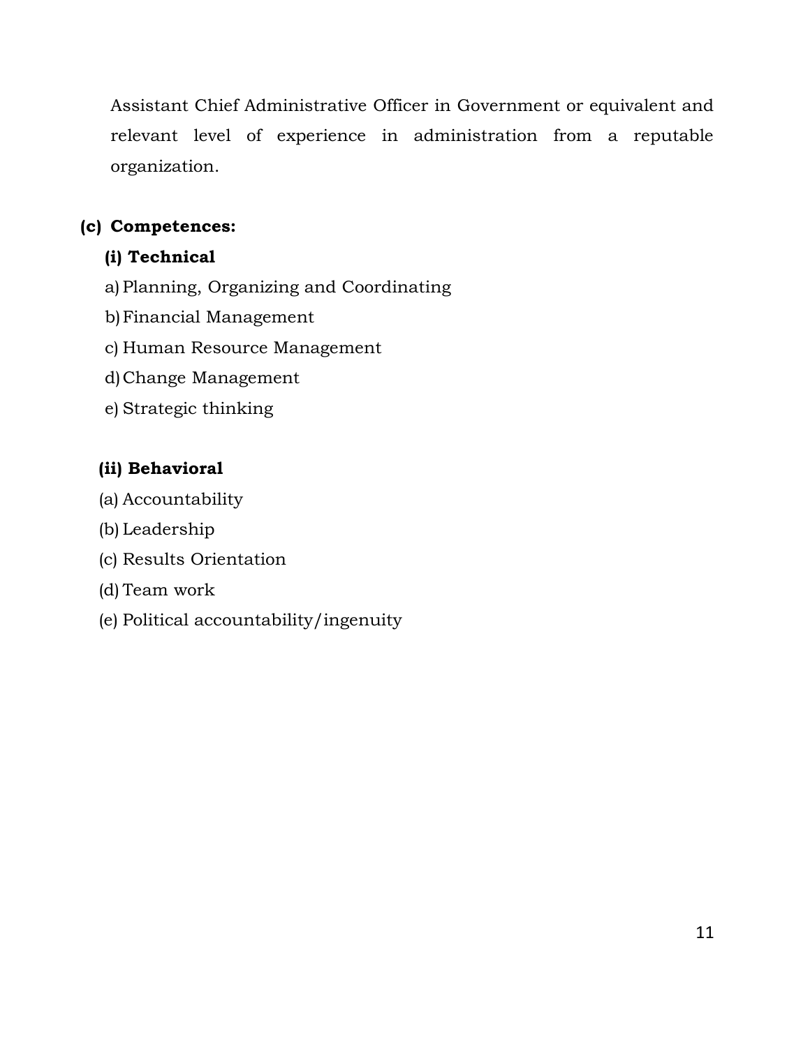Assistant Chief Administrative Officer in Government or equivalent and relevant level of experience in administration from a reputable organization.

**(c) Competences:**

**(i) Technical**

a) Planning, Organizing and Coordinating
b) Financial Management
c) Human Resource Management
d) Change Management
e) Strategic thinking

**(ii) Behavioral**

(a) Accountability
(b) Leadership
(c) Results Orientation
(d) Team work
(e) Political accountability/ingenuity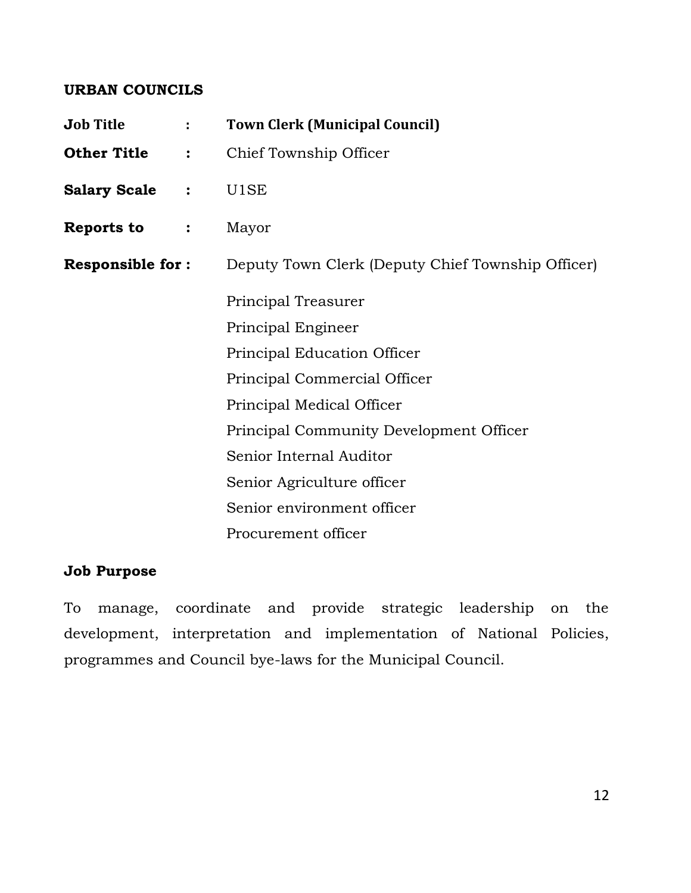**URBAN COUNCILS**

**Job Title** : **Town Clerk (Municipal Council)**

**Other Title** : Chief Township Officer

**Salary Scale** : U1SE

**Reports to** : Mayor

**Responsible for :** Deputy Town Clerk (Deputy Chief Township Officer)

Principal Treasurer
Principal Engineer
Principal Education Officer
Principal Commercial Officer
Principal Medical Officer
Principal Community Development Officer
Senior Internal Auditor
Senior Agriculture officer
Senior environment officer
Procurement officer

**Job Purpose**

To manage, coordinate and provide strategic leadership on the development, interpretation and implementation of National Policies, programmes and Council bye-laws for the Municipal Council.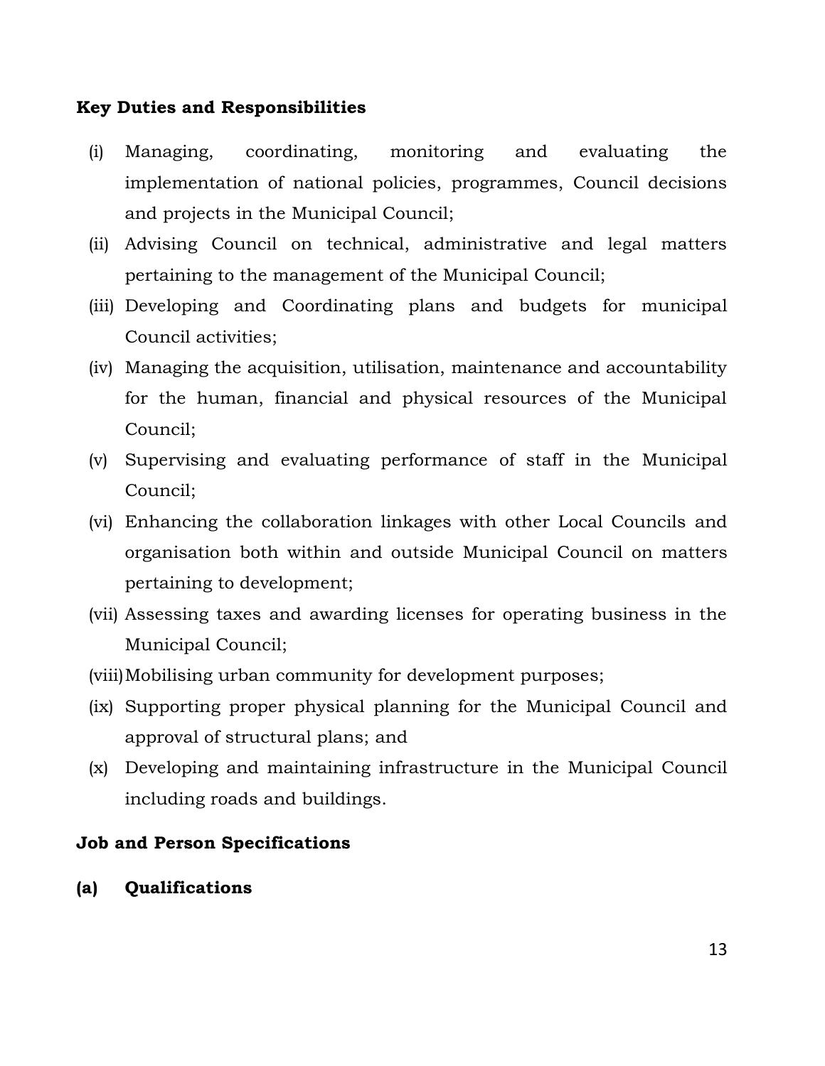**Key Duties and Responsibilities**

(i) Managing, coordinating, monitoring and evaluating the implementation of national policies, programmes, Council decisions and projects in the Municipal Council;

(ii) Advising Council on technical, administrative and legal matters pertaining to the management of the Municipal Council;

(iii) Developing and Coordinating plans and budgets for municipal Council activities;

(iv) Managing the acquisition, utilisation, maintenance and accountability for the human, financial and physical resources of the Municipal Council;

(v) Supervising and evaluating performance of staff in the Municipal Council;

(vi) Enhancing the collaboration linkages with other Local Councils and organisation both within and outside Municipal Council on matters pertaining to development;

(vii) Assessing taxes and awarding licenses for operating business in the Municipal Council;

(viii) Mobilising urban community for development purposes;

(ix) Supporting proper physical planning for the Municipal Council and approval of structural plans; and

(x) Developing and maintaining infrastructure in the Municipal Council including roads and buildings.

**Job and Person Specifications**

**(a) Qualifications**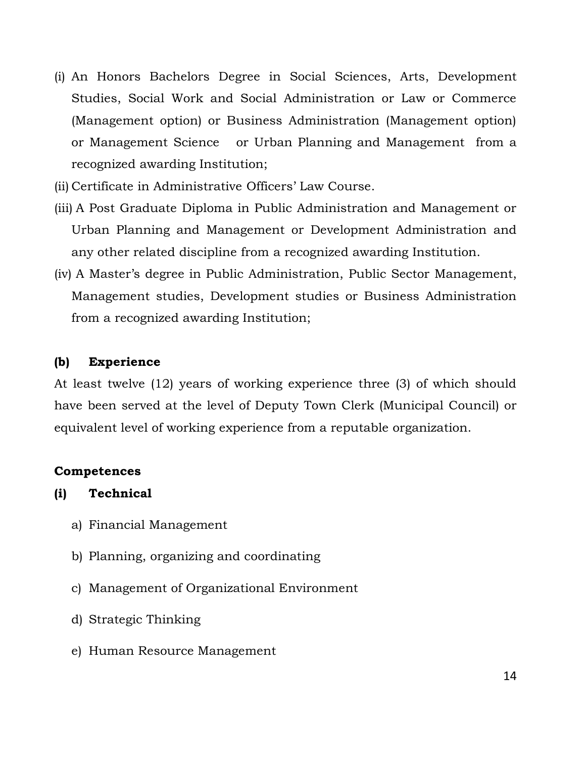(i) An Honors Bachelors Degree in Social Sciences, Arts, Development Studies, Social Work and Social Administration or Law or Commerce (Management option) or Business Administration (Management option) or Management Science or Urban Planning and Management from a recognized awarding Institution;

(ii) Certificate in Administrative Officers' Law Course.

(iii) A Post Graduate Diploma in Public Administration and Management or Urban Planning and Management or Development Administration and any other related discipline from a recognized awarding Institution.

(iv) A Master's degree in Public Administration, Public Sector Management, Management studies, Development studies or Business Administration from a recognized awarding Institution;

**(b) Experience**

At least twelve (12) years of working experience three (3) of which should have been served at the level of Deputy Town Clerk (Municipal Council) or equivalent level of working experience from a reputable organization.

**Competences**

**(i) Technical**

a) Financial Management

b) Planning, organizing and coordinating

c) Management of Organizational Environment

d) Strategic Thinking

e) Human Resource Management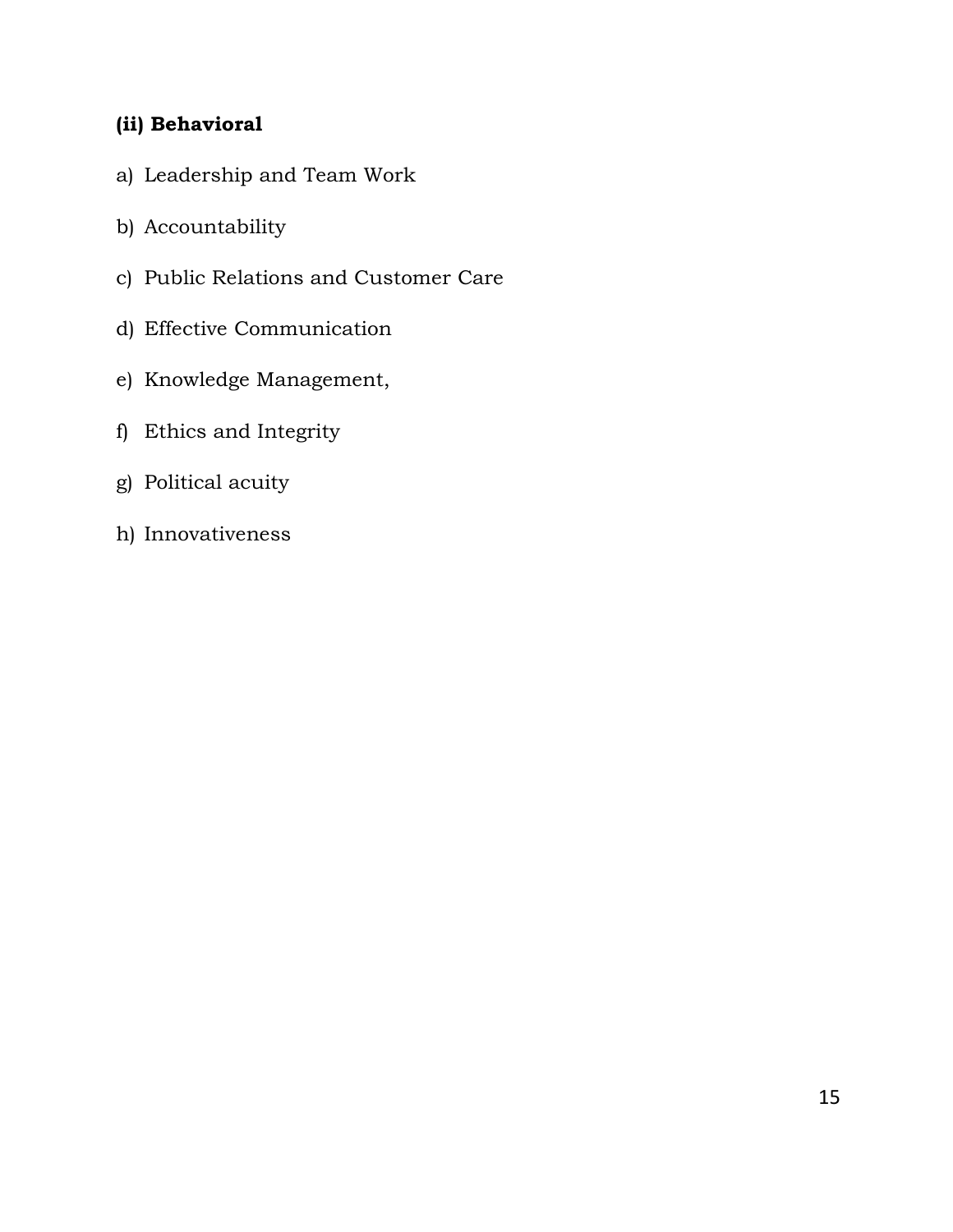**(ii) Behavioral**

a) Leadership and Team Work

b) Accountability

c) Public Relations and Customer Care

d) Effective Communication

e) Knowledge Management,

f) Ethics and Integrity

g) Political acuity

h) Innovativeness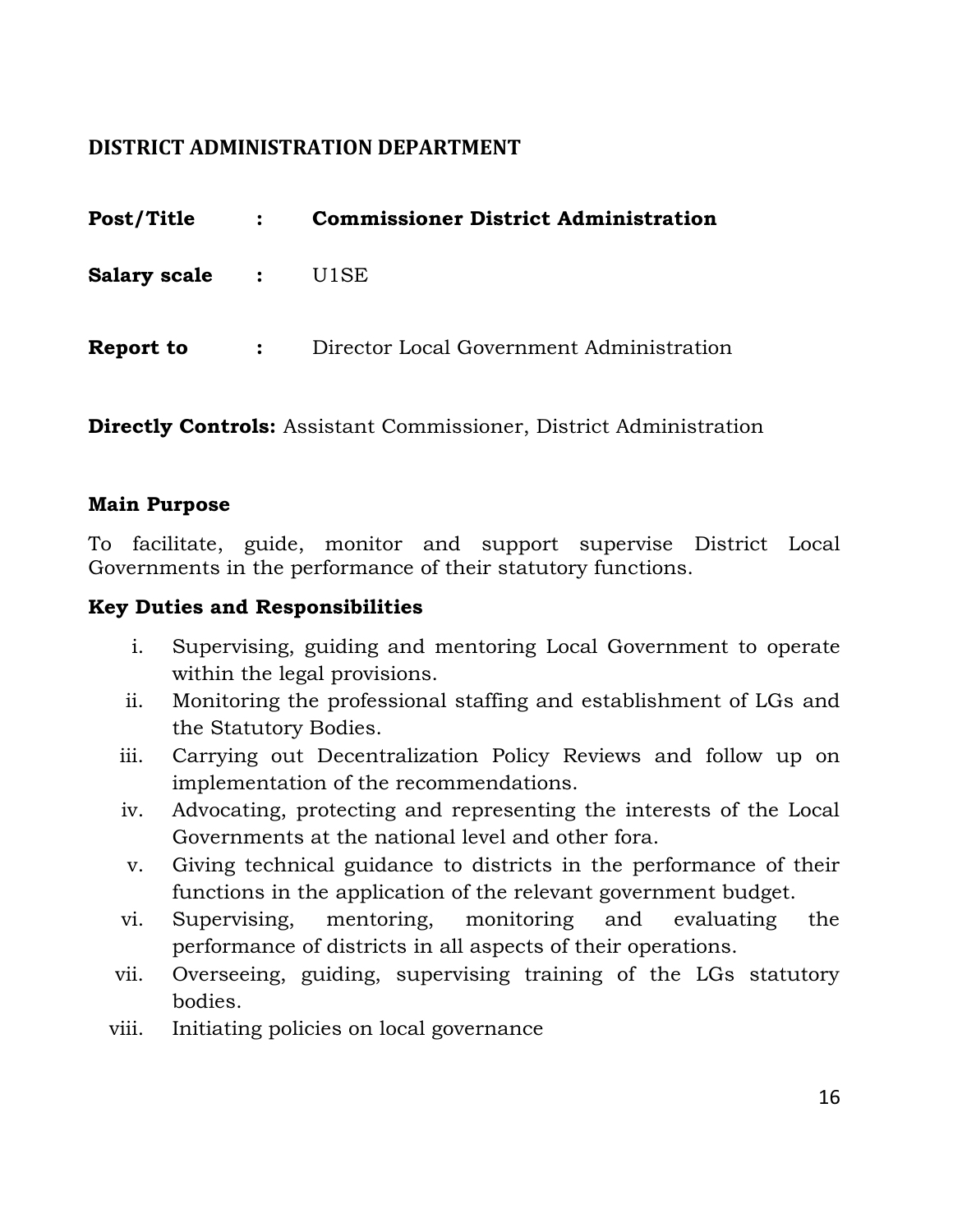## DISTRICT ADMINISTRATION DEPARTMENT

**Post/Title** : **Commissioner District Administration**

**Salary scale** : U1SE

**Report to** : Director Local Government Administration

**Directly Controls:** Assistant Commissioner, District Administration

**Main Purpose**

To facilitate, guide, monitor and support supervise District Local Governments in the performance of their statutory functions.

**Key Duties and Responsibilities**

i. Supervising, guiding and mentoring Local Government to operate within the legal provisions.
ii. Monitoring the professional staffing and establishment of LGs and the Statutory Bodies.
iii. Carrying out Decentralization Policy Reviews and follow up on implementation of the recommendations.
iv. Advocating, protecting and representing the interests of the Local Governments at the national level and other fora.
v. Giving technical guidance to districts in the performance of their functions in the application of the relevant government budget.
vi. Supervising, mentoring, monitoring and evaluating the performance of districts in all aspects of their operations.
vii. Overseeing, guiding, supervising training of the LGs statutory bodies.
viii. Initiating policies on local governance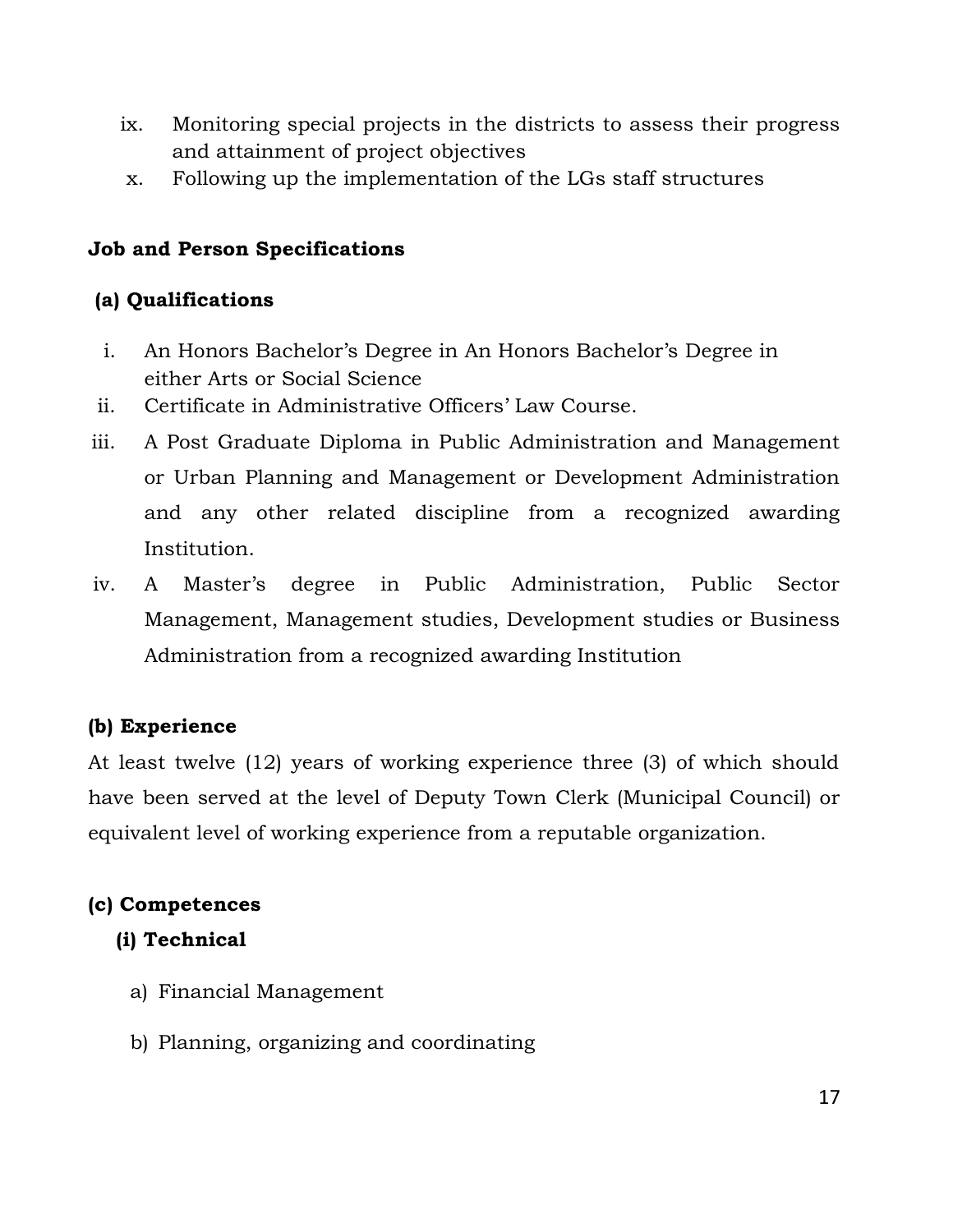ix. Monitoring special projects in the districts to assess their progress and attainment of project objectives
x. Following up the implementation of the LGs staff structures

**Job and Person Specifications**

**(a) Qualifications**

i. An Honors Bachelor's Degree in An Honors Bachelor's Degree in either Arts or Social Science
ii. Certificate in Administrative Officers' Law Course.
iii. A Post Graduate Diploma in Public Administration and Management or Urban Planning and Management or Development Administration and any other related discipline from a recognized awarding Institution.
iv. A Master's degree in Public Administration, Public Sector Management, Management studies, Development studies or Business Administration from a recognized awarding Institution

**(b) Experience**

At least twelve (12) years of working experience three (3) of which should have been served at the level of Deputy Town Clerk (Municipal Council) or equivalent level of working experience from a reputable organization.

**(c) Competences**

**(i) Technical**

a) Financial Management
b) Planning, organizing and coordinating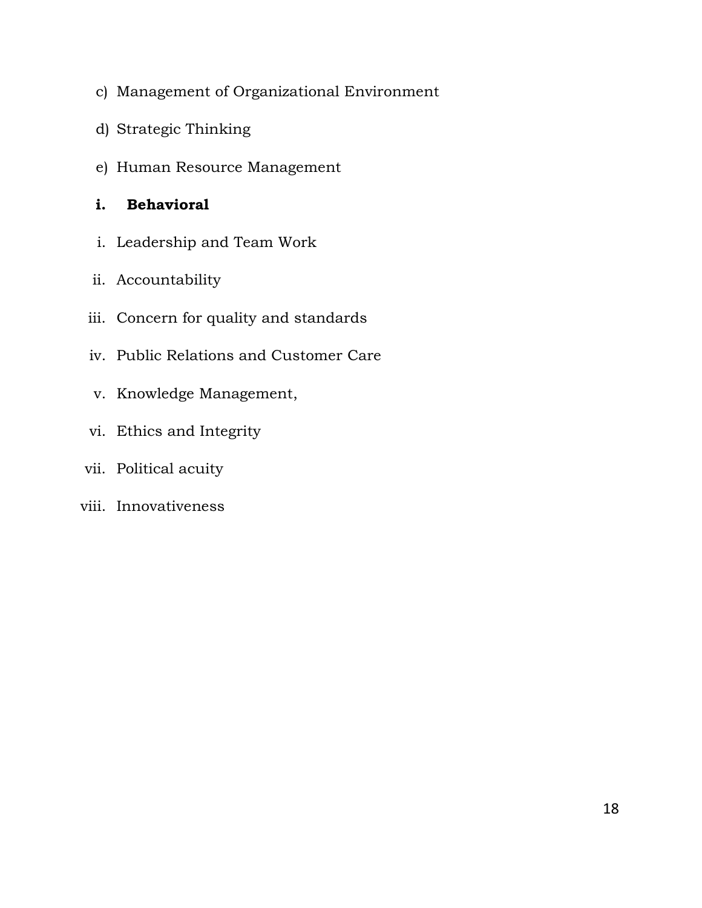c) Management of Organizational Environment

d) Strategic Thinking

e) Human Resource Management

**i. Behavioral**

i. Leadership and Team Work

ii. Accountability

iii. Concern for quality and standards

iv. Public Relations and Customer Care

v. Knowledge Management,

vi. Ethics and Integrity

vii. Political acuity

viii. Innovativeness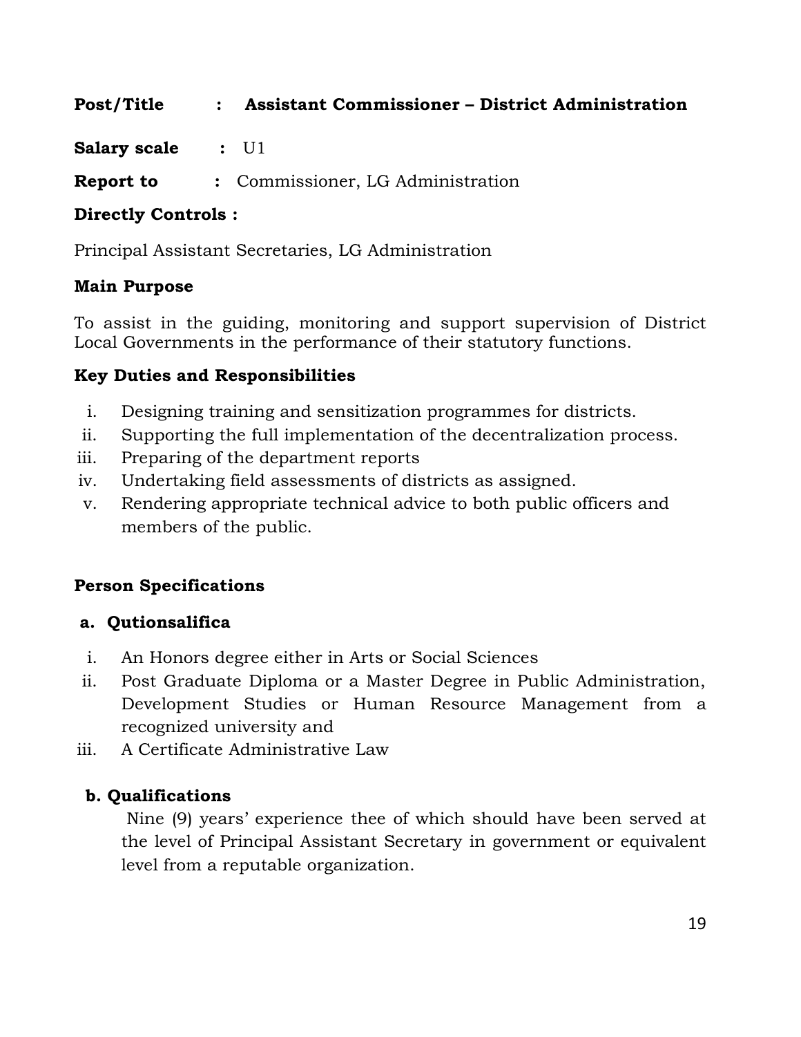**Post/Title : Assistant Commissioner – District Administration**

**Salary scale :** U1

**Report to :** Commissioner, LG Administration

**Directly Controls :**

Principal Assistant Secretaries, LG Administration

**Main Purpose**

To assist in the guiding, monitoring and support supervision of District Local Governments in the performance of their statutory functions.

**Key Duties and Responsibilities**

i. Designing training and sensitization programmes for districts.
ii. Supporting the full implementation of the decentralization process.
iii. Preparing of the department reports
iv. Undertaking field assessments of districts as assigned.
v. Rendering appropriate technical advice to both public officers and members of the public.

**Person Specifications**

**a. Qutionsalifica**

i. An Honors degree either in Arts or Social Sciences
ii. Post Graduate Diploma or a Master Degree in Public Administration, Development Studies or Human Resource Management from a recognized university and
iii. A Certificate Administrative Law

**b. Qualifications**

Nine (9) years' experience thee of which should have been served at the level of Principal Assistant Secretary in government or equivalent level from a reputable organization.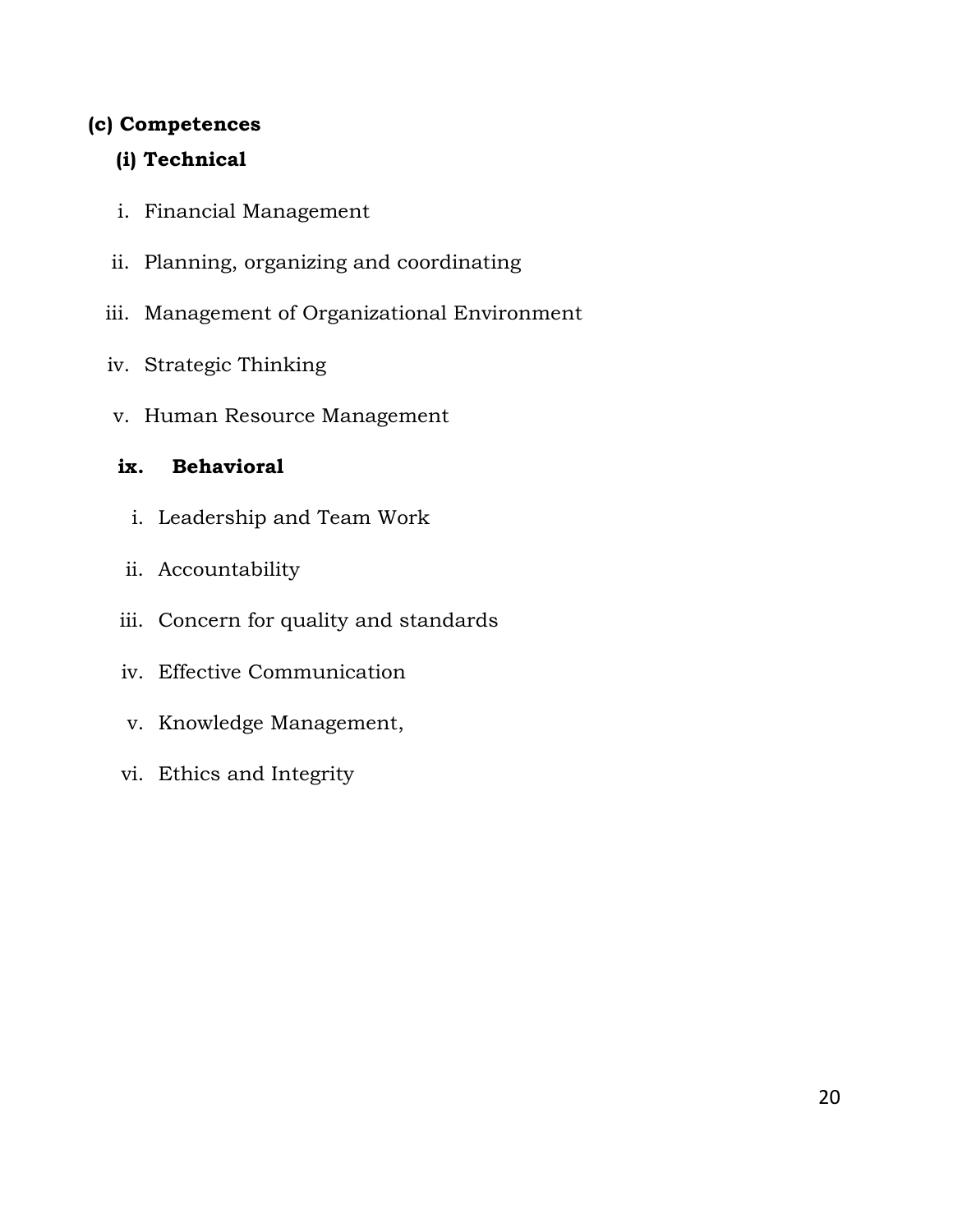**(c) Competences**

**(i) Technical**

i. Financial Management

ii. Planning, organizing and coordinating

iii. Management of Organizational Environment

iv. Strategic Thinking

v. Human Resource Management

**ix. Behavioral**

i. Leadership and Team Work

ii. Accountability

iii. Concern for quality and standards

iv. Effective Communication

v. Knowledge Management,

vi. Ethics and Integrity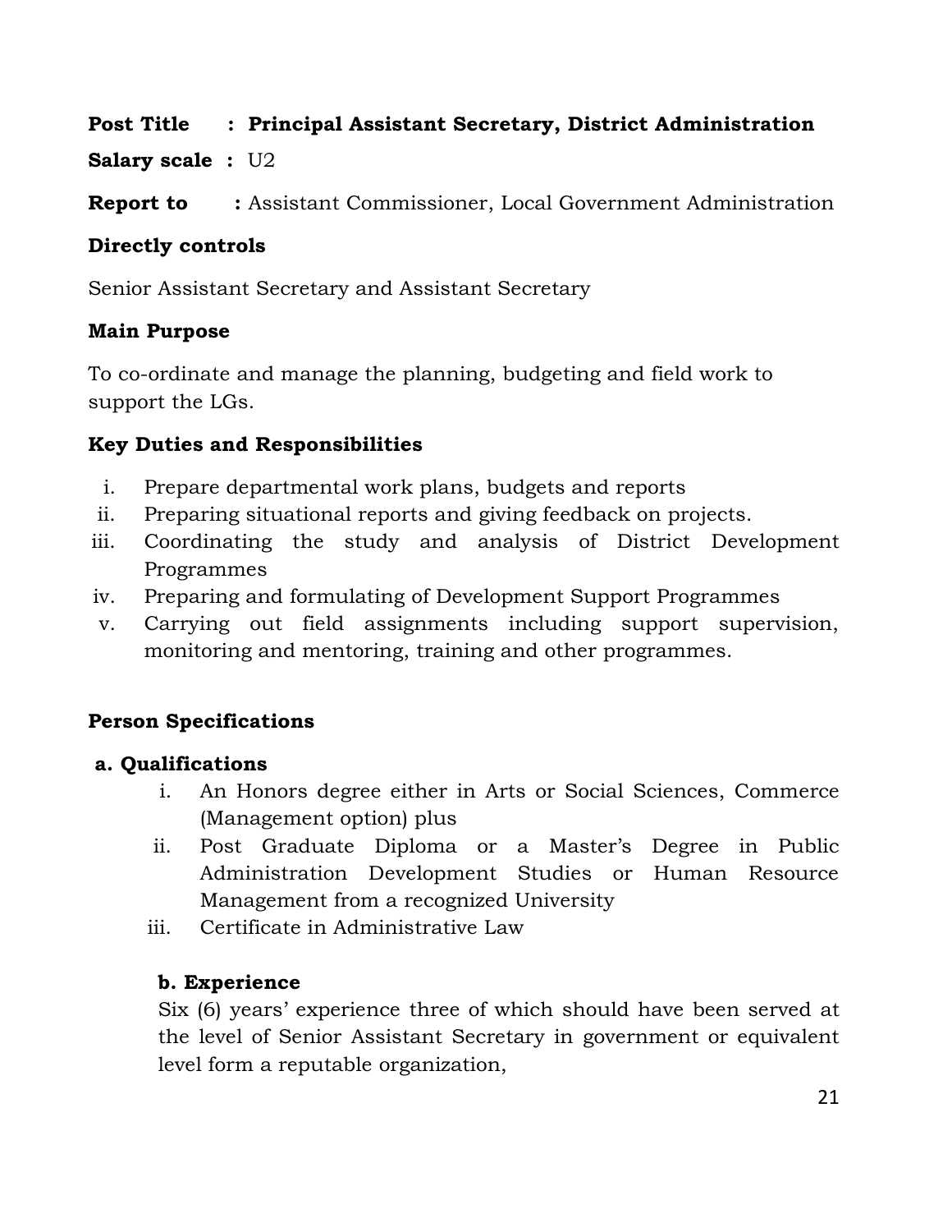**Post Title : Principal Assistant Secretary, District Administration**

**Salary scale :** U2

**Report to :** Assistant Commissioner, Local Government Administration

**Directly controls**

Senior Assistant Secretary and Assistant Secretary

**Main Purpose**

To co-ordinate and manage the planning, budgeting and field work to support the LGs.

**Key Duties and Responsibilities**

i. Prepare departmental work plans, budgets and reports
ii. Preparing situational reports and giving feedback on projects.
iii. Coordinating the study and analysis of District Development Programmes
iv. Preparing and formulating of Development Support Programmes
v. Carrying out field assignments including support supervision, monitoring and mentoring, training and other programmes.

**Person Specifications**

**a. Qualifications**

i. An Honors degree either in Arts or Social Sciences, Commerce (Management option) plus
ii. Post Graduate Diploma or a Master's Degree in Public Administration Development Studies or Human Resource Management from a recognized University
iii. Certificate in Administrative Law

**b. Experience**

Six (6) years' experience three of which should have been served at the level of Senior Assistant Secretary in government or equivalent level form a reputable organization,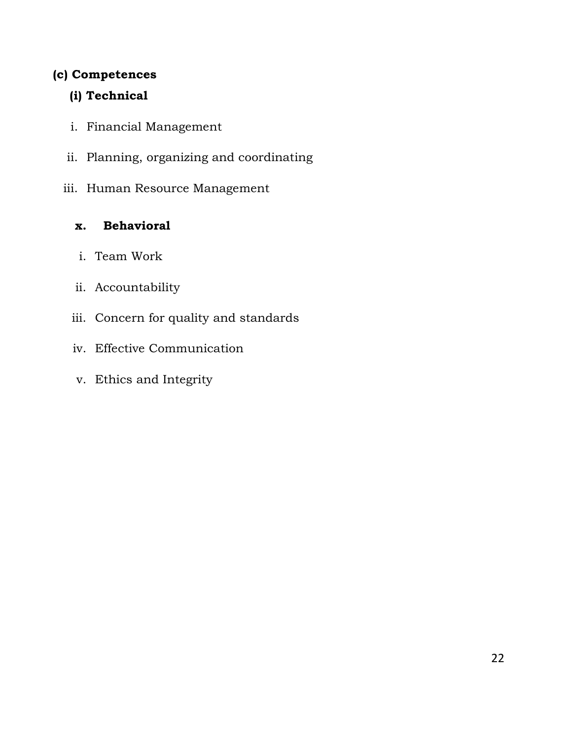**(c) Competences**

**(i) Technical**

i. Financial Management

ii. Planning, organizing and coordinating

iii. Human Resource Management

**x. Behavioral**

i. Team Work

ii. Accountability

iii. Concern for quality and standards

iv. Effective Communication

v. Ethics and Integrity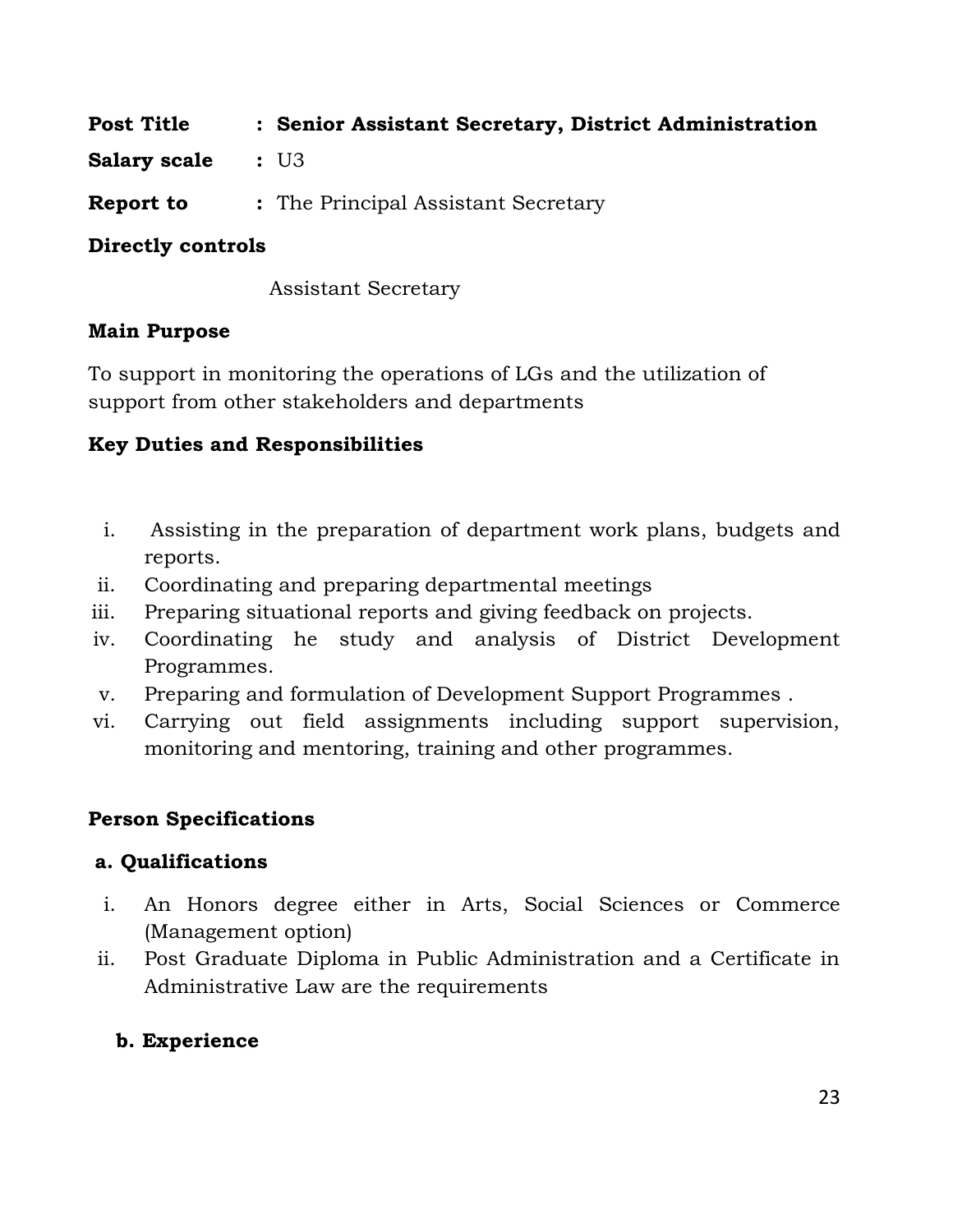**Post Title** : **Senior Assistant Secretary, District Administration**

**Salary scale** : U3

**Report to** : The Principal Assistant Secretary

**Directly controls**

Assistant Secretary

**Main Purpose**

To support in monitoring the operations of LGs and the utilization of support from other stakeholders and departments

**Key Duties and Responsibilities**

i. Assisting in the preparation of department work plans, budgets and reports.
ii. Coordinating and preparing departmental meetings
iii. Preparing situational reports and giving feedback on projects.
iv. Coordinating he study and analysis of District Development Programmes.
v. Preparing and formulation of Development Support Programmes .
vi. Carrying out field assignments including support supervision, monitoring and mentoring, training and other programmes.

**Person Specifications**

**a. Qualifications**

i. An Honors degree either in Arts, Social Sciences or Commerce (Management option)
ii. Post Graduate Diploma in Public Administration and a Certificate in Administrative Law are the requirements

**b. Experience**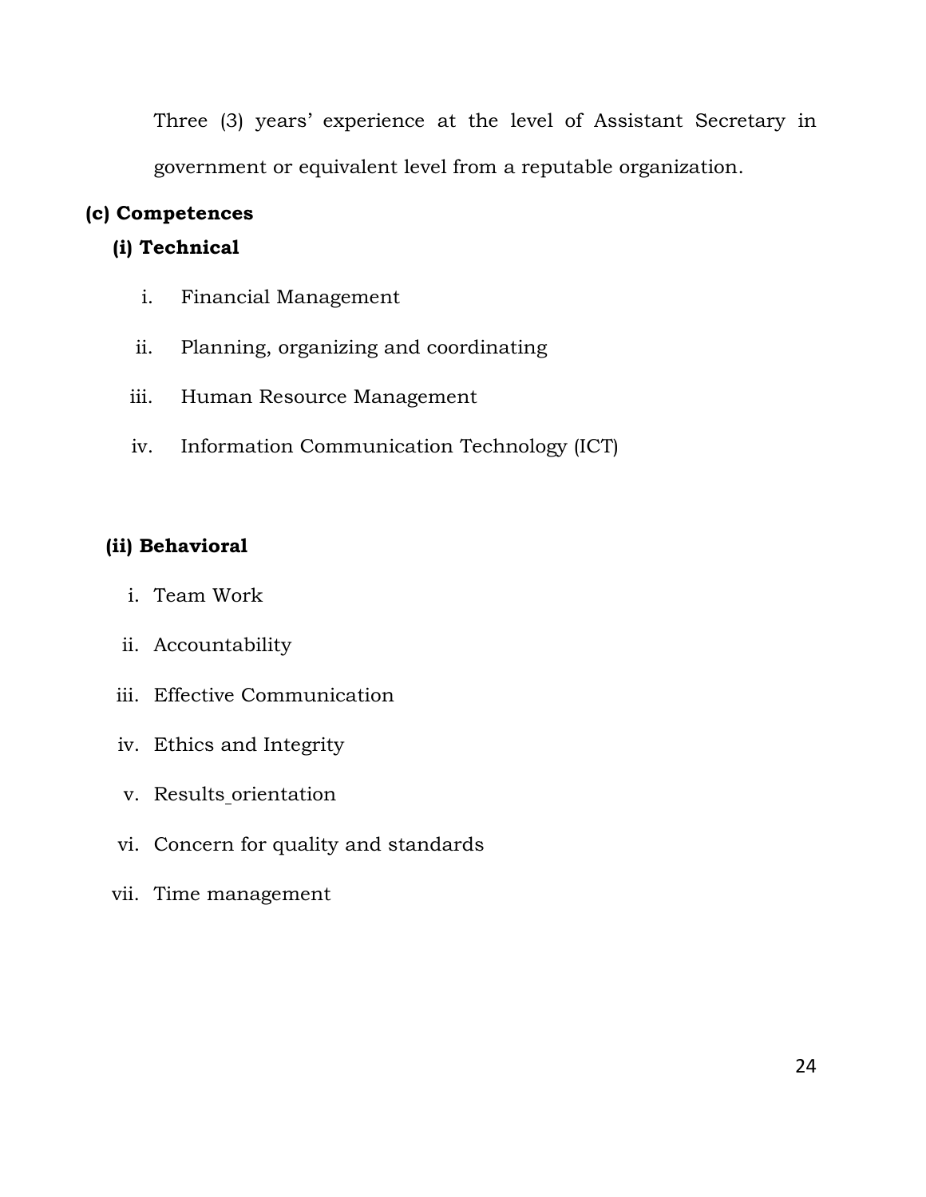Three (3) years' experience at the level of Assistant Secretary in government or equivalent level from a reputable organization.

**(c) Competences**

**(i) Technical**

i. Financial Management

ii. Planning, organizing and coordinating

iii. Human Resource Management

iv. Information Communication Technology (ICT)

**(ii) Behavioral**

i. Team Work

ii. Accountability

iii. Effective Communication

iv. Ethics and Integrity

v. Results orientation

vi. Concern for quality and standards

vii. Time management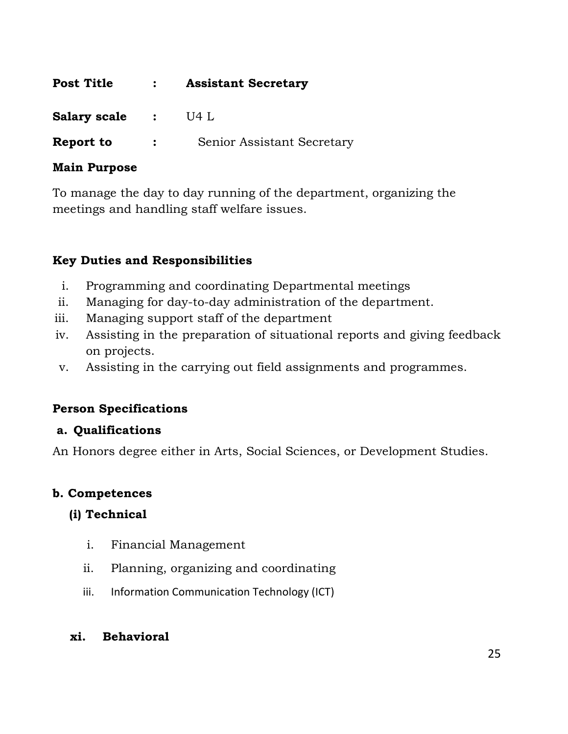**Post Title : Assistant Secretary**

**Salary scale :** U4 L

**Report to :** Senior Assistant Secretary

**Main Purpose**

To manage the day to day running of the department, organizing the meetings and handling staff welfare issues.

**Key Duties and Responsibilities**

i. Programming and coordinating Departmental meetings
ii. Managing for day-to-day administration of the department.
iii. Managing support staff of the department
iv. Assisting in the preparation of situational reports and giving feedback on projects.
v. Assisting in the carrying out field assignments and programmes.

**Person Specifications**

**a. Qualifications**

An Honors degree either in Arts, Social Sciences, or Development Studies.

**b. Competences**

**(i) Technical**

i. Financial Management
ii. Planning, organizing and coordinating
iii. Information Communication Technology (ICT)

**xi. Behavioral**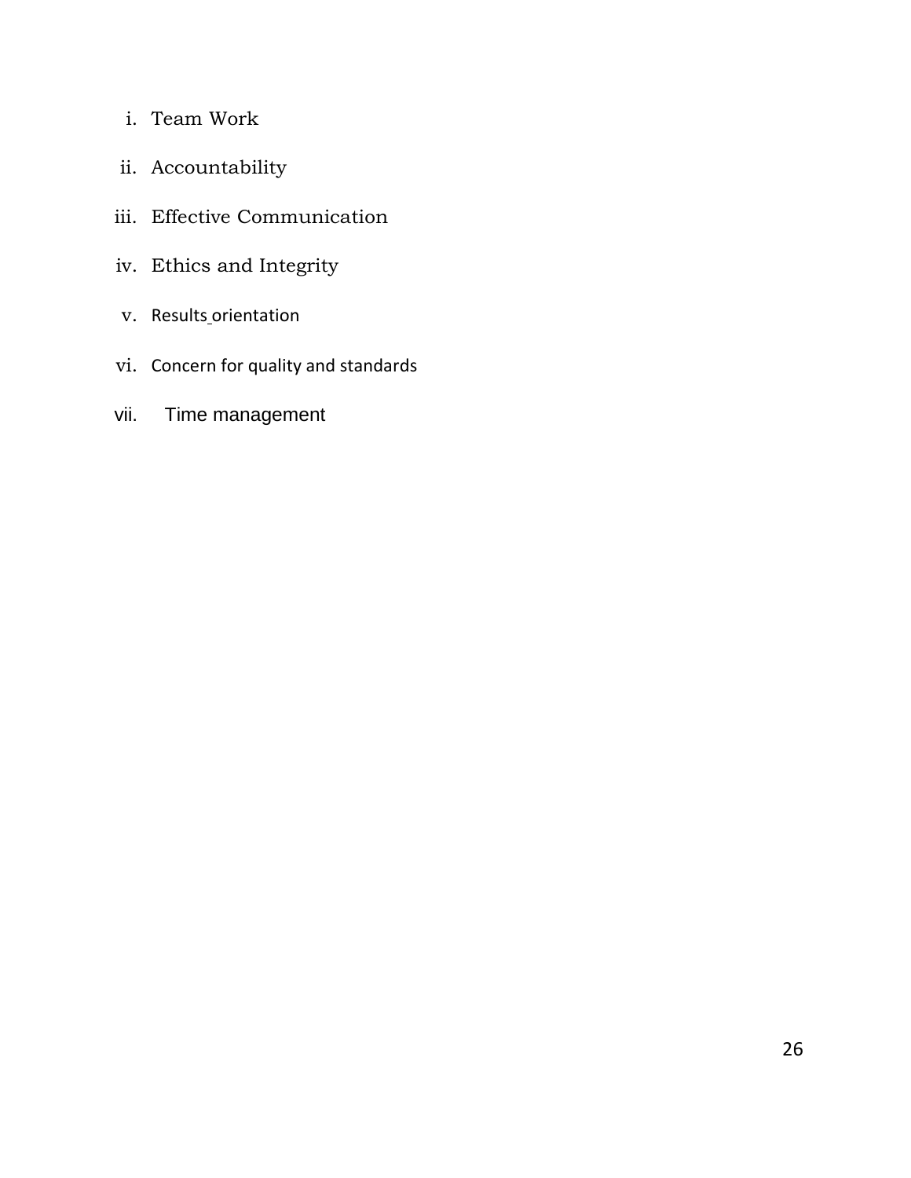i. Team Work

ii. Accountability

iii. Effective Communication

iv. Ethics and Integrity

v. Results orientation

vi. Concern for quality and standards

vii. Time management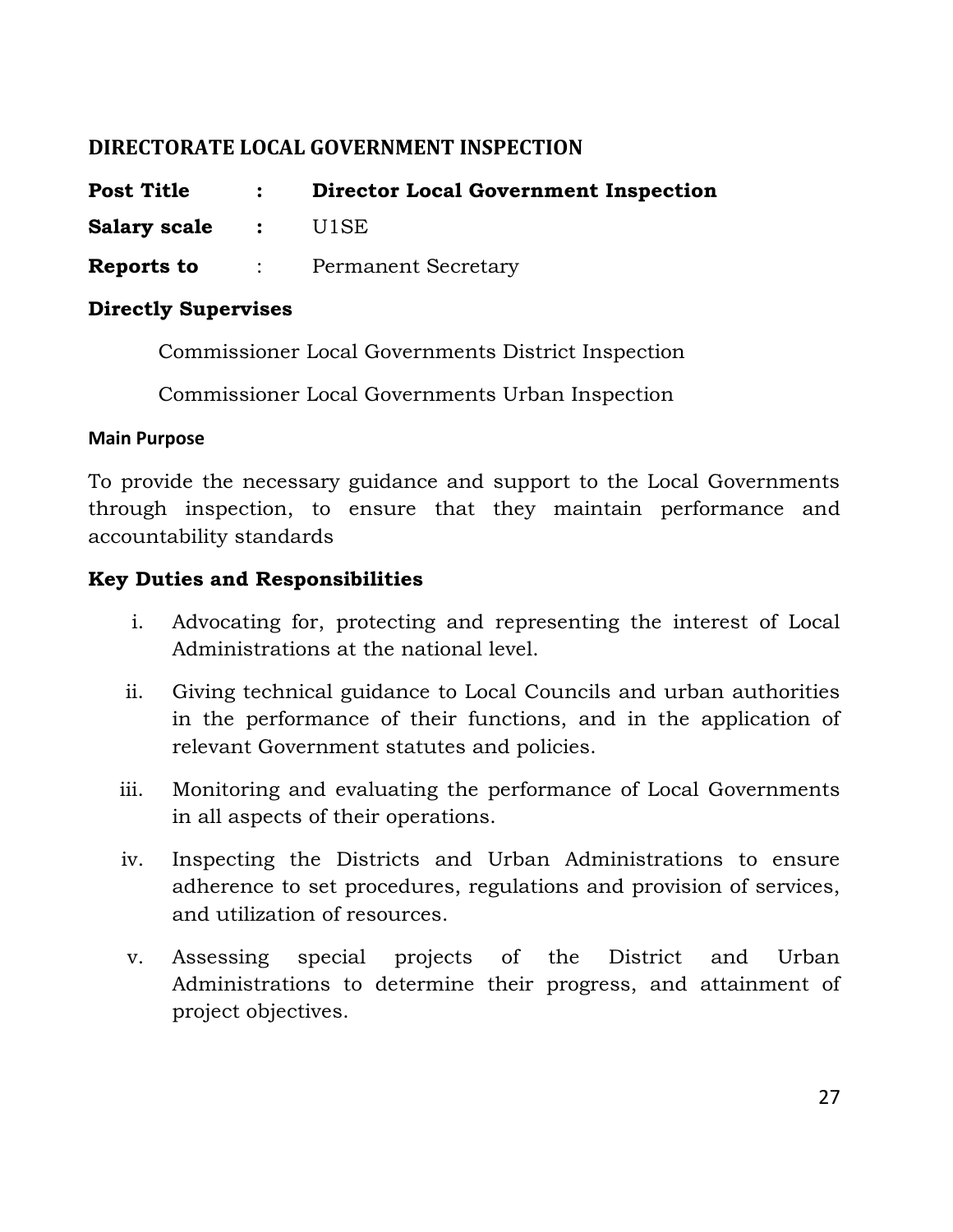## DIRECTORATE LOCAL GOVERNMENT INSPECTION

**Post Title** : **Director Local Government Inspection**

**Salary scale** : U1SE

**Reports to** : Permanent Secretary

**Directly Supervises**

Commissioner Local Governments District Inspection

Commissioner Local Governments Urban Inspection

#### Main Purpose

To provide the necessary guidance and support to the Local Governments through inspection, to ensure that they maintain performance and accountability standards

**Key Duties and Responsibilities**

i. Advocating for, protecting and representing the interest of Local Administrations at the national level.

ii. Giving technical guidance to Local Councils and urban authorities in the performance of their functions, and in the application of relevant Government statutes and policies.

iii. Monitoring and evaluating the performance of Local Governments in all aspects of their operations.

iv. Inspecting the Districts and Urban Administrations to ensure adherence to set procedures, regulations and provision of services, and utilization of resources.

v. Assessing special projects of the District and Urban Administrations to determine their progress, and attainment of project objectives.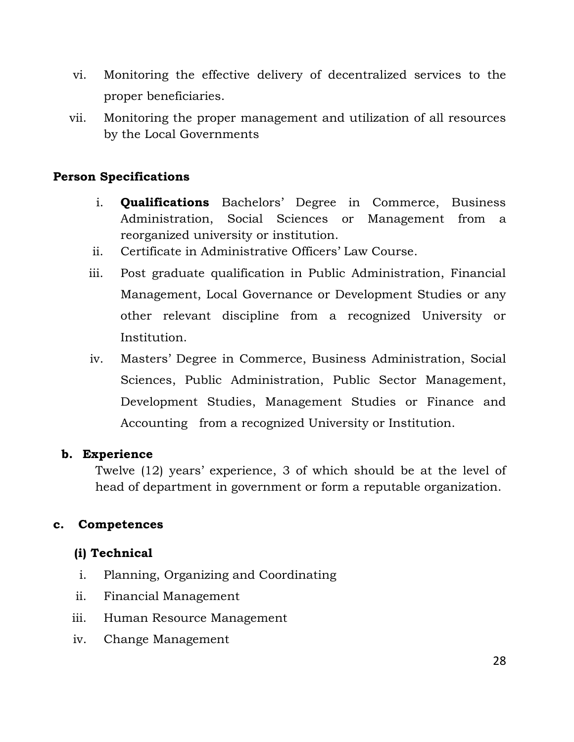vi. Monitoring the effective delivery of decentralized services to the proper beneficiaries.

vii. Monitoring the proper management and utilization of all resources by the Local Governments

**Person Specifications**

i. **Qualifications** Bachelors' Degree in Commerce, Business Administration, Social Sciences or Management from a reorganized university or institution.

ii. Certificate in Administrative Officers' Law Course.

iii. Post graduate qualification in Public Administration, Financial Management, Local Governance or Development Studies or any other relevant discipline from a recognized University or Institution.

iv. Masters' Degree in Commerce, Business Administration, Social Sciences, Public Administration, Public Sector Management, Development Studies, Management Studies or Finance and Accounting from a recognized University or Institution.

**b. Experience**

Twelve (12) years' experience, 3 of which should be at the level of head of department in government or form a reputable organization.

**c. Competences**

**(i) Technical**

i. Planning, Organizing and Coordinating

ii. Financial Management

iii. Human Resource Management

iv. Change Management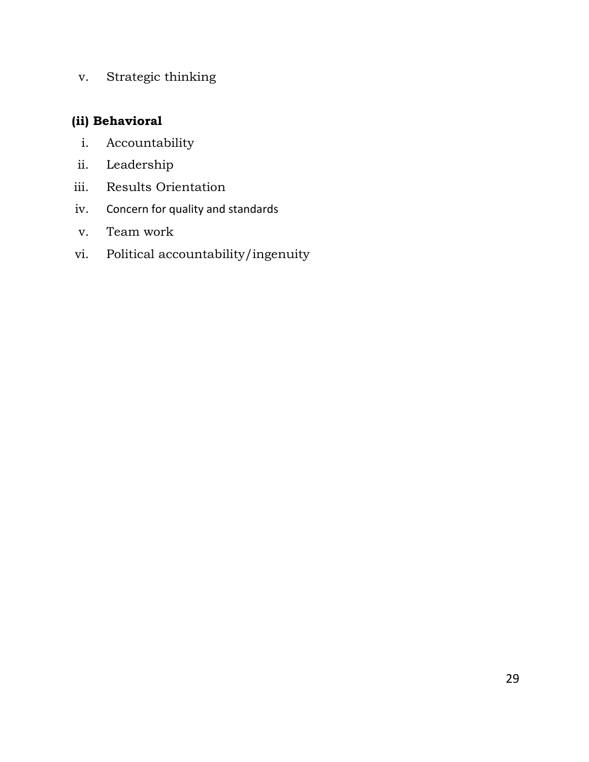v. Strategic thinking

**(ii) Behavioral**

i. Accountability
ii. Leadership
iii. Results Orientation
iv. Concern for quality and standards
v. Team work
vi. Political accountability/ingenuity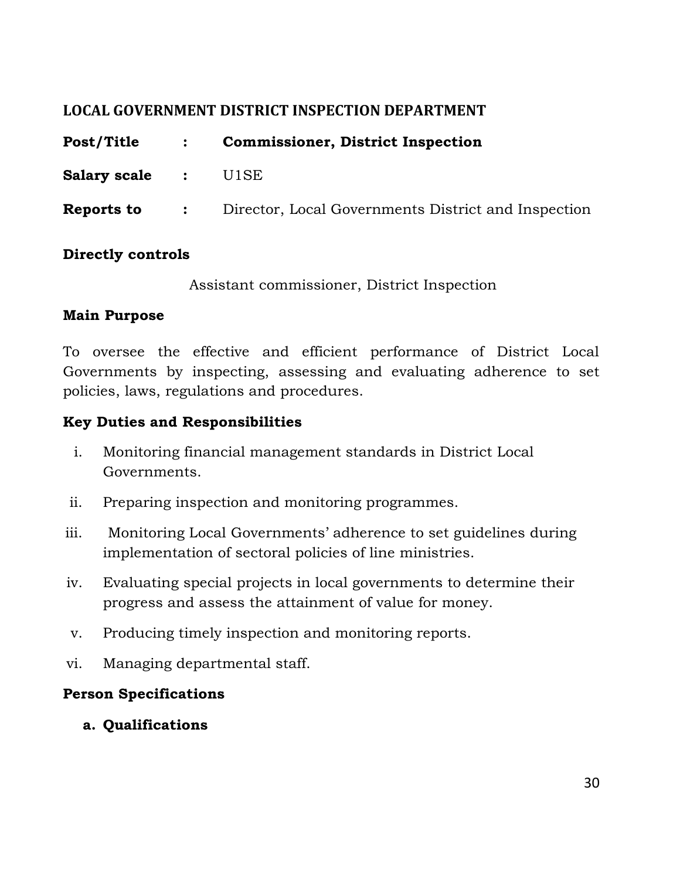## LOCAL GOVERNMENT DISTRICT INSPECTION DEPARTMENT

**Post/Title** : **Commissioner, District Inspection**

**Salary scale** : U1SE

**Reports to** : Director, Local Governments District and Inspection

**Directly controls**

Assistant commissioner, District Inspection

**Main Purpose**

To oversee the effective and efficient performance of District Local Governments by inspecting, assessing and evaluating adherence to set policies, laws, regulations and procedures.

**Key Duties and Responsibilities**

i. Monitoring financial management standards in District Local Governments.
ii. Preparing inspection and monitoring programmes.
iii. Monitoring Local Governments' adherence to set guidelines during implementation of sectoral policies of line ministries.
iv. Evaluating special projects in local governments to determine their progress and assess the attainment of value for money.
v. Producing timely inspection and monitoring reports.
vi. Managing departmental staff.

**Person Specifications**

**a. Qualifications**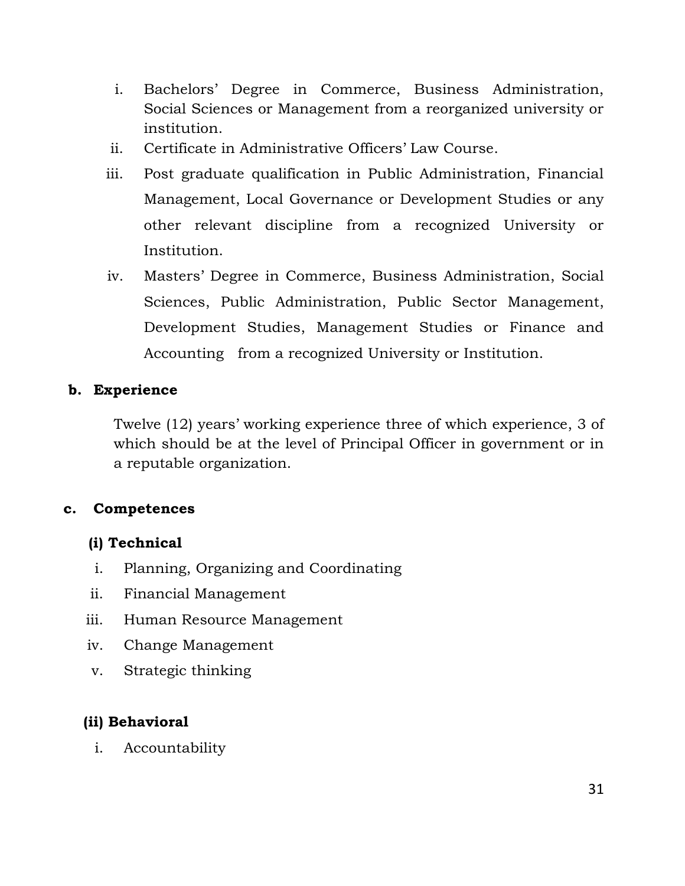i. Bachelors' Degree in Commerce, Business Administration, Social Sciences or Management from a reorganized university or institution.
ii. Certificate in Administrative Officers' Law Course.
iii. Post graduate qualification in Public Administration, Financial Management, Local Governance or Development Studies or any other relevant discipline from a recognized University or Institution.
iv. Masters' Degree in Commerce, Business Administration, Social Sciences, Public Administration, Public Sector Management, Development Studies, Management Studies or Finance and Accounting from a recognized University or Institution.

**b. Experience**

Twelve (12) years' working experience three of which experience, 3 of which should be at the level of Principal Officer in government or in a reputable organization.

**c. Competences**

**(i) Technical**

i. Planning, Organizing and Coordinating
ii. Financial Management
iii. Human Resource Management
iv. Change Management
v. Strategic thinking

**(ii) Behavioral**

i. Accountability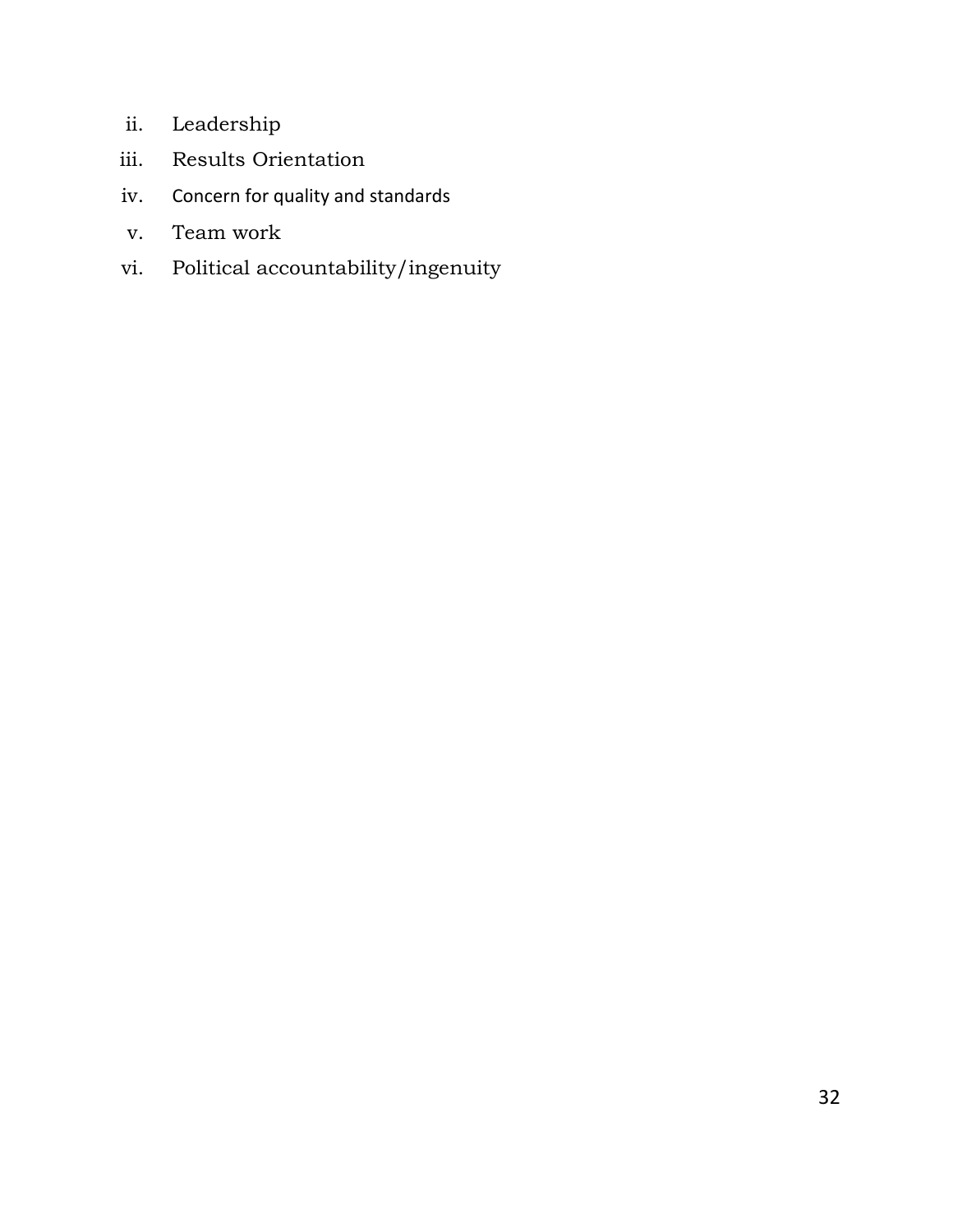ii. Leadership
iii. Results Orientation
iv. Concern for quality and standards
v. Team work
vi. Political accountability/ingenuity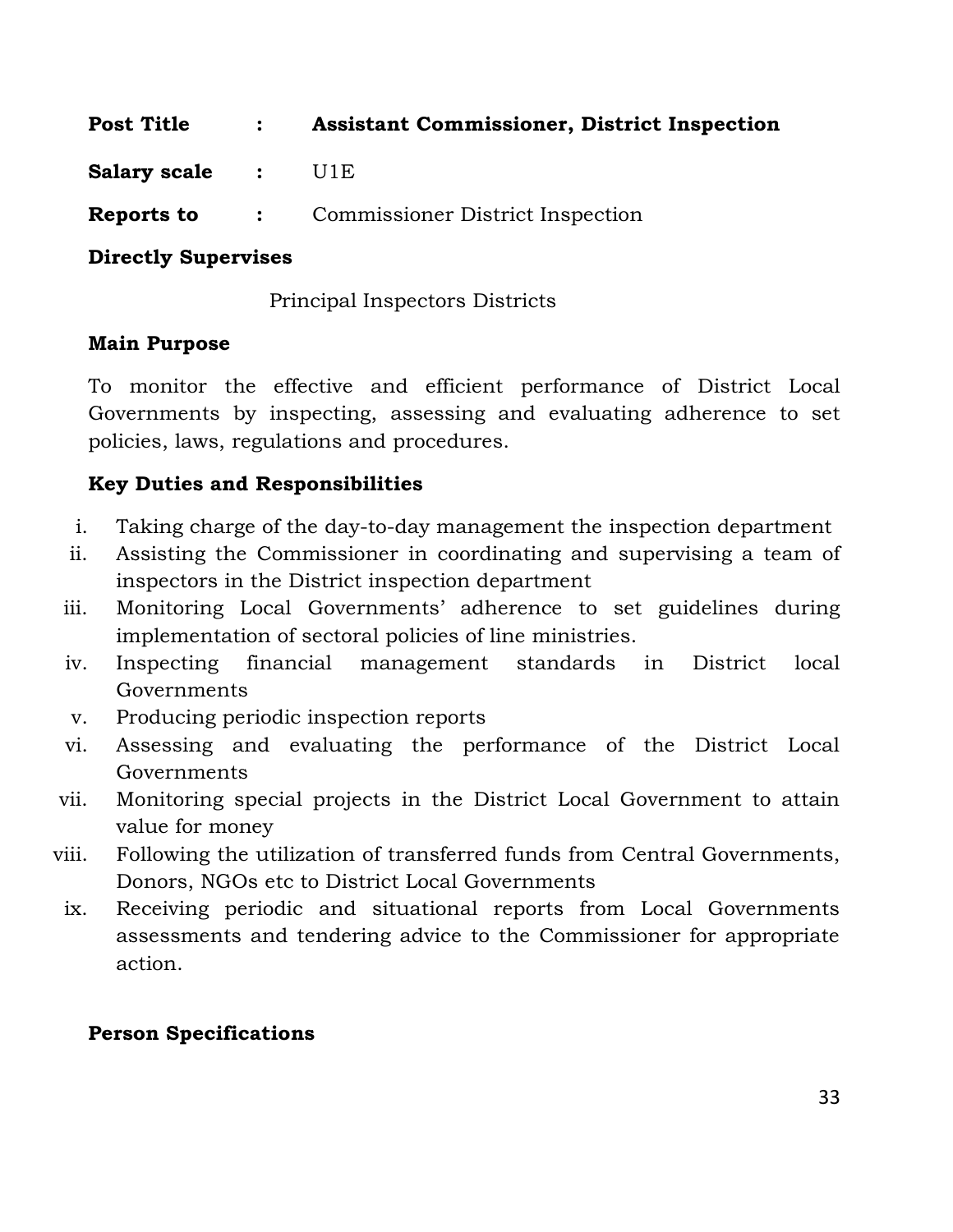**Post Title** : **Assistant Commissioner, District Inspection**

**Salary scale** : U1E

**Reports to** : Commissioner District Inspection

**Directly Supervises**

Principal Inspectors Districts

**Main Purpose**

To monitor the effective and efficient performance of District Local Governments by inspecting, assessing and evaluating adherence to set policies, laws, regulations and procedures.

**Key Duties and Responsibilities**

i. Taking charge of the day-to-day management the inspection department
ii. Assisting the Commissioner in coordinating and supervising a team of inspectors in the District inspection department
iii. Monitoring Local Governments' adherence to set guidelines during implementation of sectoral policies of line ministries.
iv. Inspecting financial management standards in District local Governments
v. Producing periodic inspection reports
vi. Assessing and evaluating the performance of the District Local Governments
vii. Monitoring special projects in the District Local Government to attain value for money
viii. Following the utilization of transferred funds from Central Governments, Donors, NGOs etc to District Local Governments
ix. Receiving periodic and situational reports from Local Governments assessments and tendering advice to the Commissioner for appropriate action.

**Person Specifications**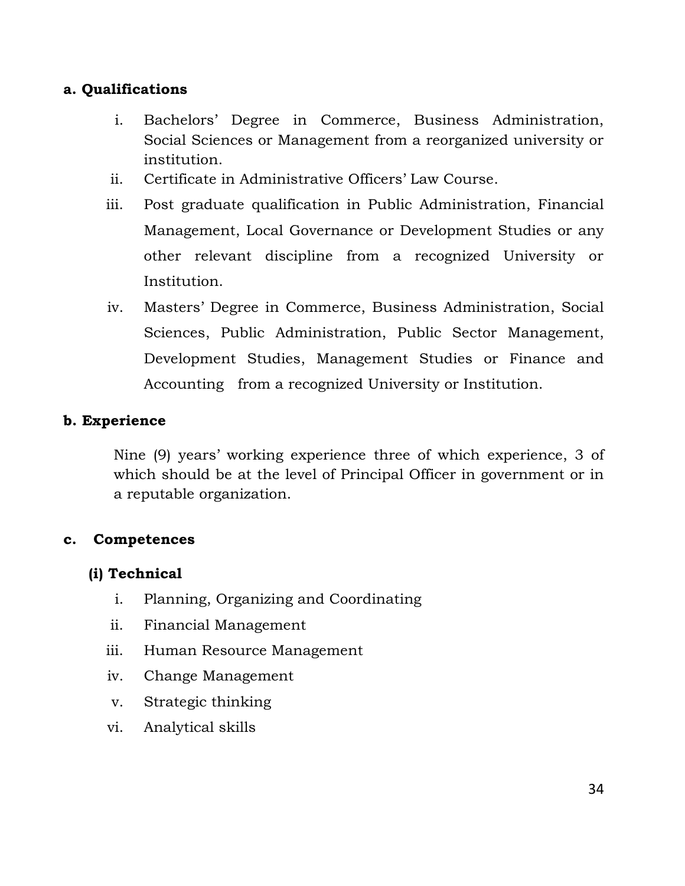**a. Qualifications**

i. Bachelors' Degree in Commerce, Business Administration, Social Sciences or Management from a reorganized university or institution.

ii. Certificate in Administrative Officers' Law Course.

iii. Post graduate qualification in Public Administration, Financial Management, Local Governance or Development Studies or any other relevant discipline from a recognized University or Institution.

iv. Masters' Degree in Commerce, Business Administration, Social Sciences, Public Administration, Public Sector Management, Development Studies, Management Studies or Finance and Accounting from a recognized University or Institution.

**b. Experience**

Nine (9) years' working experience three of which experience, 3 of which should be at the level of Principal Officer in government or in a reputable organization.

**c. Competences**

**(i) Technical**

i. Planning, Organizing and Coordinating

ii. Financial Management

iii. Human Resource Management

iv. Change Management

v. Strategic thinking

vi. Analytical skills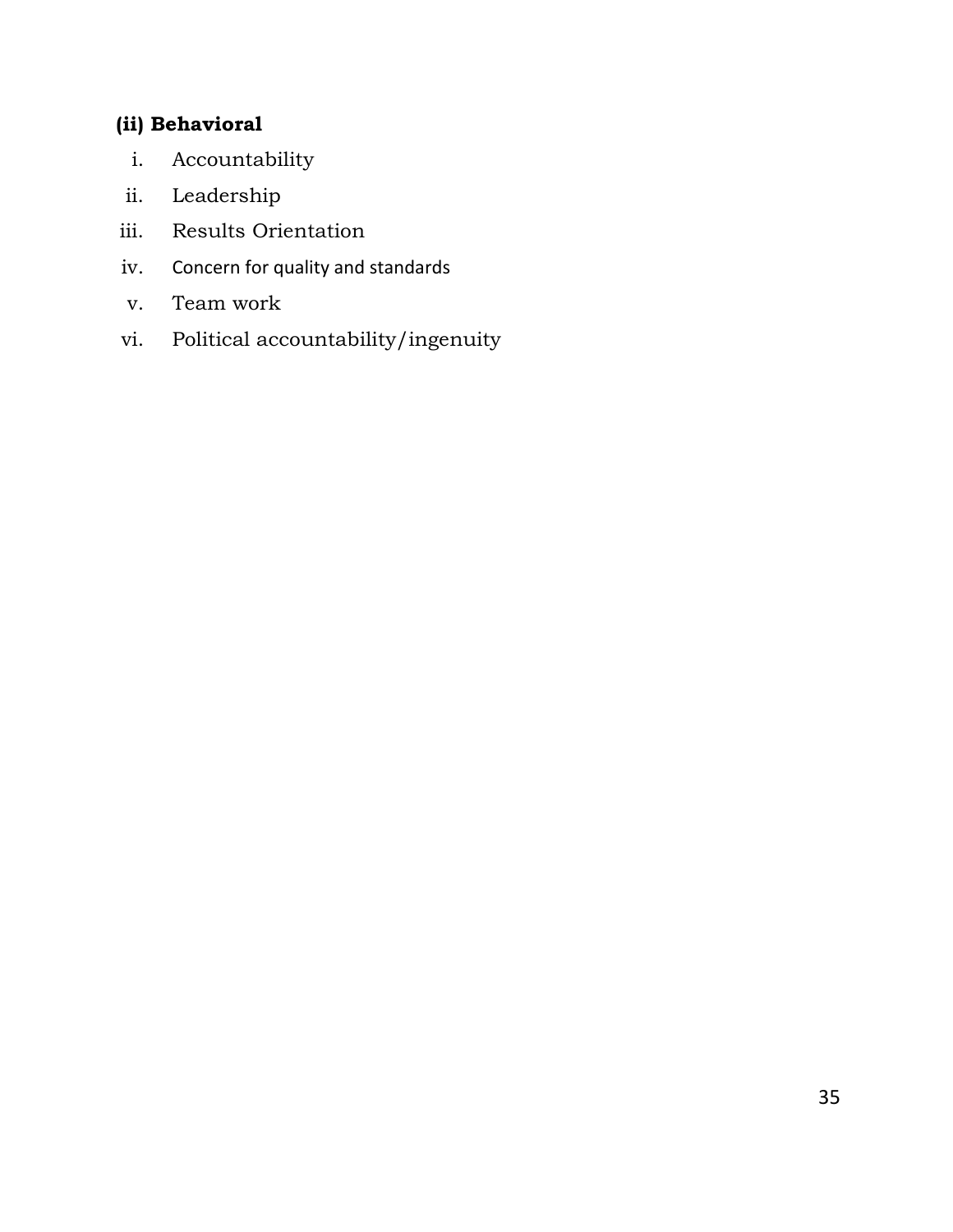**(ii) Behavioral**

i. Accountability
ii. Leadership
iii. Results Orientation
iv. Concern for quality and standards
v. Team work
vi. Political accountability/ingenuity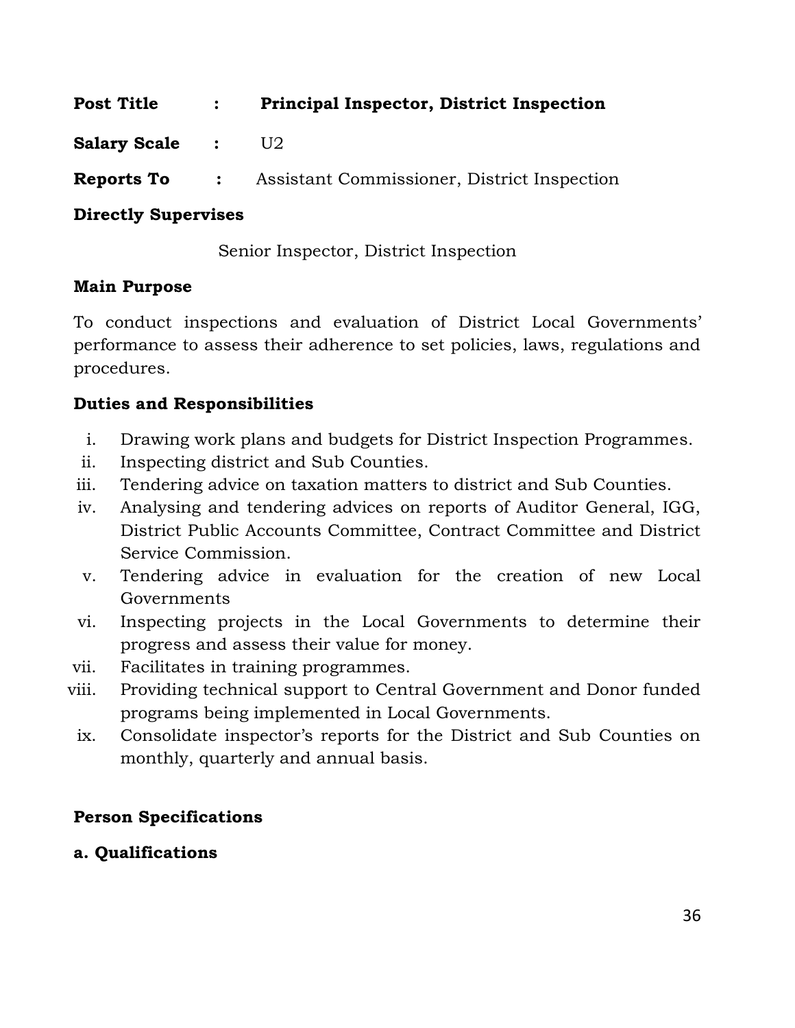**Post Title : Principal Inspector, District Inspection**

**Salary Scale :** U2

**Reports To :** Assistant Commissioner, District Inspection

**Directly Supervises**

Senior Inspector, District Inspection

**Main Purpose**

To conduct inspections and evaluation of District Local Governments' performance to assess their adherence to set policies, laws, regulations and procedures.

**Duties and Responsibilities**

i. Drawing work plans and budgets for District Inspection Programmes.
ii. Inspecting district and Sub Counties.
iii. Tendering advice on taxation matters to district and Sub Counties.
iv. Analysing and tendering advices on reports of Auditor General, IGG, District Public Accounts Committee, Contract Committee and District Service Commission.
v. Tendering advice in evaluation for the creation of new Local Governments
vi. Inspecting projects in the Local Governments to determine their progress and assess their value for money.
vii. Facilitates in training programmes.
viii. Providing technical support to Central Government and Donor funded programs being implemented in Local Governments.
ix. Consolidate inspector's reports for the District and Sub Counties on monthly, quarterly and annual basis.

**Person Specifications**

**a. Qualifications**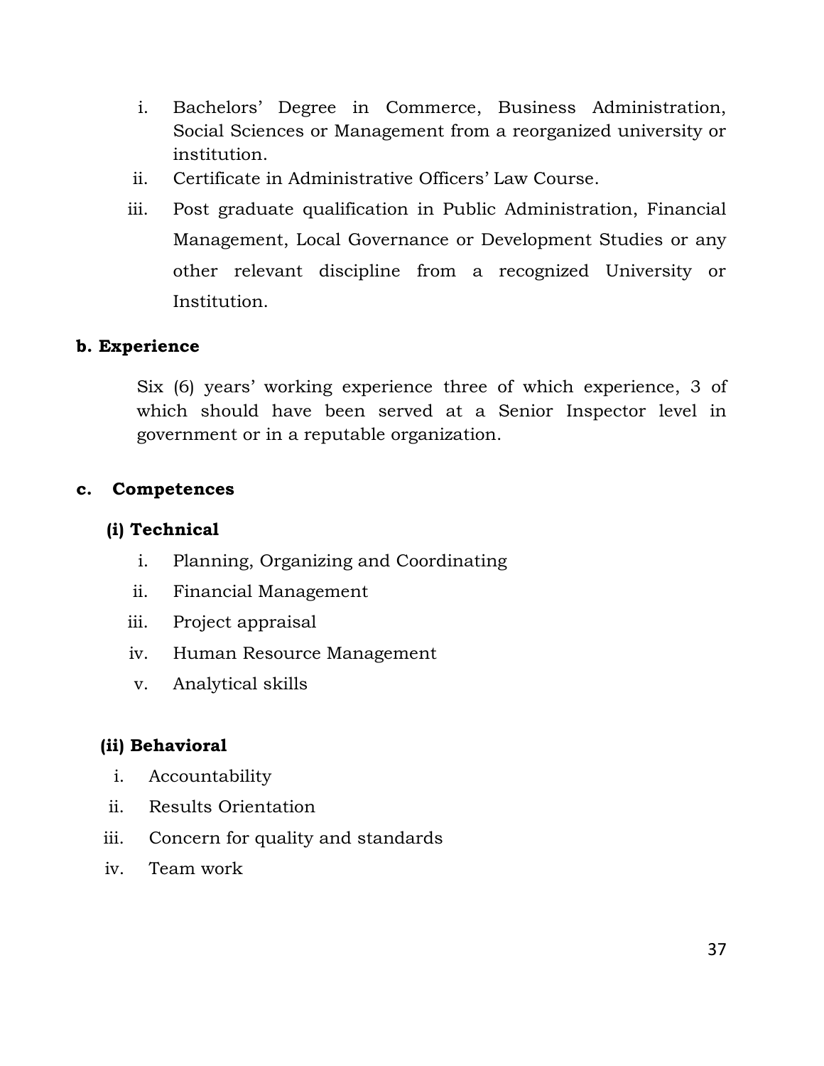i. Bachelors' Degree in Commerce, Business Administration, Social Sciences or Management from a reorganized university or institution.
ii. Certificate in Administrative Officers' Law Course.
iii. Post graduate qualification in Public Administration, Financial Management, Local Governance or Development Studies or any other relevant discipline from a recognized University or Institution.

**b. Experience**

Six (6) years' working experience three of which experience, 3 of which should have been served at a Senior Inspector level in government or in a reputable organization.

**c. Competences**

**(i) Technical**

i. Planning, Organizing and Coordinating
ii. Financial Management
iii. Project appraisal
iv. Human Resource Management
v. Analytical skills

**(ii) Behavioral**

i. Accountability
ii. Results Orientation
iii. Concern for quality and standards
iv. Team work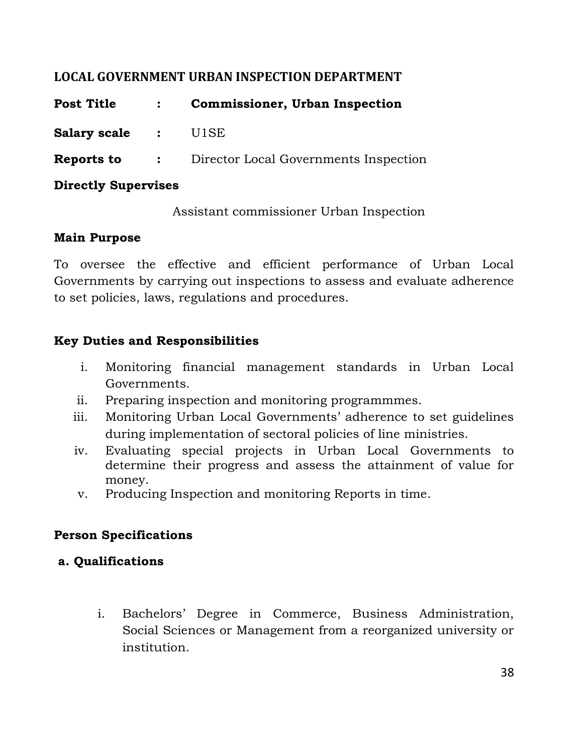## LOCAL GOVERNMENT URBAN INSPECTION DEPARTMENT

**Post Title** : **Commissioner, Urban Inspection**

**Salary scale** : U1SE

**Reports to** : Director Local Governments Inspection

**Directly Supervises**

Assistant commissioner Urban Inspection

**Main Purpose**

To oversee the effective and efficient performance of Urban Local Governments by carrying out inspections to assess and evaluate adherence to set policies, laws, regulations and procedures.

**Key Duties and Responsibilities**

i. Monitoring financial management standards in Urban Local Governments.
ii. Preparing inspection and monitoring programmmes.
iii. Monitoring Urban Local Governments' adherence to set guidelines during implementation of sectoral policies of line ministries.
iv. Evaluating special projects in Urban Local Governments to determine their progress and assess the attainment of value for money.
v. Producing Inspection and monitoring Reports in time.

**Person Specifications**

**a. Qualifications**

i. Bachelors' Degree in Commerce, Business Administration, Social Sciences or Management from a reorganized university or institution.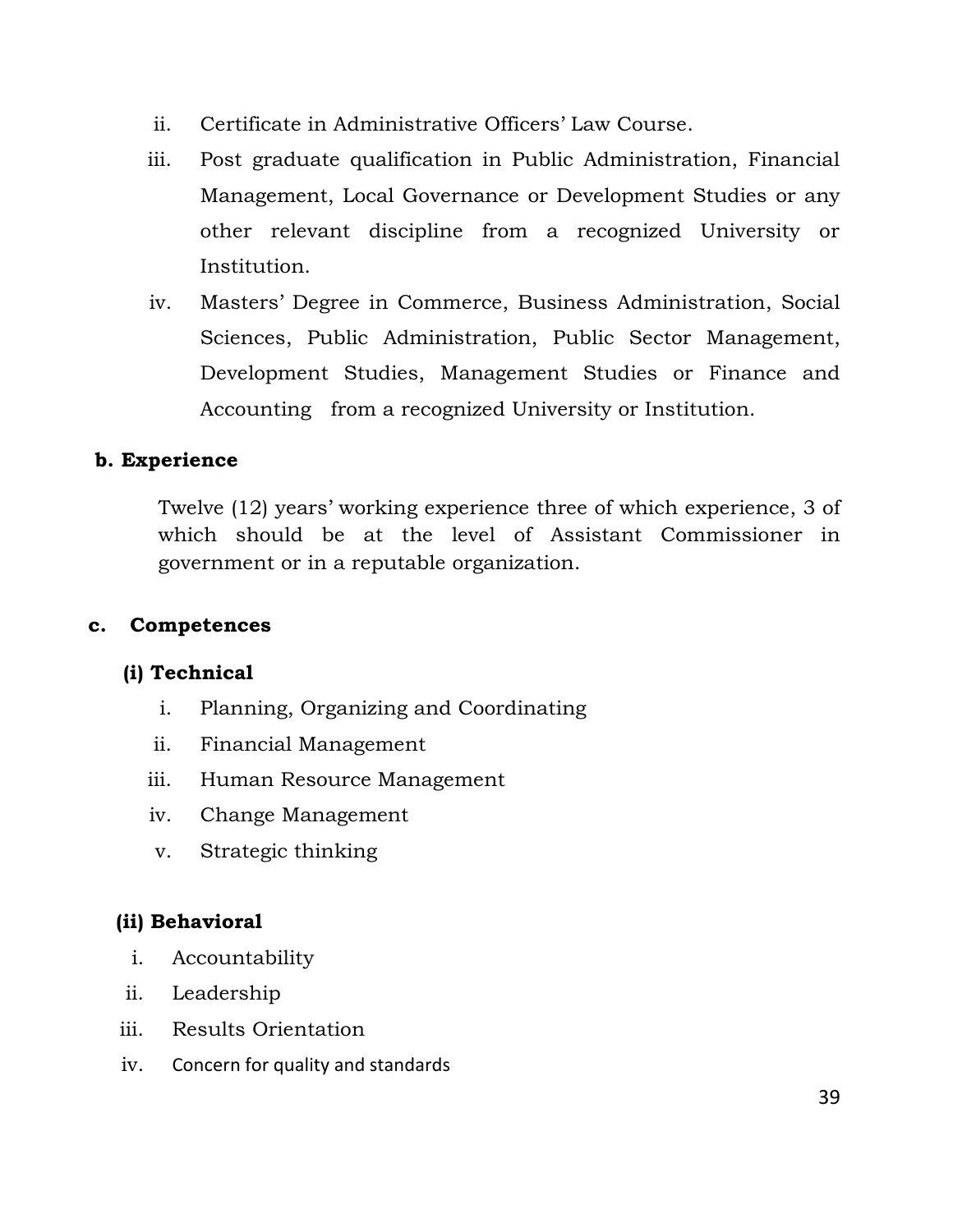ii. Certificate in Administrative Officers' Law Course.

iii. Post graduate qualification in Public Administration, Financial Management, Local Governance or Development Studies or any other relevant discipline from a recognized University or Institution.

iv. Masters' Degree in Commerce, Business Administration, Social Sciences, Public Administration, Public Sector Management, Development Studies, Management Studies or Finance and Accounting from a recognized University or Institution.

**b. Experience**

Twelve (12) years' working experience three of which experience, 3 of which should be at the level of Assistant Commissioner in government or in a reputable organization.

**c. Competences**

**(i) Technical**

i. Planning, Organizing and Coordinating
ii. Financial Management
iii. Human Resource Management
iv. Change Management
v. Strategic thinking

**(ii) Behavioral**

i. Accountability
ii. Leadership
iii. Results Orientation
iv. Concern for quality and standards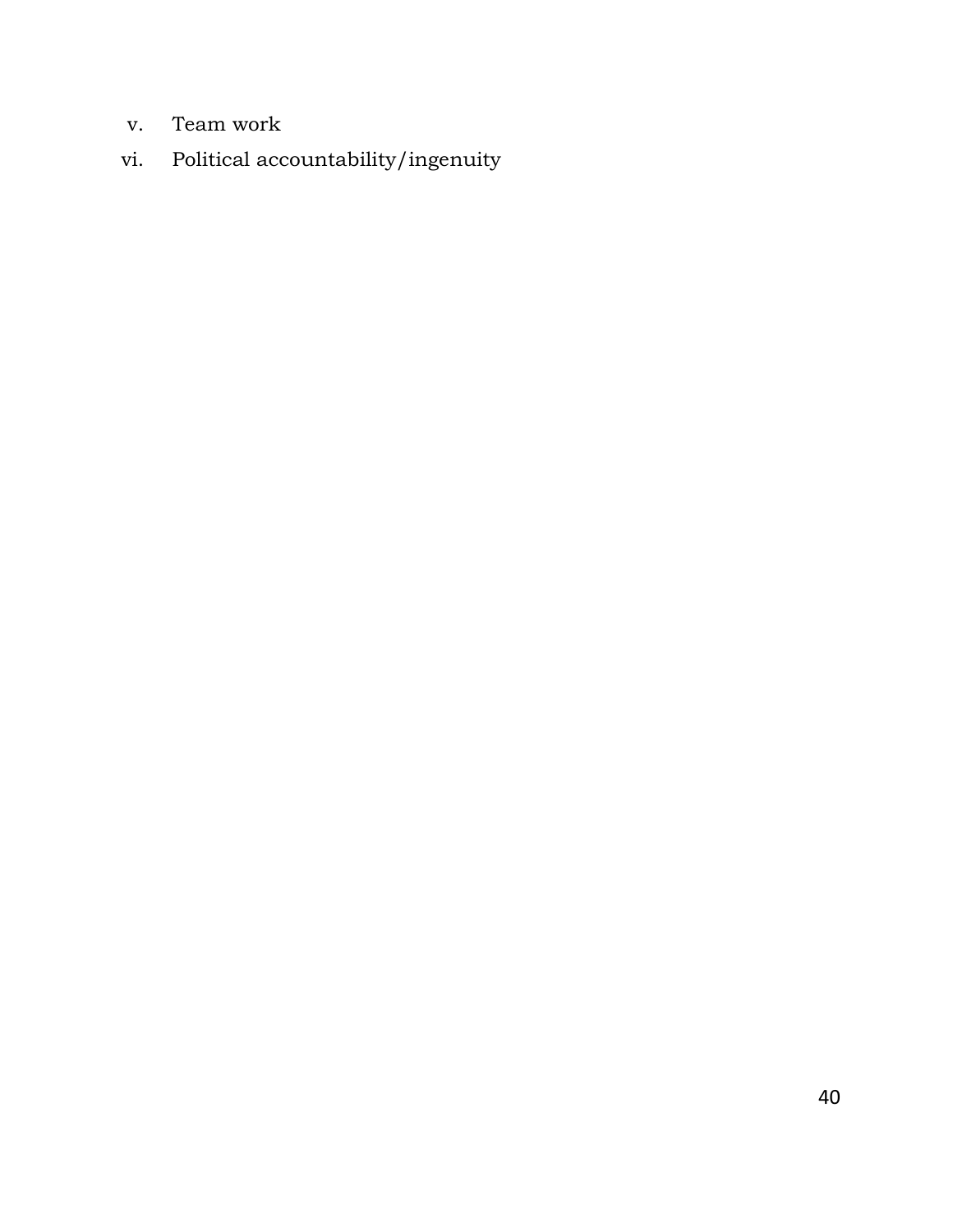v. Team work

vi. Political accountability/ingenuity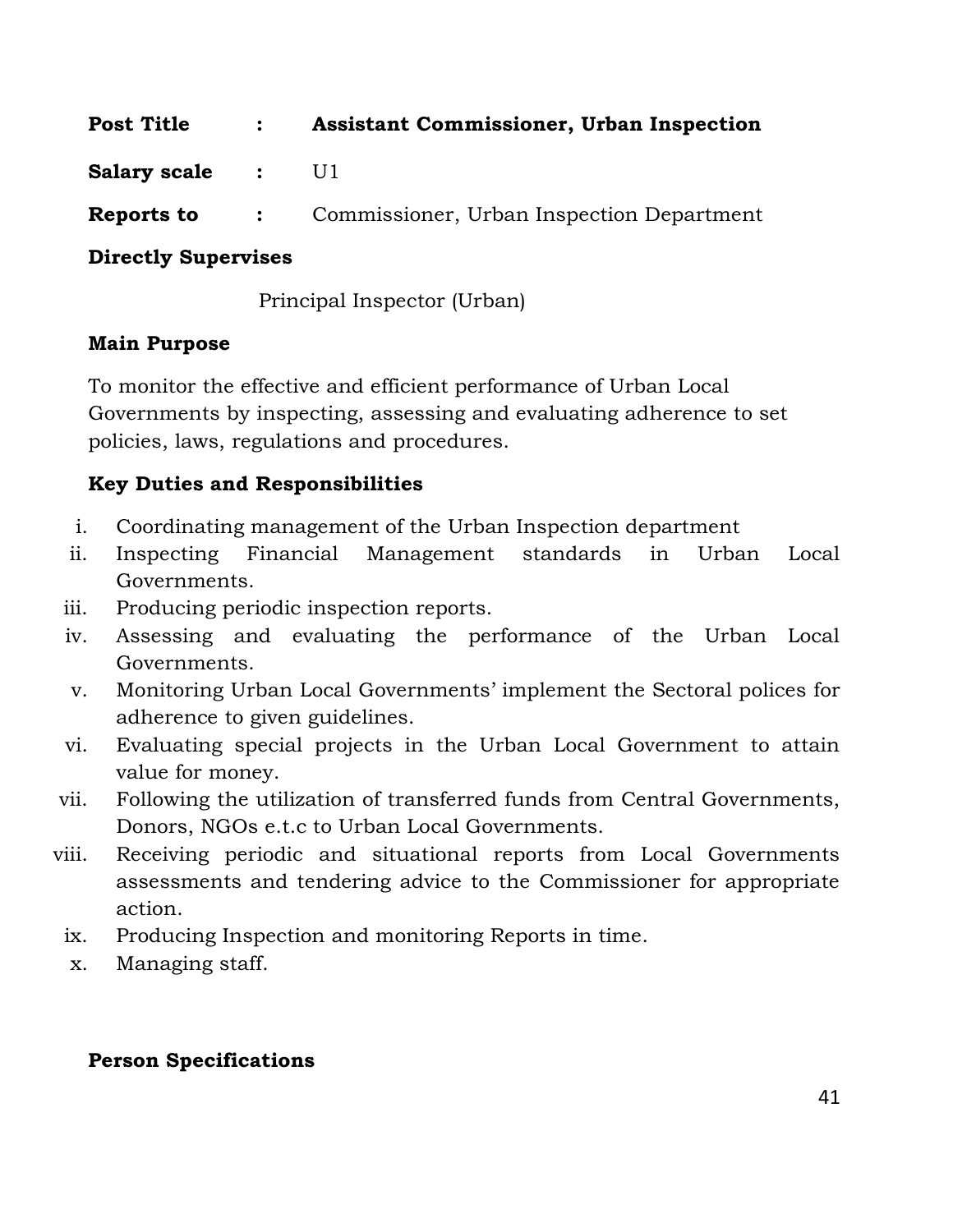**Post Title** : **Assistant Commissioner, Urban Inspection**

**Salary scale** : U1

**Reports to** : Commissioner, Urban Inspection Department

**Directly Supervises**

Principal Inspector (Urban)

**Main Purpose**

To monitor the effective and efficient performance of Urban Local Governments by inspecting, assessing and evaluating adherence to set policies, laws, regulations and procedures.

**Key Duties and Responsibilities**

i. Coordinating management of the Urban Inspection department
ii. Inspecting Financial Management standards in Urban Local Governments.
iii. Producing periodic inspection reports.
iv. Assessing and evaluating the performance of the Urban Local Governments.
v. Monitoring Urban Local Governments' implement the Sectoral polices for adherence to given guidelines.
vi. Evaluating special projects in the Urban Local Government to attain value for money.
vii. Following the utilization of transferred funds from Central Governments, Donors, NGOs e.t.c to Urban Local Governments.
viii. Receiving periodic and situational reports from Local Governments assessments and tendering advice to the Commissioner for appropriate action.
ix. Producing Inspection and monitoring Reports in time.
x. Managing staff.

**Person Specifications**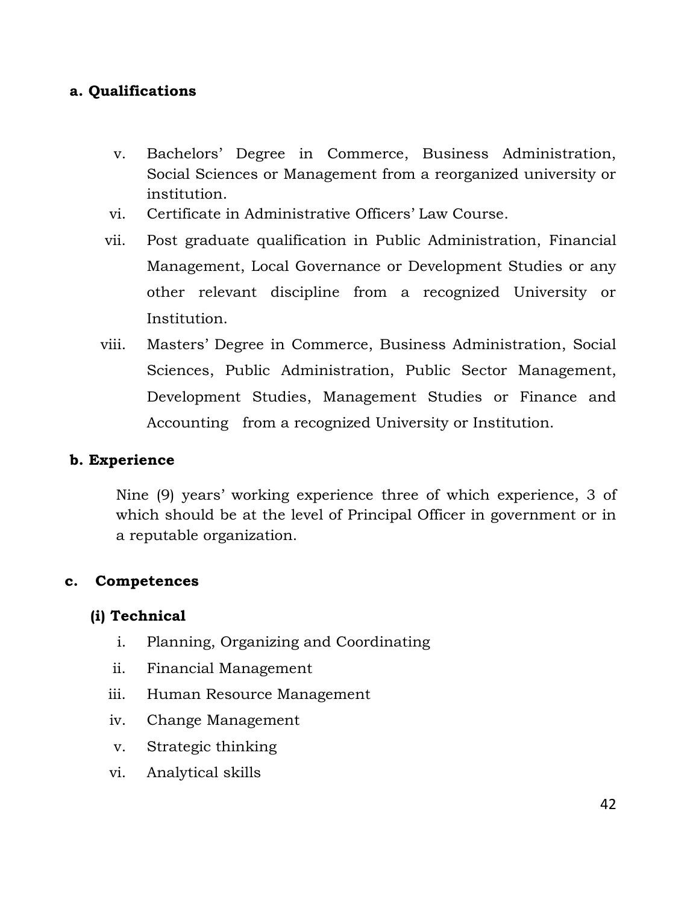**a. Qualifications**

v. Bachelors' Degree in Commerce, Business Administration, Social Sciences or Management from a reorganized university or institution.

vi. Certificate in Administrative Officers' Law Course.

vii. Post graduate qualification in Public Administration, Financial Management, Local Governance or Development Studies or any other relevant discipline from a recognized University or Institution.

viii. Masters' Degree in Commerce, Business Administration, Social Sciences, Public Administration, Public Sector Management, Development Studies, Management Studies or Finance and Accounting from a recognized University or Institution.

**b. Experience**

Nine (9) years' working experience three of which experience, 3 of which should be at the level of Principal Officer in government or in a reputable organization.

**c. Competences**

**(i) Technical**

i. Planning, Organizing and Coordinating
ii. Financial Management
iii. Human Resource Management
iv. Change Management
v. Strategic thinking
vi. Analytical skills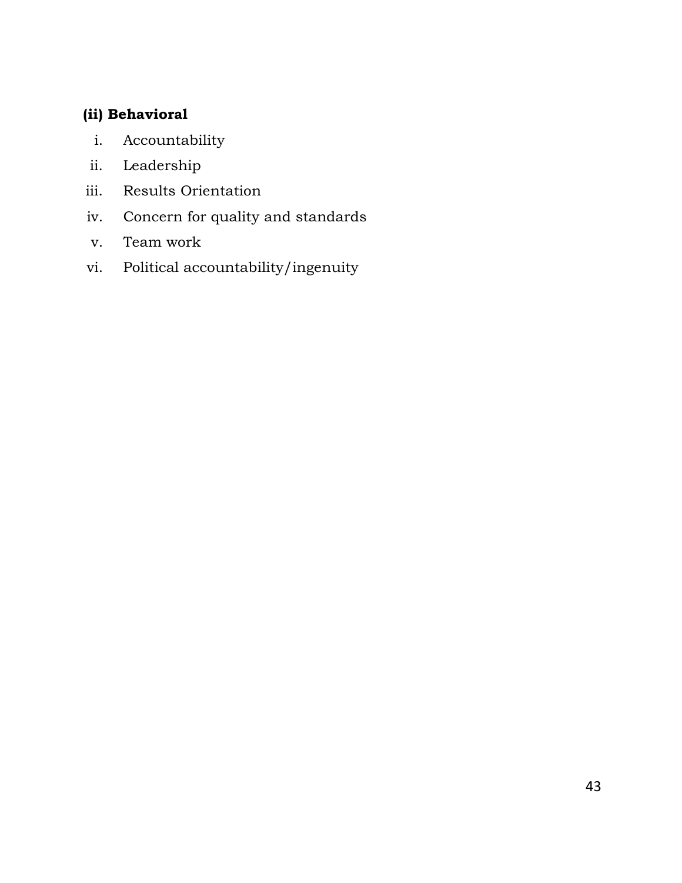**(ii) Behavioral**

i. Accountability
ii. Leadership
iii. Results Orientation
iv. Concern for quality and standards
v. Team work
vi. Political accountability/ingenuity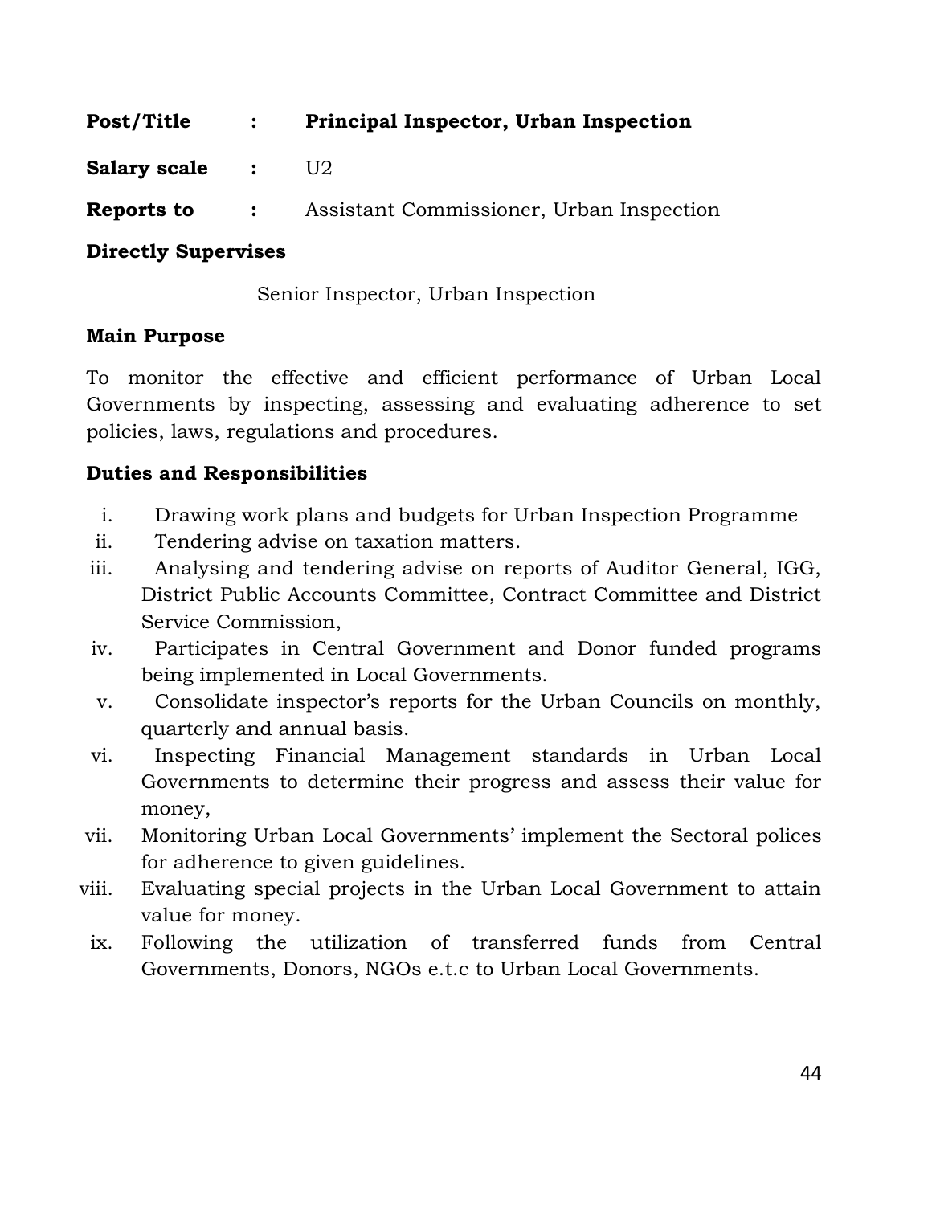**Post/Title : Principal Inspector, Urban Inspection**

**Salary scale :** U2

**Reports to :** Assistant Commissioner, Urban Inspection

**Directly Supervises**

Senior Inspector, Urban Inspection

**Main Purpose**

To monitor the effective and efficient performance of Urban Local Governments by inspecting, assessing and evaluating adherence to set policies, laws, regulations and procedures.

**Duties and Responsibilities**

i. Drawing work plans and budgets for Urban Inspection Programme
ii. Tendering advise on taxation matters.
iii. Analysing and tendering advise on reports of Auditor General, IGG, District Public Accounts Committee, Contract Committee and District Service Commission,
iv. Participates in Central Government and Donor funded programs being implemented in Local Governments.
v. Consolidate inspector's reports for the Urban Councils on monthly, quarterly and annual basis.
vi. Inspecting Financial Management standards in Urban Local Governments to determine their progress and assess their value for money,
vii. Monitoring Urban Local Governments' implement the Sectoral polices for adherence to given guidelines.
viii. Evaluating special projects in the Urban Local Government to attain value for money.
ix. Following the utilization of transferred funds from Central Governments, Donors, NGOs e.t.c to Urban Local Governments.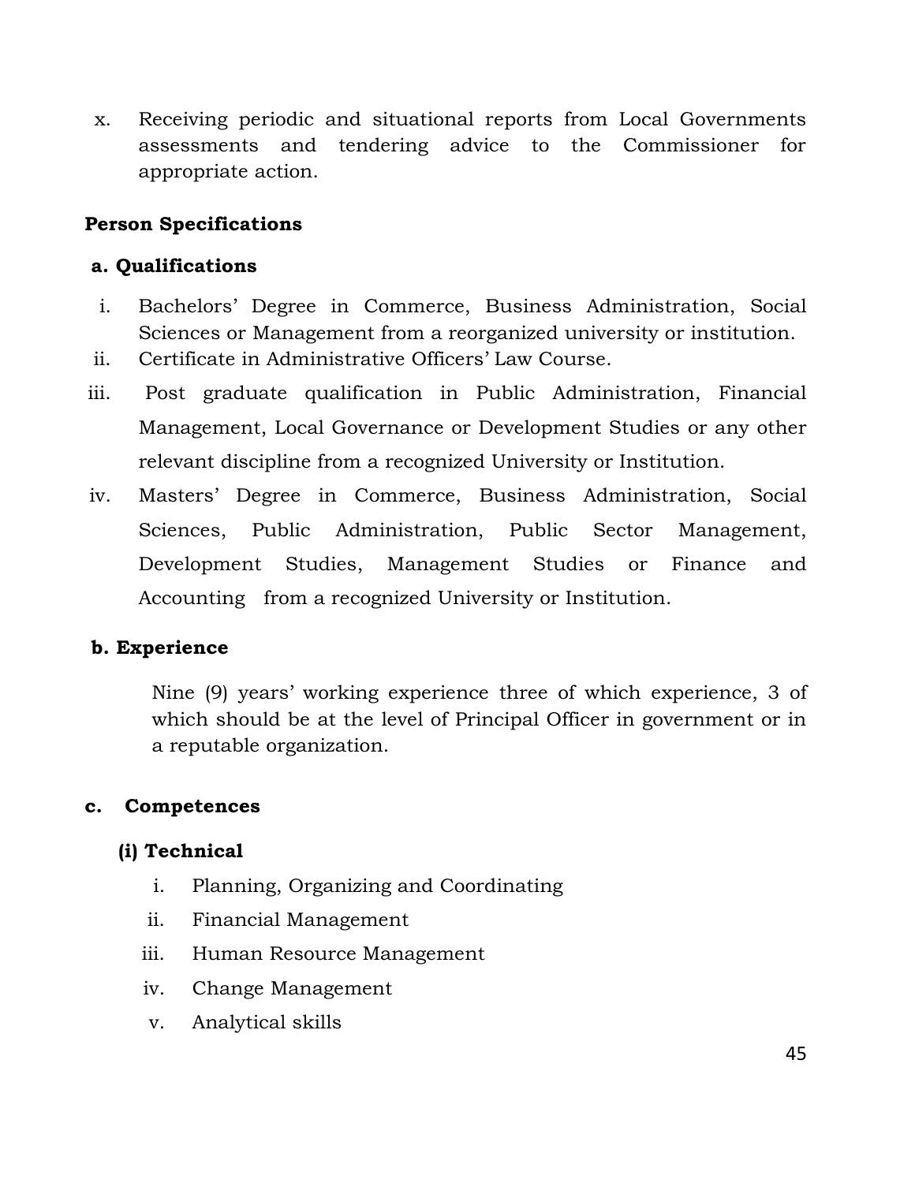x. Receiving periodic and situational reports from Local Governments assessments and tendering advice to the Commissioner for appropriate action.

**Person Specifications**

**a. Qualifications**

i. Bachelors' Degree in Commerce, Business Administration, Social Sciences or Management from a reorganized university or institution.

ii. Certificate in Administrative Officers' Law Course.

iii. Post graduate qualification in Public Administration, Financial Management, Local Governance or Development Studies or any other relevant discipline from a recognized University or Institution.

iv. Masters' Degree in Commerce, Business Administration, Social Sciences, Public Administration, Public Sector Management, Development Studies, Management Studies or Finance and Accounting from a recognized University or Institution.

**b. Experience**

Nine (9) years' working experience three of which experience, 3 of which should be at the level of Principal Officer in government or in a reputable organization.

**c. Competences**

**(i) Technical**

i. Planning, Organizing and Coordinating
ii. Financial Management
iii. Human Resource Management
iv. Change Management
v. Analytical skills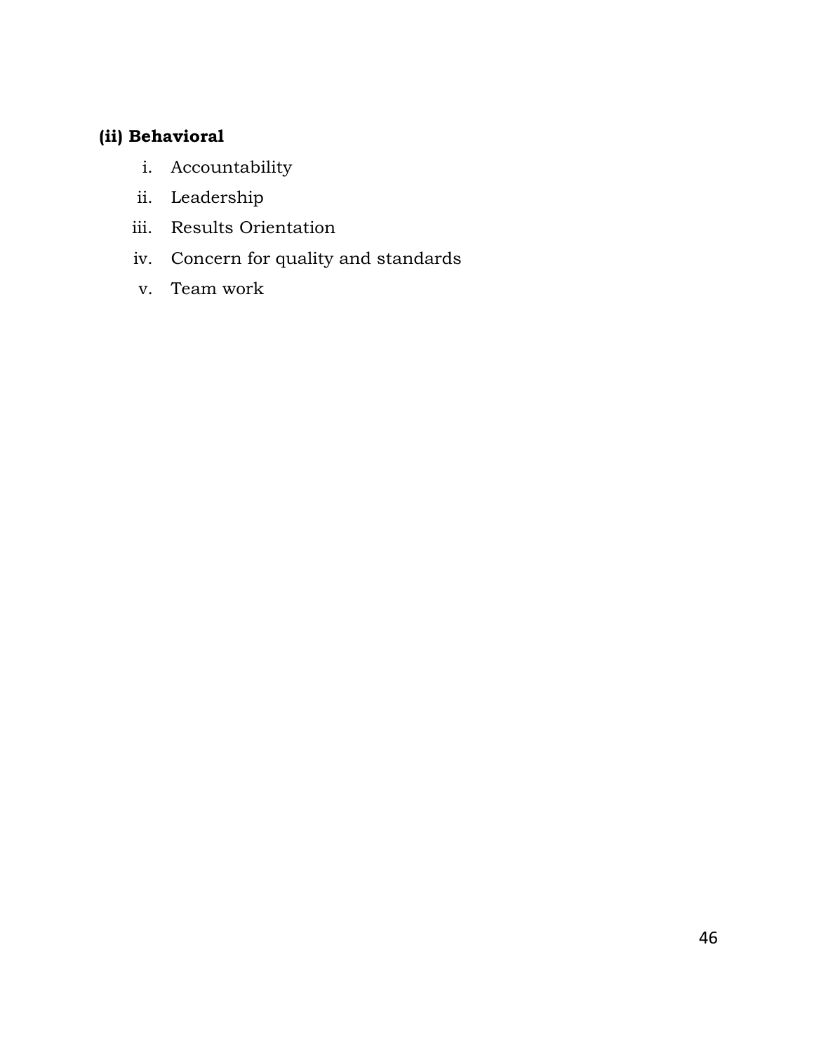**(ii) Behavioral**

i. Accountability
ii. Leadership
iii. Results Orientation
iv. Concern for quality and standards
v. Team work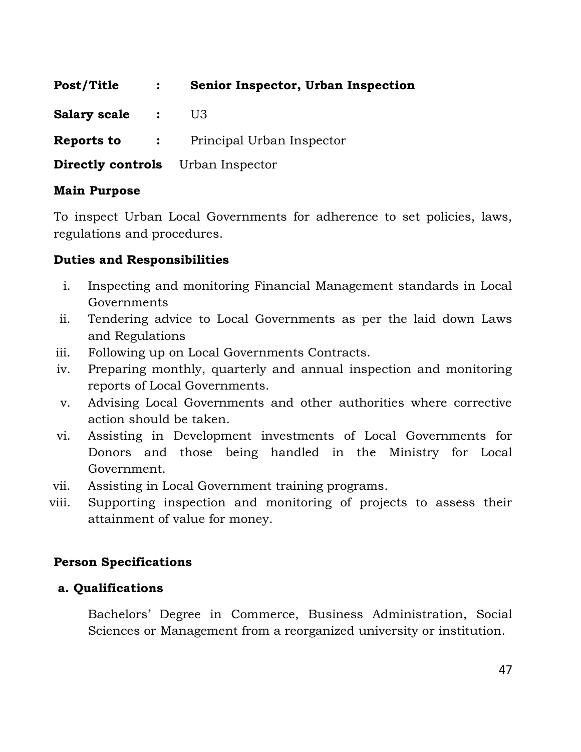**Post/Title : Senior Inspector, Urban Inspection**

**Salary scale :** U3

**Reports to :** Principal Urban Inspector

**Directly controls** Urban Inspector

**Main Purpose**

To inspect Urban Local Governments for adherence to set policies, laws, regulations and procedures.

**Duties and Responsibilities**

i. Inspecting and monitoring Financial Management standards in Local Governments
ii. Tendering advice to Local Governments as per the laid down Laws and Regulations
iii. Following up on Local Governments Contracts.
iv. Preparing monthly, quarterly and annual inspection and monitoring reports of Local Governments.
v. Advising Local Governments and other authorities where corrective action should be taken.
vi. Assisting in Development investments of Local Governments for Donors and those being handled in the Ministry for Local Government.
vii. Assisting in Local Government training programs.
viii. Supporting inspection and monitoring of projects to assess their attainment of value for money.

**Person Specifications**

**a. Qualifications**

Bachelors' Degree in Commerce, Business Administration, Social Sciences or Management from a reorganized university or institution.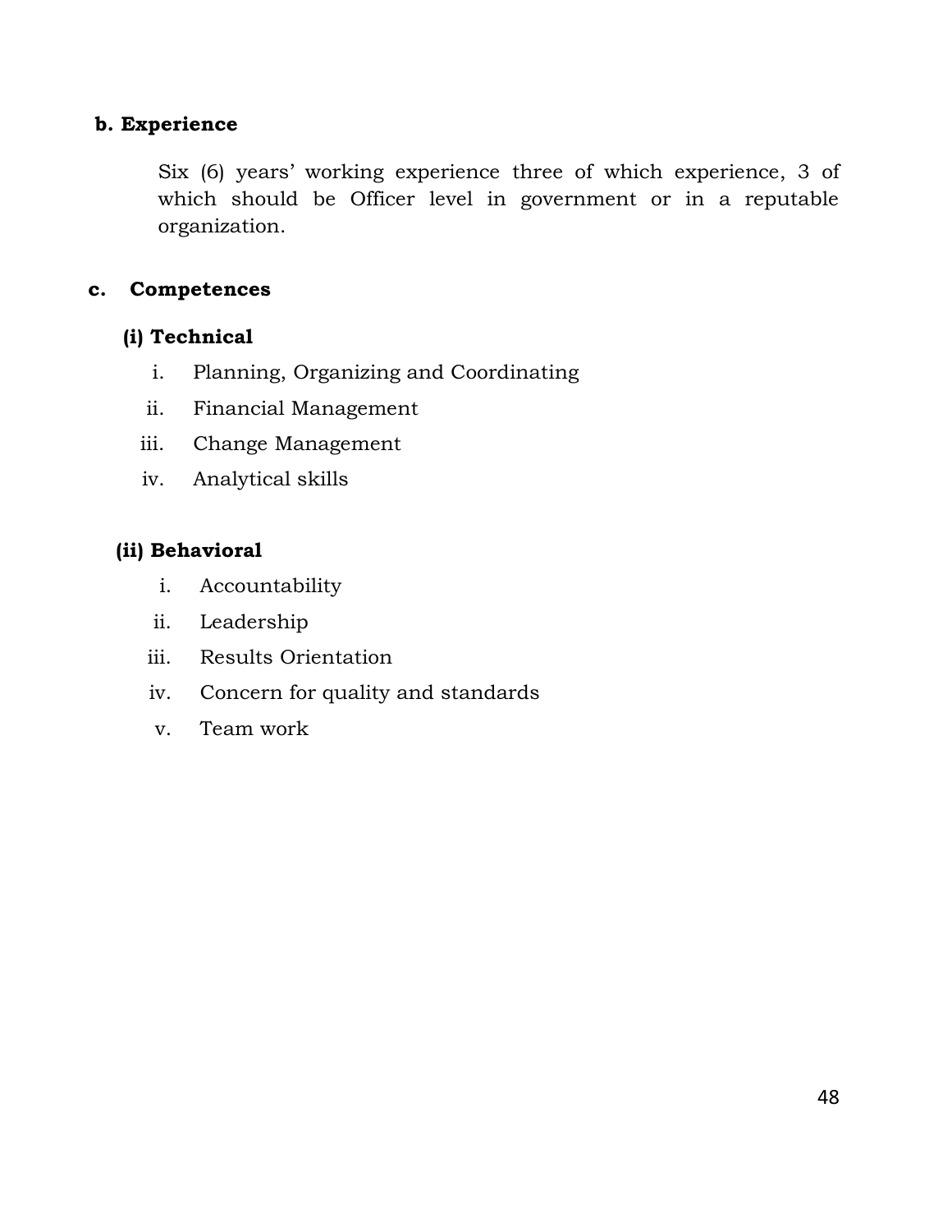**b. Experience**

Six (6) years' working experience three of which experience, 3 of which should be Officer level in government or in a reputable organization.

**c. Competences**

**(i) Technical**

i. Planning, Organizing and Coordinating
ii. Financial Management
iii. Change Management
iv. Analytical skills

**(ii) Behavioral**

i. Accountability
ii. Leadership
iii. Results Orientation
iv. Concern for quality and standards
v. Team work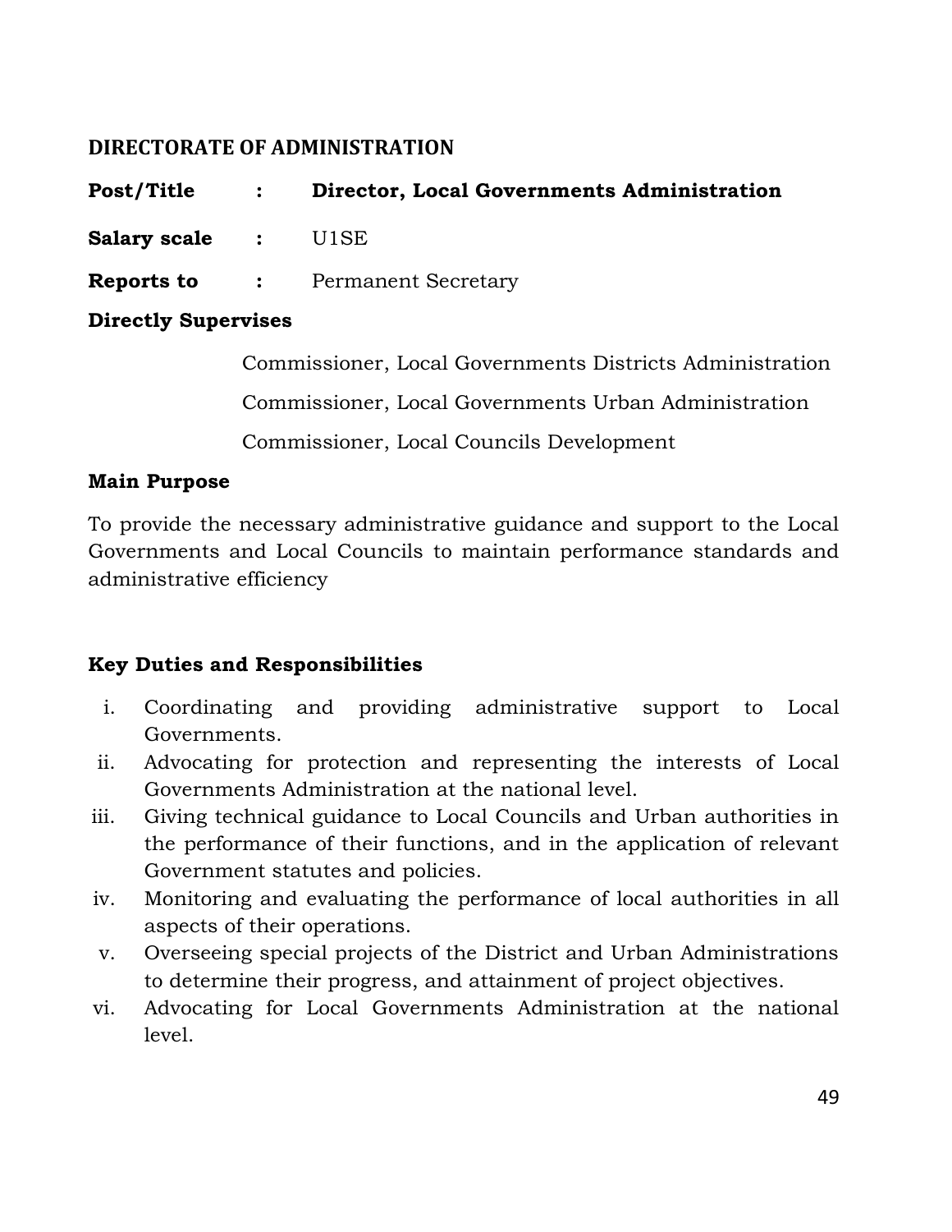## DIRECTORATE OF ADMINISTRATION

**Post/Title** : **Director, Local Governments Administration**

**Salary scale** : U1SE

**Reports to** : Permanent Secretary

**Directly Supervises**

Commissioner, Local Governments Districts Administration

Commissioner, Local Governments Urban Administration

Commissioner, Local Councils Development

**Main Purpose**

To provide the necessary administrative guidance and support to the Local Governments and Local Councils to maintain performance standards and administrative efficiency

**Key Duties and Responsibilities**

i. Coordinating and providing administrative support to Local Governments.
ii. Advocating for protection and representing the interests of Local Governments Administration at the national level.
iii. Giving technical guidance to Local Councils and Urban authorities in the performance of their functions, and in the application of relevant Government statutes and policies.
iv. Monitoring and evaluating the performance of local authorities in all aspects of their operations.
v. Overseeing special projects of the District and Urban Administrations to determine their progress, and attainment of project objectives.
vi. Advocating for Local Governments Administration at the national level.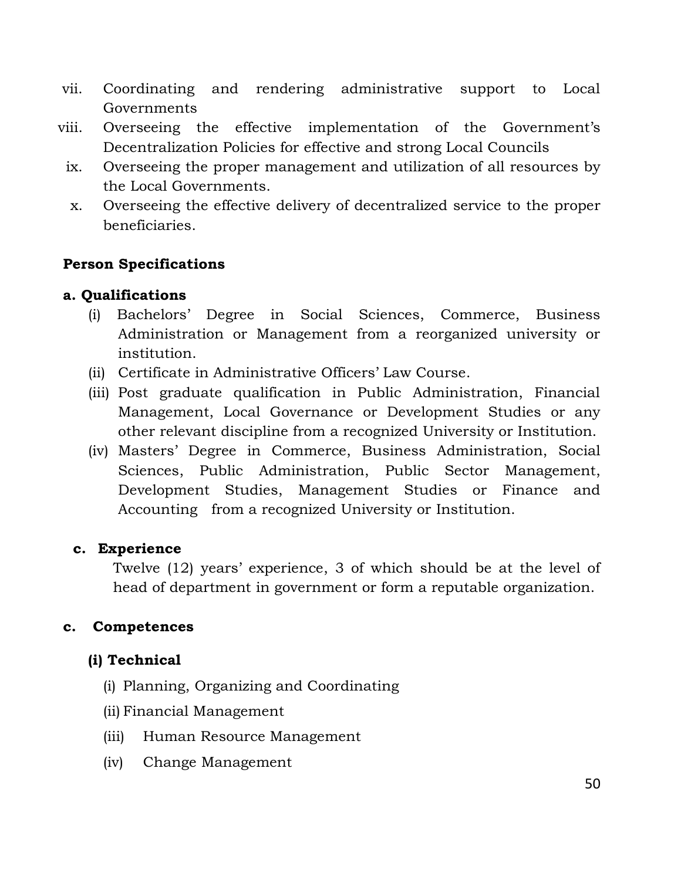vii. Coordinating and rendering administrative support to Local Governments
viii. Overseeing the effective implementation of the Government's Decentralization Policies for effective and strong Local Councils
ix. Overseeing the proper management and utilization of all resources by the Local Governments.
x. Overseeing the effective delivery of decentralized service to the proper beneficiaries.

**Person Specifications**

**a. Qualifications**

(i) Bachelors' Degree in Social Sciences, Commerce, Business Administration or Management from a reorganized university or institution.
(ii) Certificate in Administrative Officers' Law Course.
(iii) Post graduate qualification in Public Administration, Financial Management, Local Governance or Development Studies or any other relevant discipline from a recognized University or Institution.
(iv) Masters' Degree in Commerce, Business Administration, Social Sciences, Public Administration, Public Sector Management, Development Studies, Management Studies or Finance and Accounting from a recognized University or Institution.

**c. Experience**

Twelve (12) years' experience, 3 of which should be at the level of head of department in government or form a reputable organization.

**c. Competences**

**(i) Technical**

(i) Planning, Organizing and Coordinating
(ii) Financial Management
(iii) Human Resource Management
(iv) Change Management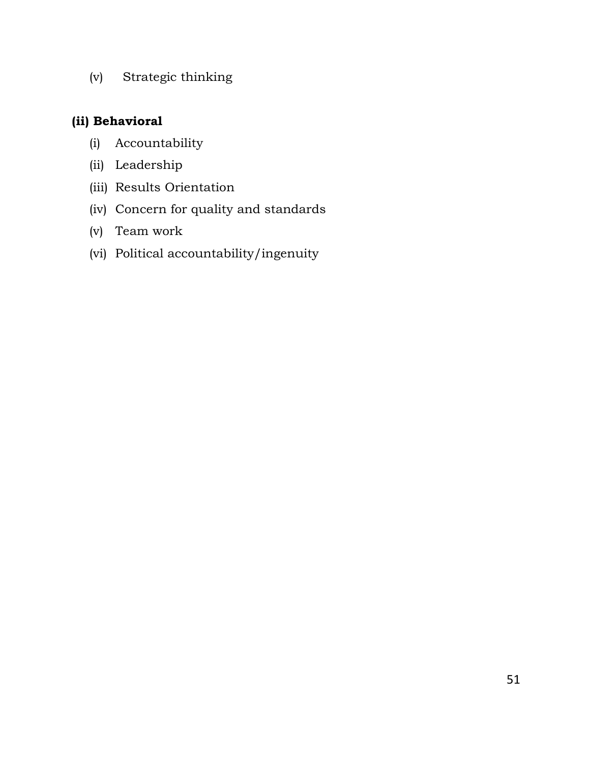(v) Strategic thinking

**(ii) Behavioral**

(i) Accountability

(ii) Leadership

(iii) Results Orientation

(iv) Concern for quality and standards

(v) Team work

(vi) Political accountability/ingenuity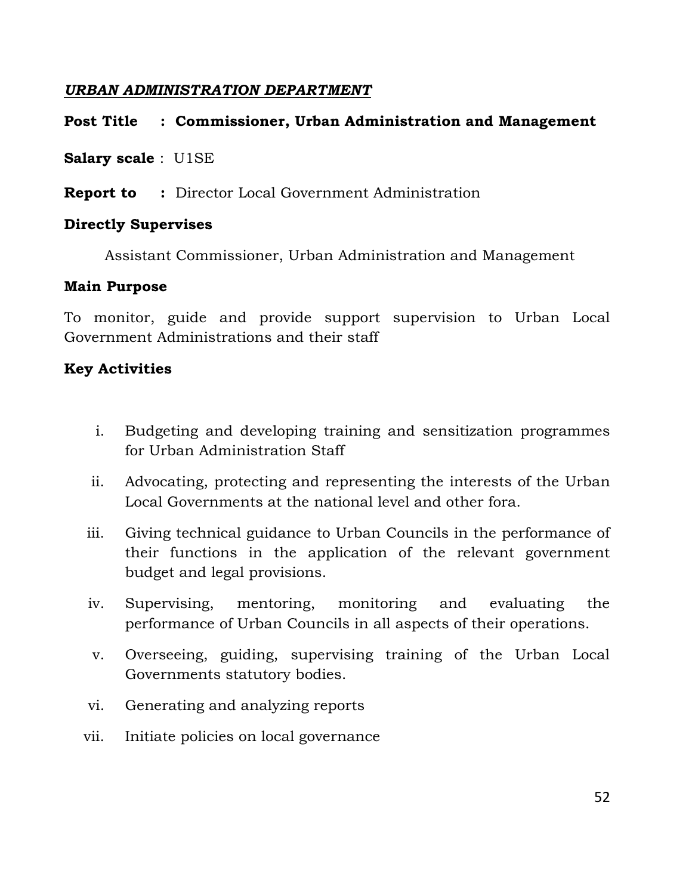***URBAN ADMINISTRATION DEPARTMENT***

**Post Title : Commissioner, Urban Administration and Management**

**Salary scale** : U1SE

**Report to :** Director Local Government Administration

**Directly Supervises**

Assistant Commissioner, Urban Administration and Management

**Main Purpose**

To monitor, guide and provide support supervision to Urban Local Government Administrations and their staff

**Key Activities**

i. Budgeting and developing training and sensitization programmes for Urban Administration Staff

ii. Advocating, protecting and representing the interests of the Urban Local Governments at the national level and other fora.

iii. Giving technical guidance to Urban Councils in the performance of their functions in the application of the relevant government budget and legal provisions.

iv. Supervising, mentoring, monitoring and evaluating the performance of Urban Councils in all aspects of their operations.

v. Overseeing, guiding, supervising training of the Urban Local Governments statutory bodies.

vi. Generating and analyzing reports

vii. Initiate policies on local governance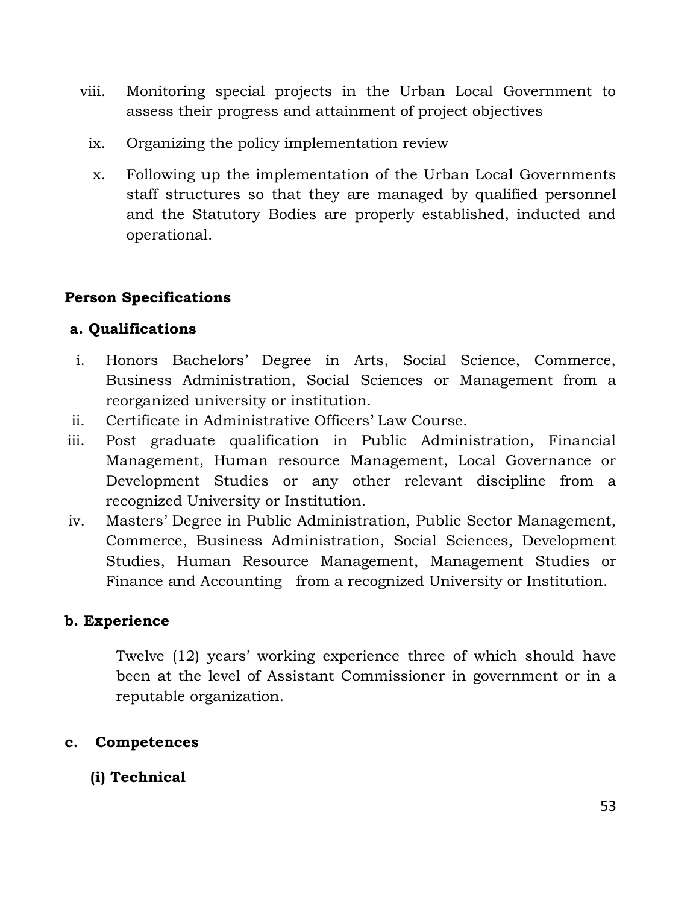viii. Monitoring special projects in the Urban Local Government to assess their progress and attainment of project objectives

ix. Organizing the policy implementation review

x. Following up the implementation of the Urban Local Governments staff structures so that they are managed by qualified personnel and the Statutory Bodies are properly established, inducted and operational.

**Person Specifications**

**a. Qualifications**

i. Honors Bachelors' Degree in Arts, Social Science, Commerce, Business Administration, Social Sciences or Management from a reorganized university or institution.

ii. Certificate in Administrative Officers' Law Course.

iii. Post graduate qualification in Public Administration, Financial Management, Human resource Management, Local Governance or Development Studies or any other relevant discipline from a recognized University or Institution.

iv. Masters' Degree in Public Administration, Public Sector Management, Commerce, Business Administration, Social Sciences, Development Studies, Human Resource Management, Management Studies or Finance and Accounting from a recognized University or Institution.

**b. Experience**

Twelve (12) years' working experience three of which should have been at the level of Assistant Commissioner in government or in a reputable organization.

**c. Competences**

**(i) Technical**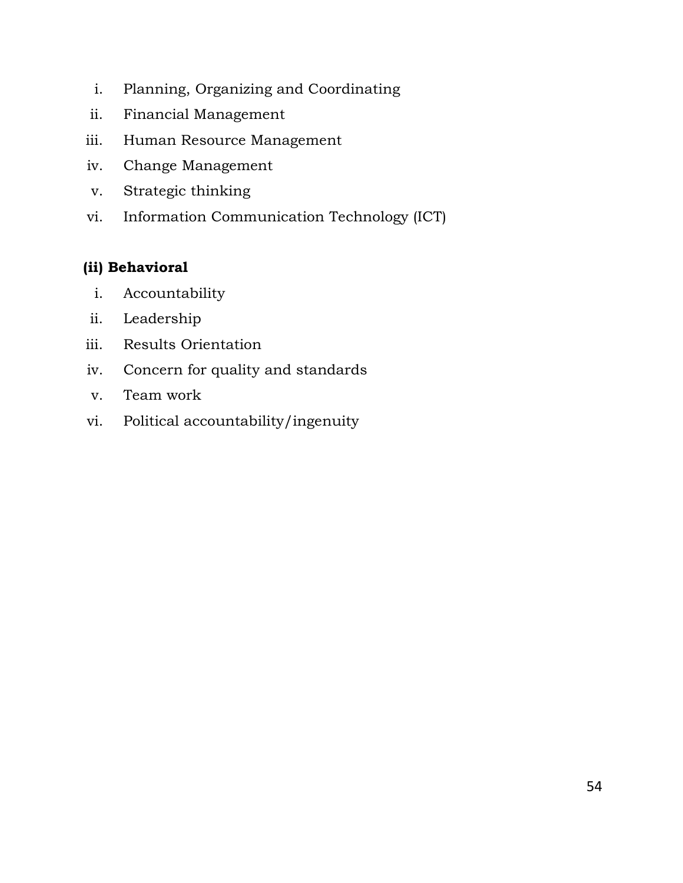i. Planning, Organizing and Coordinating
ii. Financial Management
iii. Human Resource Management
iv. Change Management
v. Strategic thinking
vi. Information Communication Technology (ICT)

**(ii) Behavioral**

i. Accountability
ii. Leadership
iii. Results Orientation
iv. Concern for quality and standards
v. Team work
vi. Political accountability/ingenuity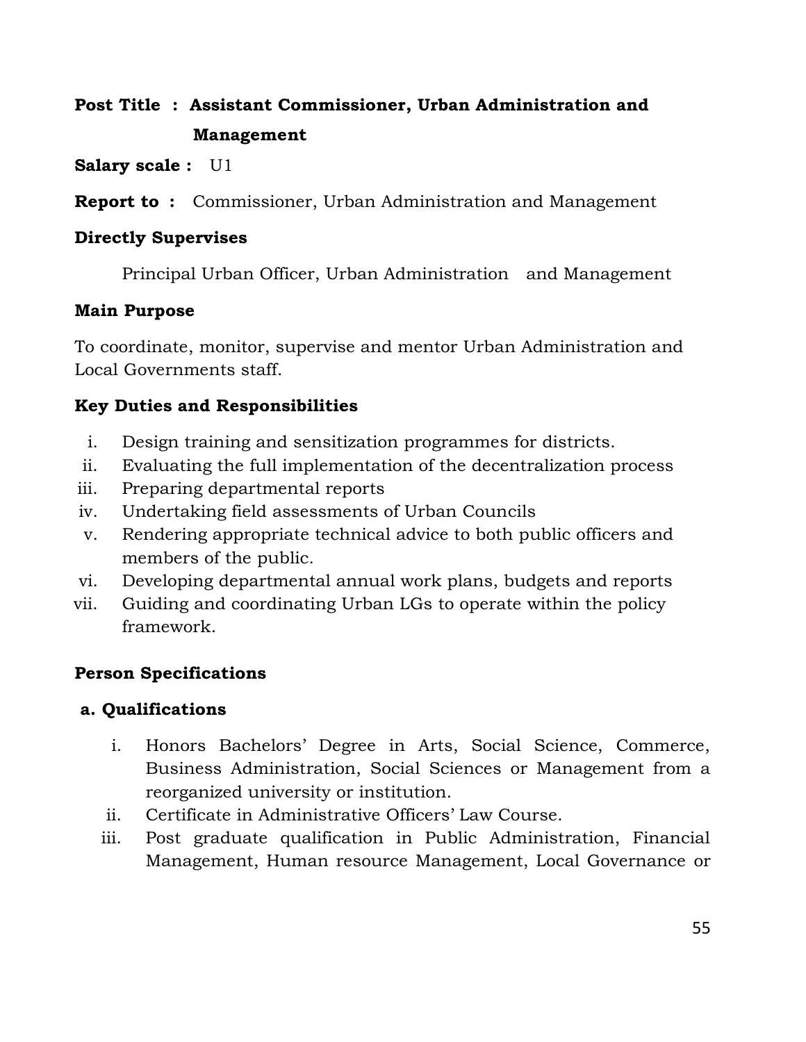**Post Title : Assistant Commissioner, Urban Administration and Management**

**Salary scale :** U1

**Report to :** Commissioner, Urban Administration and Management

**Directly Supervises**

Principal Urban Officer, Urban Administration and Management

**Main Purpose**

To coordinate, monitor, supervise and mentor Urban Administration and Local Governments staff.

**Key Duties and Responsibilities**

i. Design training and sensitization programmes for districts.
ii. Evaluating the full implementation of the decentralization process
iii. Preparing departmental reports
iv. Undertaking field assessments of Urban Councils
v. Rendering appropriate technical advice to both public officers and members of the public.
vi. Developing departmental annual work plans, budgets and reports
vii. Guiding and coordinating Urban LGs to operate within the policy framework.

**Person Specifications**

**a. Qualifications**

i. Honors Bachelors' Degree in Arts, Social Science, Commerce, Business Administration, Social Sciences or Management from a reorganized university or institution.
ii. Certificate in Administrative Officers' Law Course.
iii. Post graduate qualification in Public Administration, Financial Management, Human resource Management, Local Governance or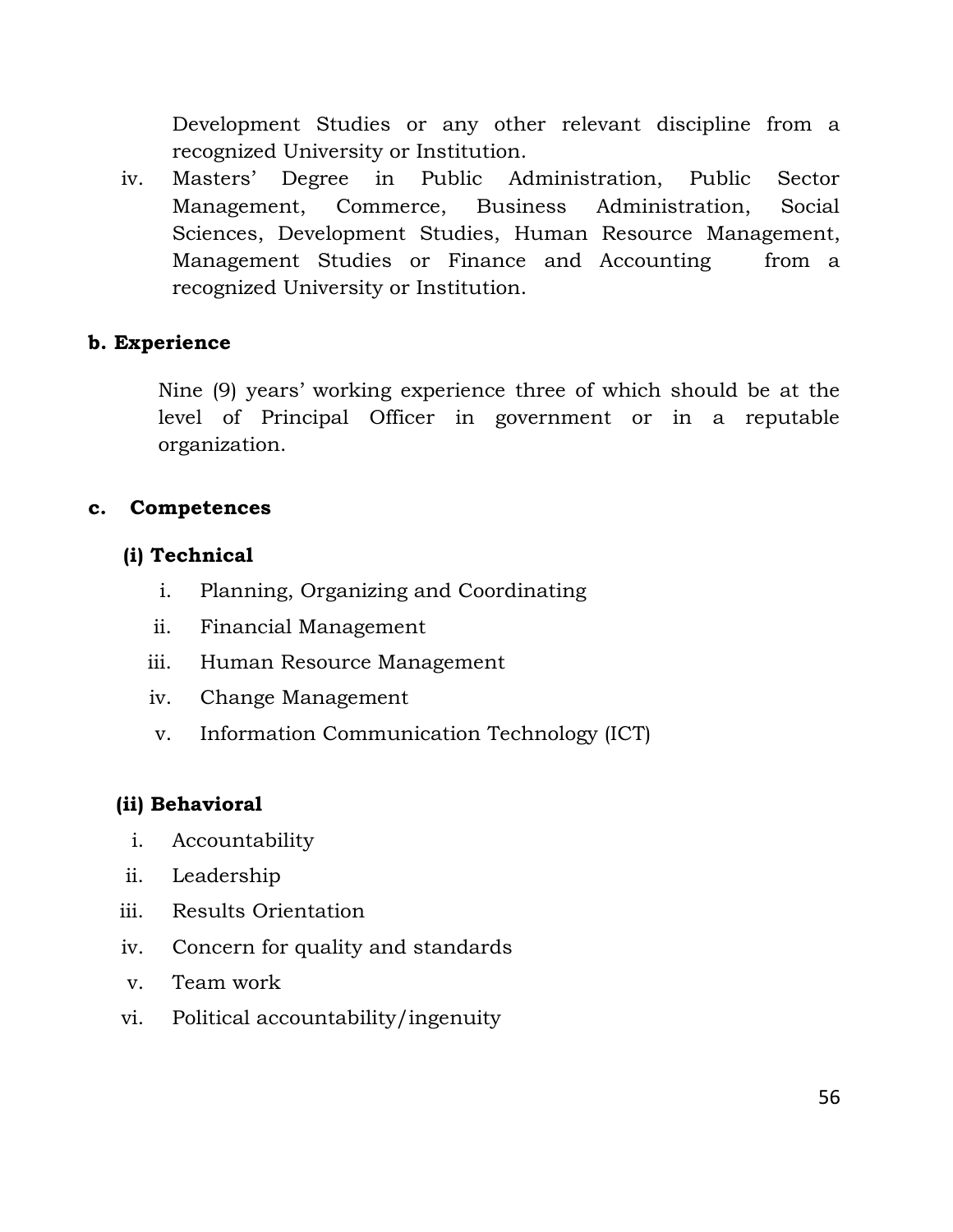Development Studies or any other relevant discipline from a recognized University or Institution.

iv. Masters' Degree in Public Administration, Public Sector Management, Commerce, Business Administration, Social Sciences, Development Studies, Human Resource Management, Management Studies or Finance and Accounting from a recognized University or Institution.

**b. Experience**

Nine (9) years' working experience three of which should be at the level of Principal Officer in government or in a reputable organization.

**c. Competences**

**(i) Technical**

i. Planning, Organizing and Coordinating
ii. Financial Management
iii. Human Resource Management
iv. Change Management
v. Information Communication Technology (ICT)

**(ii) Behavioral**

i. Accountability
ii. Leadership
iii. Results Orientation
iv. Concern for quality and standards
v. Team work
vi. Political accountability/ingenuity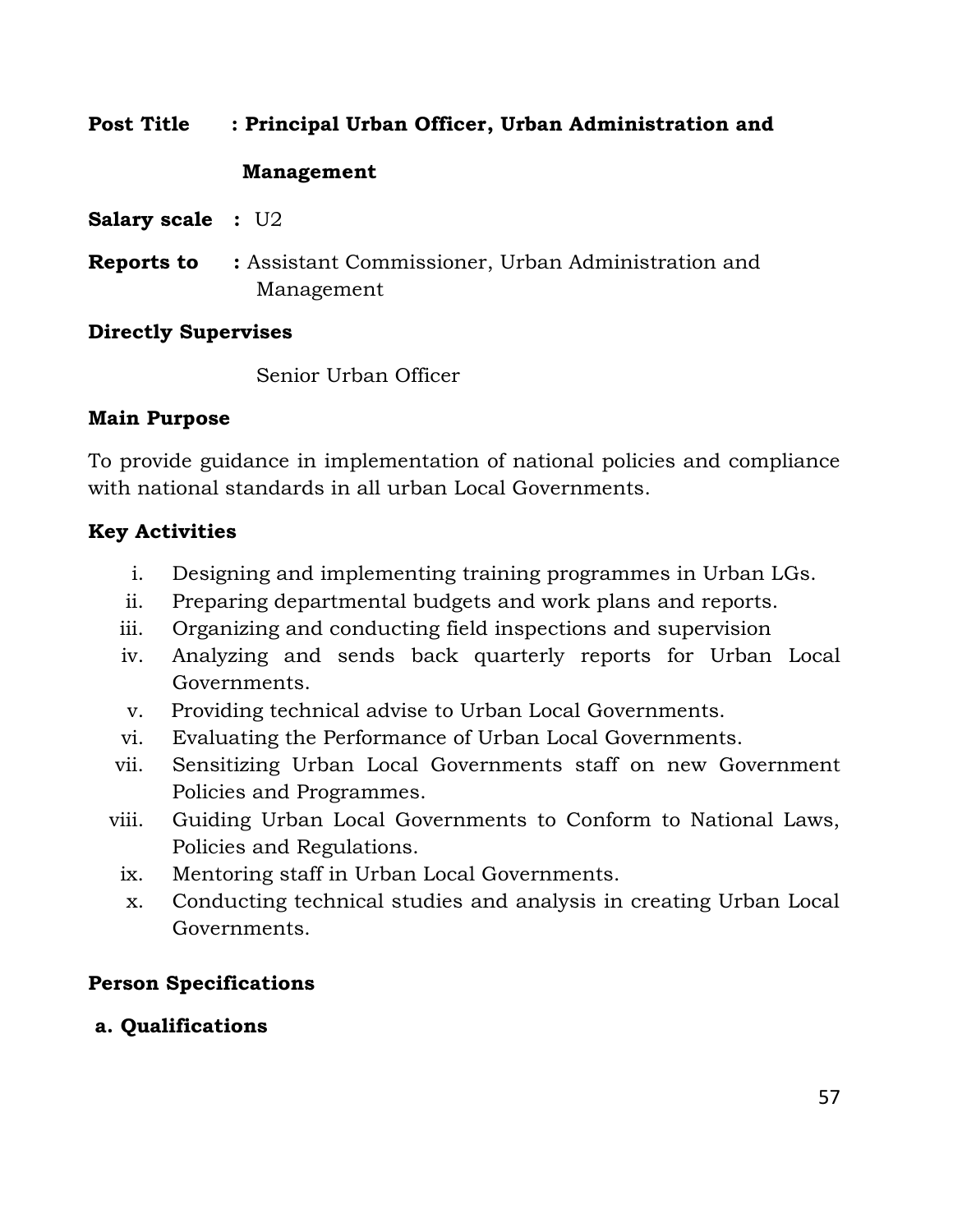**Post Title : Principal Urban Officer, Urban Administration and Management**

**Salary scale :** U2

**Reports to :** Assistant Commissioner, Urban Administration and Management

**Directly Supervises**

Senior Urban Officer

**Main Purpose**

To provide guidance in implementation of national policies and compliance with national standards in all urban Local Governments.

**Key Activities**

i. Designing and implementing training programmes in Urban LGs.
ii. Preparing departmental budgets and work plans and reports.
iii. Organizing and conducting field inspections and supervision
iv. Analyzing and sends back quarterly reports for Urban Local Governments.
v. Providing technical advise to Urban Local Governments.
vi. Evaluating the Performance of Urban Local Governments.
vii. Sensitizing Urban Local Governments staff on new Government Policies and Programmes.
viii. Guiding Urban Local Governments to Conform to National Laws, Policies and Regulations.
ix. Mentoring staff in Urban Local Governments.
x. Conducting technical studies and analysis in creating Urban Local Governments.

**Person Specifications**

**a. Qualifications**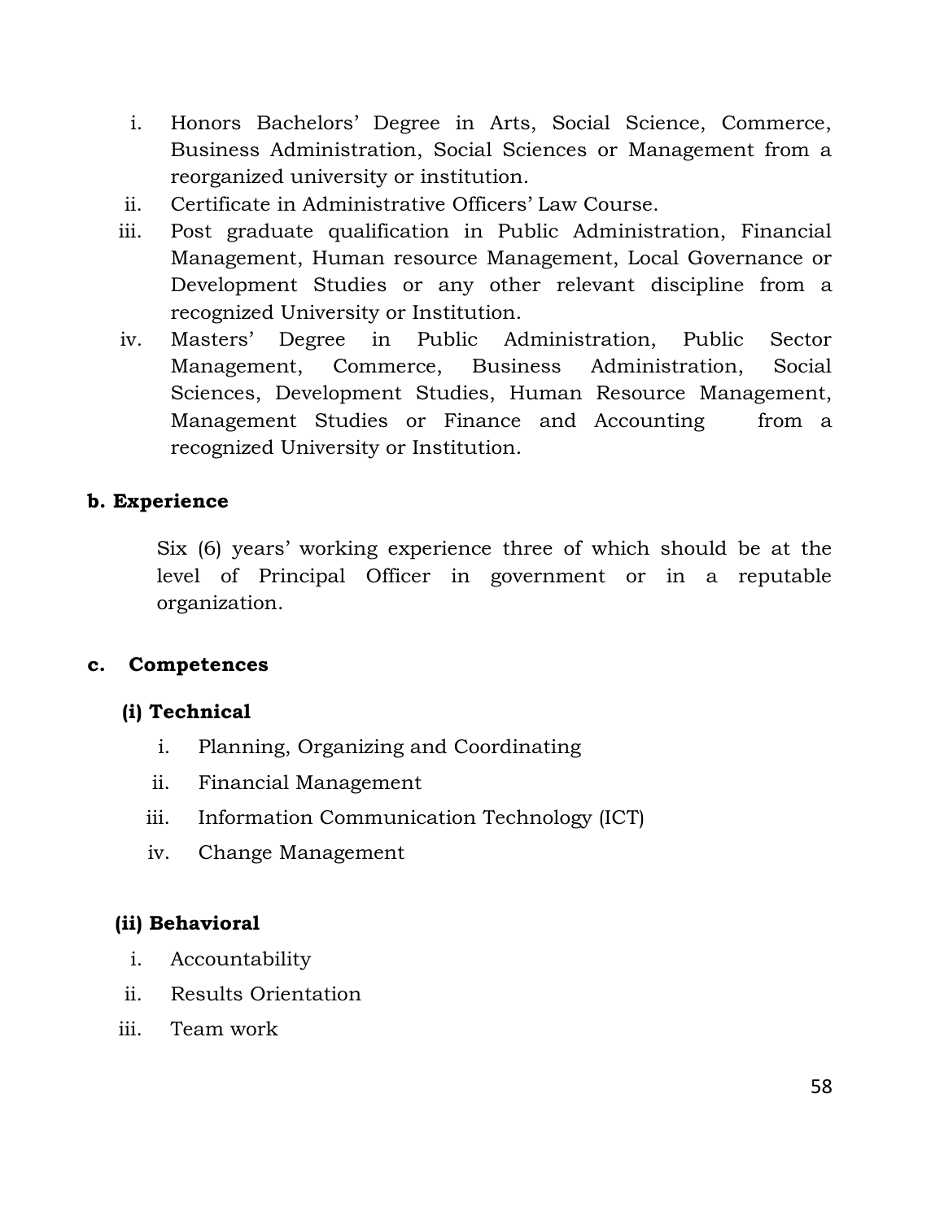i. Honors Bachelors' Degree in Arts, Social Science, Commerce, Business Administration, Social Sciences or Management from a reorganized university or institution.
ii. Certificate in Administrative Officers' Law Course.
iii. Post graduate qualification in Public Administration, Financial Management, Human resource Management, Local Governance or Development Studies or any other relevant discipline from a recognized University or Institution.
iv. Masters' Degree in Public Administration, Public Sector Management, Commerce, Business Administration, Social Sciences, Development Studies, Human Resource Management, Management Studies or Finance and Accounting from a recognized University or Institution.

**b. Experience**

Six (6) years' working experience three of which should be at the level of Principal Officer in government or in a reputable organization.

**c. Competences**

**(i) Technical**

i. Planning, Organizing and Coordinating
ii. Financial Management
iii. Information Communication Technology (ICT)
iv. Change Management

**(ii) Behavioral**

i. Accountability
ii. Results Orientation
iii. Team work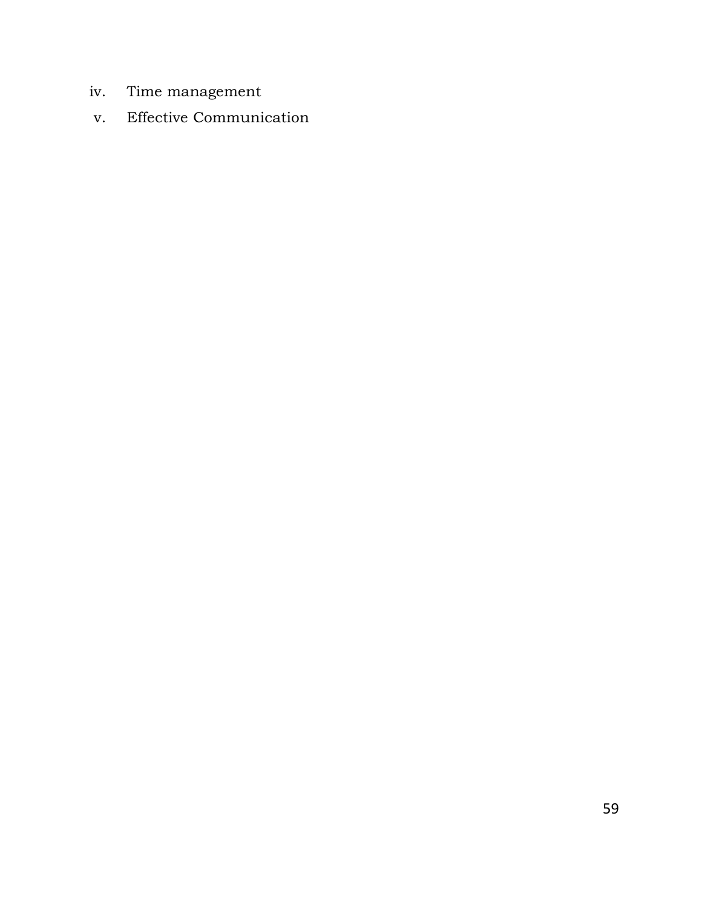iv. Time management
v. Effective Communication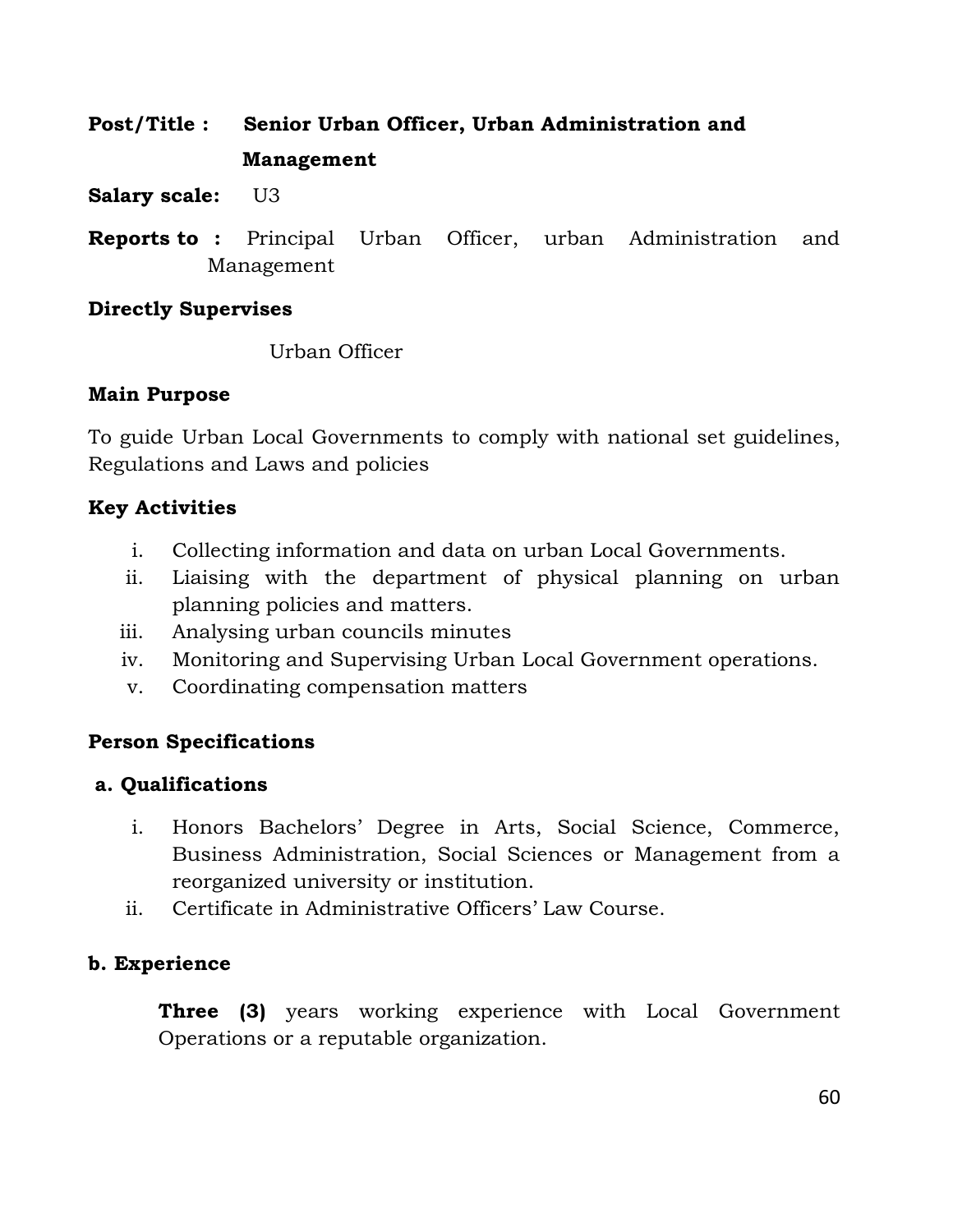**Post/Title :** **Senior Urban Officer, Urban Administration and Management**

**Salary scale:** U3

**Reports to :** Principal Urban Officer, urban Administration and Management

**Directly Supervises**

Urban Officer

**Main Purpose**

To guide Urban Local Governments to comply with national set guidelines, Regulations and Laws and policies

**Key Activities**

i. Collecting information and data on urban Local Governments.
ii. Liaising with the department of physical planning on urban planning policies and matters.
iii. Analysing urban councils minutes
iv. Monitoring and Supervising Urban Local Government operations.
v. Coordinating compensation matters

**Person Specifications**

**a. Qualifications**

i. Honors Bachelors' Degree in Arts, Social Science, Commerce, Business Administration, Social Sciences or Management from a reorganized university or institution.
ii. Certificate in Administrative Officers' Law Course.

**b. Experience**

**Three (3)** years working experience with Local Government Operations or a reputable organization.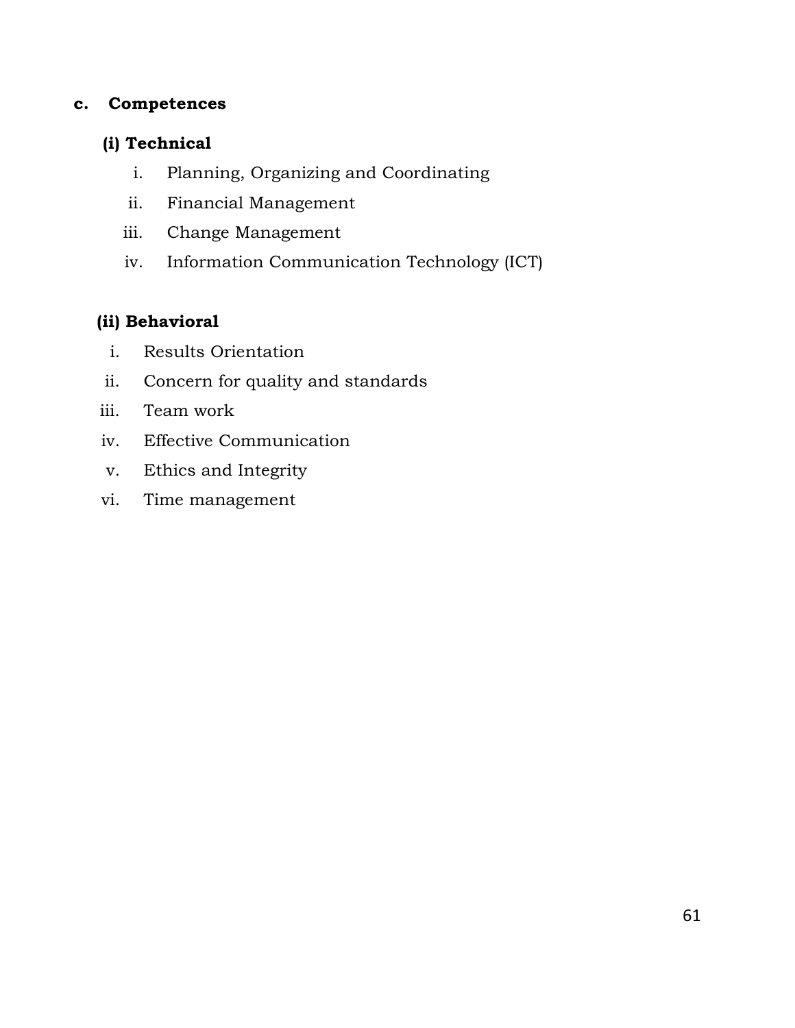**c. Competences**

**(i) Technical**

i. Planning, Organizing and Coordinating
ii. Financial Management
iii. Change Management
iv. Information Communication Technology (ICT)

**(ii) Behavioral**

i. Results Orientation
ii. Concern for quality and standards
iii. Team work
iv. Effective Communication
v. Ethics and Integrity
vi. Time management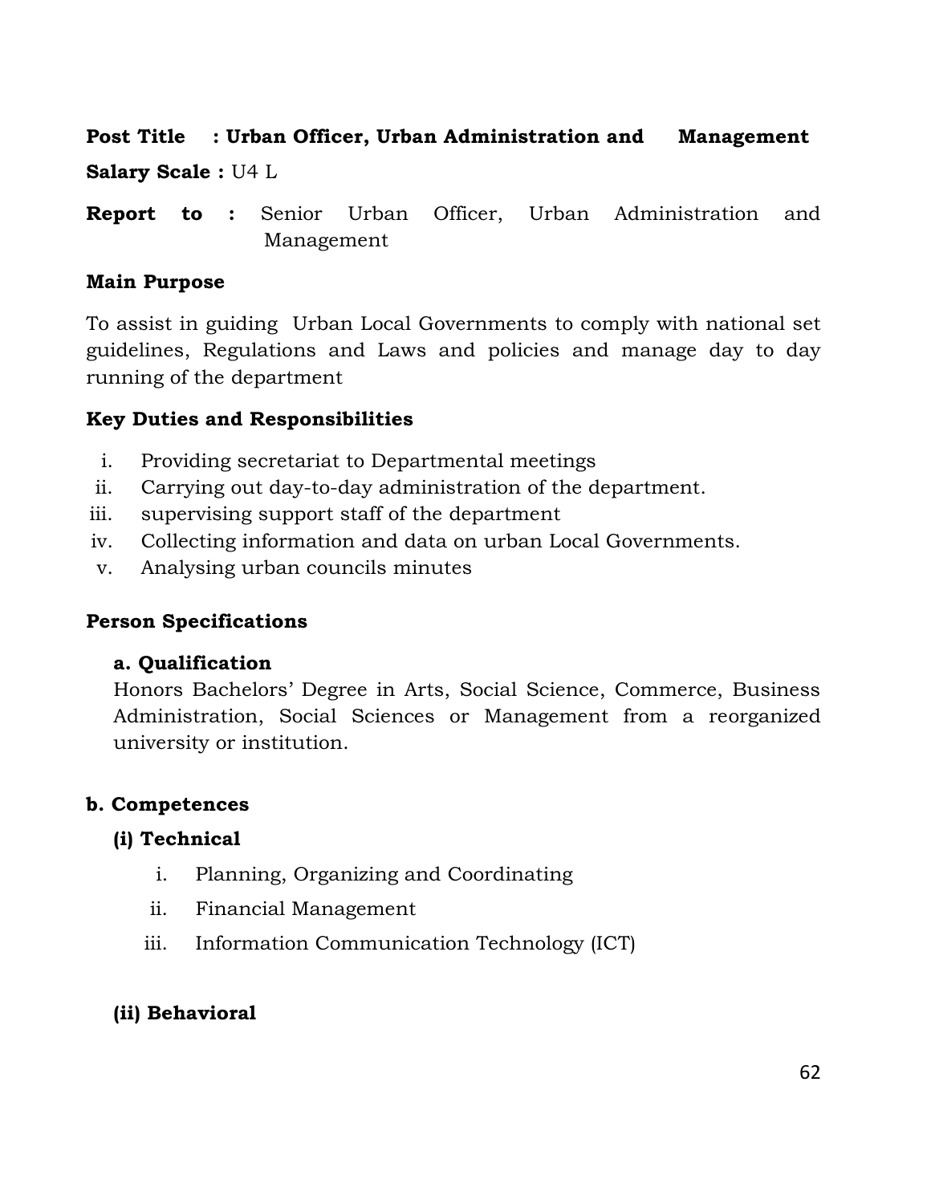**Post Title : Urban Officer, Urban Administration and Management**

**Salary Scale :** U4 L

**Report to :** Senior Urban Officer, Urban Administration and Management

**Main Purpose**

To assist in guiding Urban Local Governments to comply with national set guidelines, Regulations and Laws and policies and manage day to day running of the department

**Key Duties and Responsibilities**

i. Providing secretariat to Departmental meetings
ii. Carrying out day-to-day administration of the department.
iii. supervising support staff of the department
iv. Collecting information and data on urban Local Governments.
v. Analysing urban councils minutes

**Person Specifications**

**a. Qualification**

Honors Bachelors' Degree in Arts, Social Science, Commerce, Business Administration, Social Sciences or Management from a reorganized university or institution.

**b. Competences**

**(i) Technical**

i. Planning, Organizing and Coordinating
ii. Financial Management
iii. Information Communication Technology (ICT)

**(ii) Behavioral**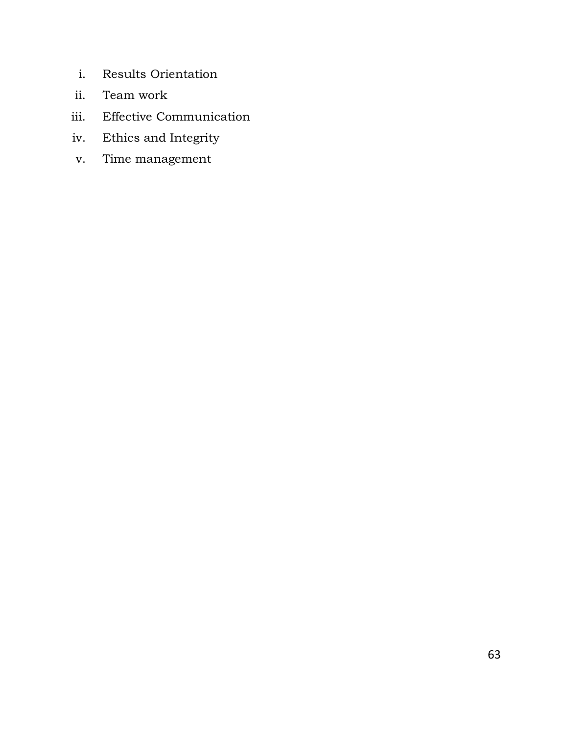i. Results Orientation
ii. Team work
iii. Effective Communication
iv. Ethics and Integrity
v. Time management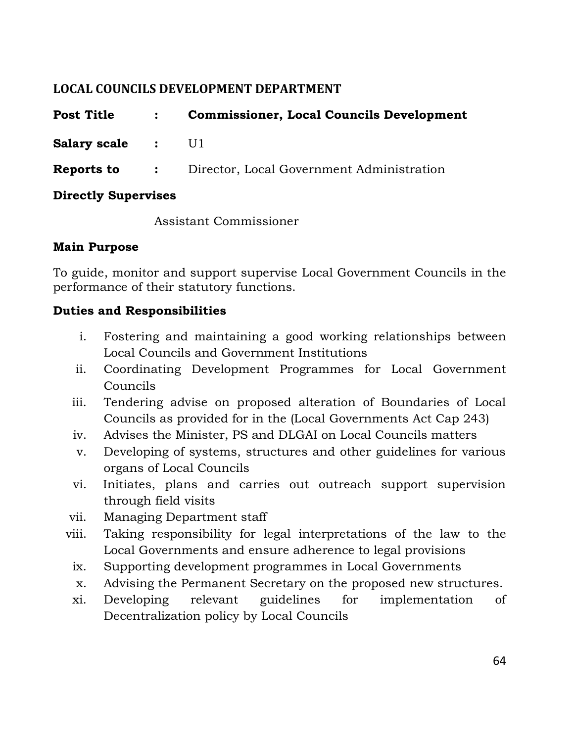## LOCAL COUNCILS DEVELOPMENT DEPARTMENT

**Post Title** : **Commissioner, Local Councils Development**

**Salary scale** : U1

**Reports to** : Director, Local Government Administration

**Directly Supervises**

Assistant Commissioner

**Main Purpose**

To guide, monitor and support supervise Local Government Councils in the performance of their statutory functions.

**Duties and Responsibilities**

i. Fostering and maintaining a good working relationships between Local Councils and Government Institutions
ii. Coordinating Development Programmes for Local Government Councils
iii. Tendering advise on proposed alteration of Boundaries of Local Councils as provided for in the (Local Governments Act Cap 243)
iv. Advises the Minister, PS and DLGAI on Local Councils matters
v. Developing of systems, structures and other guidelines for various organs of Local Councils
vi. Initiates, plans and carries out outreach support supervision through field visits
vii. Managing Department staff
viii. Taking responsibility for legal interpretations of the law to the Local Governments and ensure adherence to legal provisions
ix. Supporting development programmes in Local Governments
x. Advising the Permanent Secretary on the proposed new structures.
xi. Developing relevant guidelines for implementation of Decentralization policy by Local Councils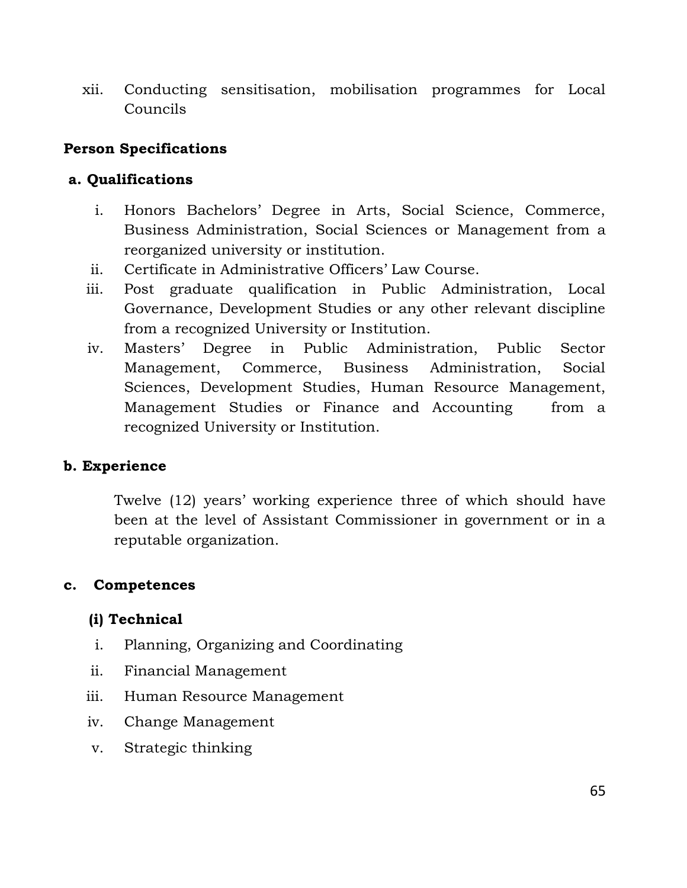xii. Conducting sensitisation, mobilisation programmes for Local Councils

**Person Specifications**

**a. Qualifications**

i. Honors Bachelors' Degree in Arts, Social Science, Commerce, Business Administration, Social Sciences or Management from a reorganized university or institution.
ii. Certificate in Administrative Officers' Law Course.
iii. Post graduate qualification in Public Administration, Local Governance, Development Studies or any other relevant discipline from a recognized University or Institution.
iv. Masters' Degree in Public Administration, Public Sector Management, Commerce, Business Administration, Social Sciences, Development Studies, Human Resource Management, Management Studies or Finance and Accounting from a recognized University or Institution.

**b. Experience**

Twelve (12) years' working experience three of which should have been at the level of Assistant Commissioner in government or in a reputable organization.

**c. Competences**

**(i) Technical**

i. Planning, Organizing and Coordinating
ii. Financial Management
iii. Human Resource Management
iv. Change Management
v. Strategic thinking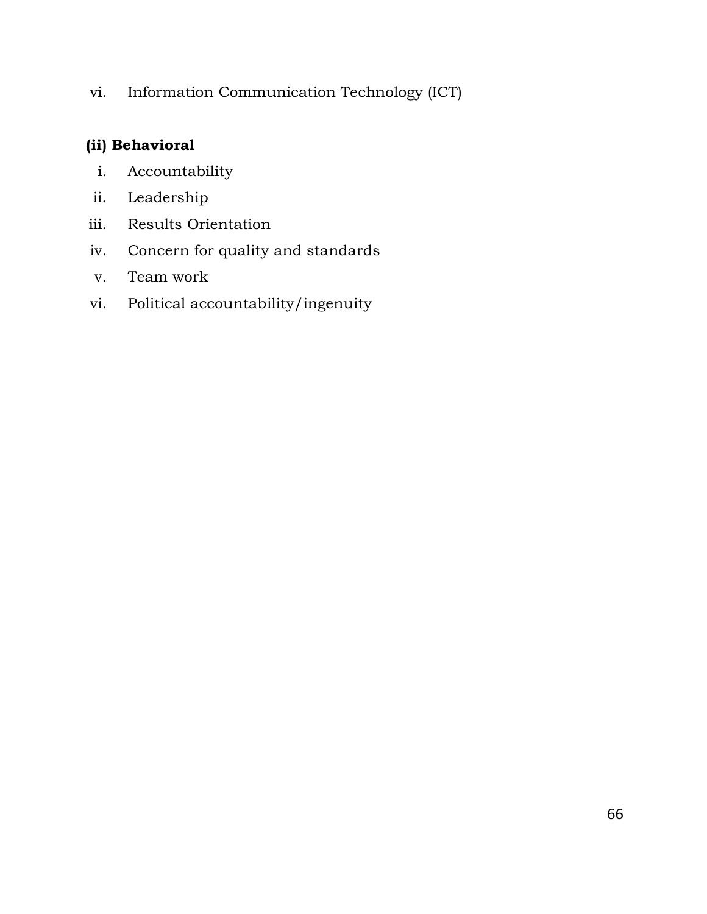vi. Information Communication Technology (ICT)

**(ii) Behavioral**

i. Accountability
ii. Leadership
iii. Results Orientation
iv. Concern for quality and standards
v. Team work
vi. Political accountability/ingenuity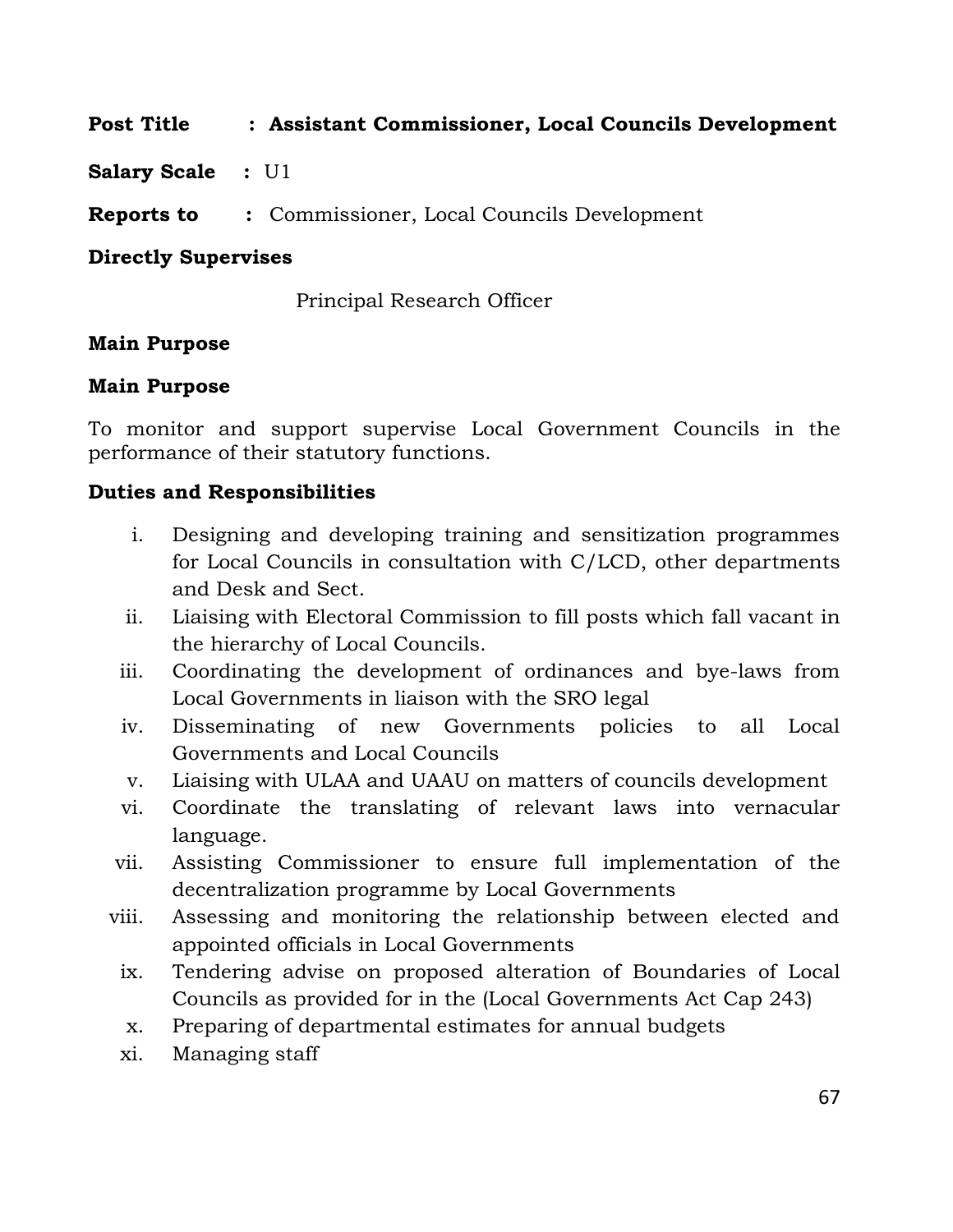**Post Title : Assistant Commissioner, Local Councils Development**

**Salary Scale :** U1

**Reports to :** Commissioner, Local Councils Development

**Directly Supervises**

Principal Research Officer

**Main Purpose**

**Main Purpose**

To monitor and support supervise Local Government Councils in the performance of their statutory functions.

**Duties and Responsibilities**

i. Designing and developing training and sensitization programmes for Local Councils in consultation with C/LCD, other departments and Desk and Sect.
ii. Liaising with Electoral Commission to fill posts which fall vacant in the hierarchy of Local Councils.
iii. Coordinating the development of ordinances and bye-laws from Local Governments in liaison with the SRO legal
iv. Disseminating of new Governments policies to all Local Governments and Local Councils
v. Liaising with ULAA and UAAU on matters of councils development
vi. Coordinate the translating of relevant laws into vernacular language.
vii. Assisting Commissioner to ensure full implementation of the decentralization programme by Local Governments
viii. Assessing and monitoring the relationship between elected and appointed officials in Local Governments
ix. Tendering advise on proposed alteration of Boundaries of Local Councils as provided for in the (Local Governments Act Cap 243)
x. Preparing of departmental estimates for annual budgets
xi. Managing staff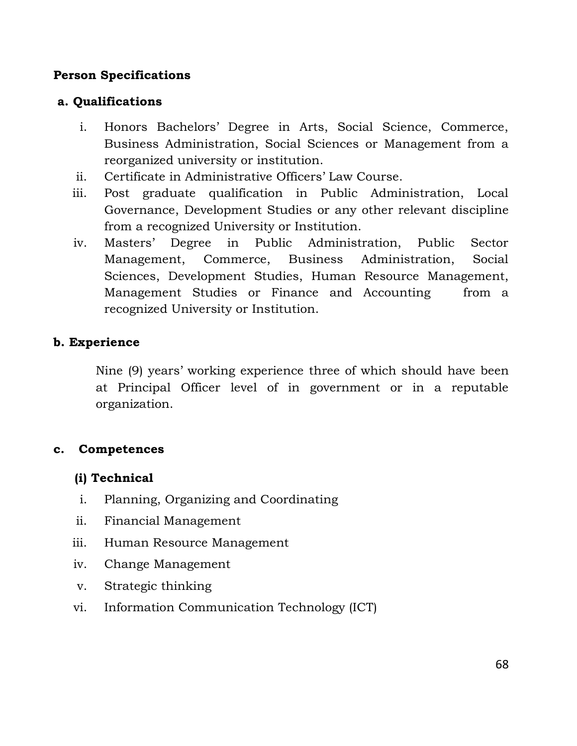**Person Specifications**

**a. Qualifications**

i. Honors Bachelors' Degree in Arts, Social Science, Commerce, Business Administration, Social Sciences or Management from a reorganized university or institution.
ii. Certificate in Administrative Officers' Law Course.
iii. Post graduate qualification in Public Administration, Local Governance, Development Studies or any other relevant discipline from a recognized University or Institution.
iv. Masters' Degree in Public Administration, Public Sector Management, Commerce, Business Administration, Social Sciences, Development Studies, Human Resource Management, Management Studies or Finance and Accounting from a recognized University or Institution.

**b. Experience**

Nine (9) years' working experience three of which should have been at Principal Officer level of in government or in a reputable organization.

**c. Competences**

**(i) Technical**

i. Planning, Organizing and Coordinating
ii. Financial Management
iii. Human Resource Management
iv. Change Management
v. Strategic thinking
vi. Information Communication Technology (ICT)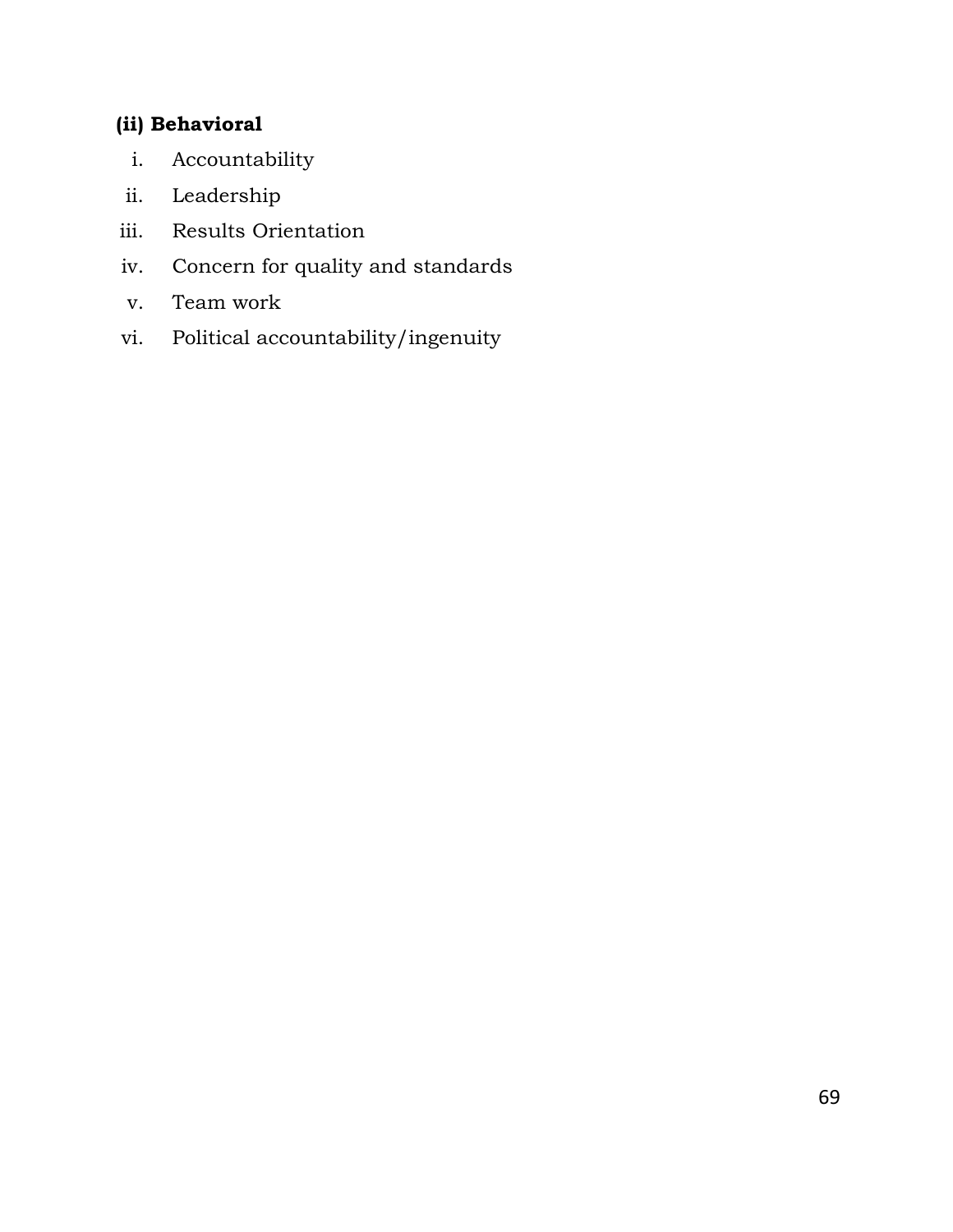**(ii) Behavioral**

i. Accountability
ii. Leadership
iii. Results Orientation
iv. Concern for quality and standards
v. Team work
vi. Political accountability/ingenuity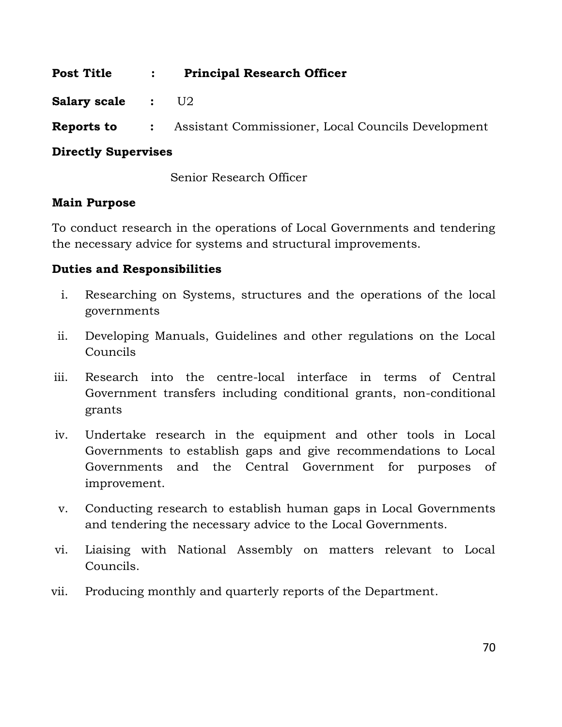**Post Title** : **Principal Research Officer**

**Salary scale** : U2

**Reports to** : Assistant Commissioner, Local Councils Development

**Directly Supervises**

Senior Research Officer

**Main Purpose**

To conduct research in the operations of Local Governments and tendering the necessary advice for systems and structural improvements.

**Duties and Responsibilities**

i. Researching on Systems, structures and the operations of the local governments

ii. Developing Manuals, Guidelines and other regulations on the Local Councils

iii. Research into the centre-local interface in terms of Central Government transfers including conditional grants, non-conditional grants

iv. Undertake research in the equipment and other tools in Local Governments to establish gaps and give recommendations to Local Governments and the Central Government for purposes of improvement.

v. Conducting research to establish human gaps in Local Governments and tendering the necessary advice to the Local Governments.

vi. Liaising with National Assembly on matters relevant to Local Councils.

vii. Producing monthly and quarterly reports of the Department.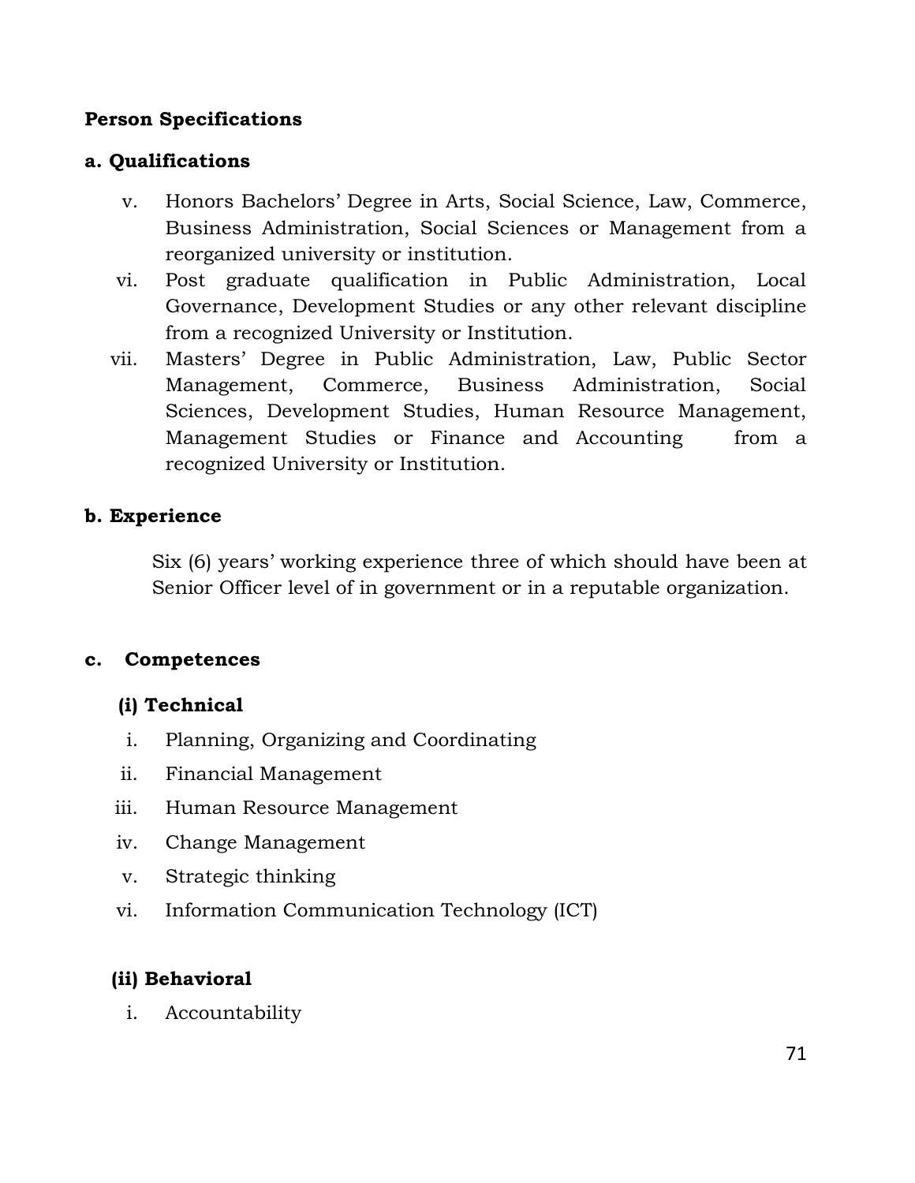**Person Specifications**

**a. Qualifications**

v. Honors Bachelors' Degree in Arts, Social Science, Law, Commerce, Business Administration, Social Sciences or Management from a reorganized university or institution.

vi. Post graduate qualification in Public Administration, Local Governance, Development Studies or any other relevant discipline from a recognized University or Institution.

vii. Masters' Degree in Public Administration, Law, Public Sector Management, Commerce, Business Administration, Social Sciences, Development Studies, Human Resource Management, Management Studies or Finance and Accounting from a recognized University or Institution.

**b. Experience**

Six (6) years' working experience three of which should have been at Senior Officer level of in government or in a reputable organization.

**c. Competences**

**(i) Technical**

i. Planning, Organizing and Coordinating

ii. Financial Management

iii. Human Resource Management

iv. Change Management

v. Strategic thinking

vi. Information Communication Technology (ICT)

**(ii) Behavioral**

i. Accountability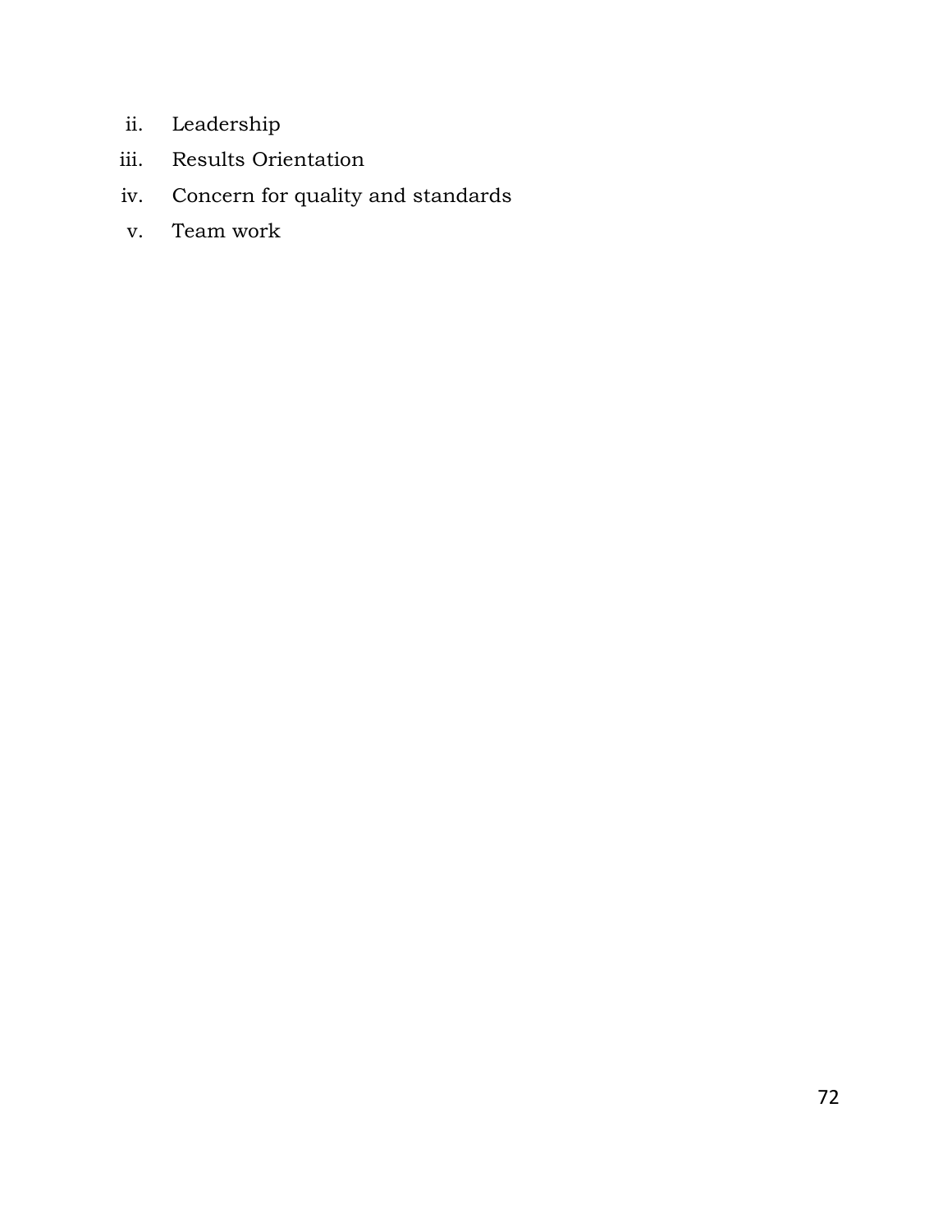ii. Leadership
iii. Results Orientation
iv. Concern for quality and standards
v. Team work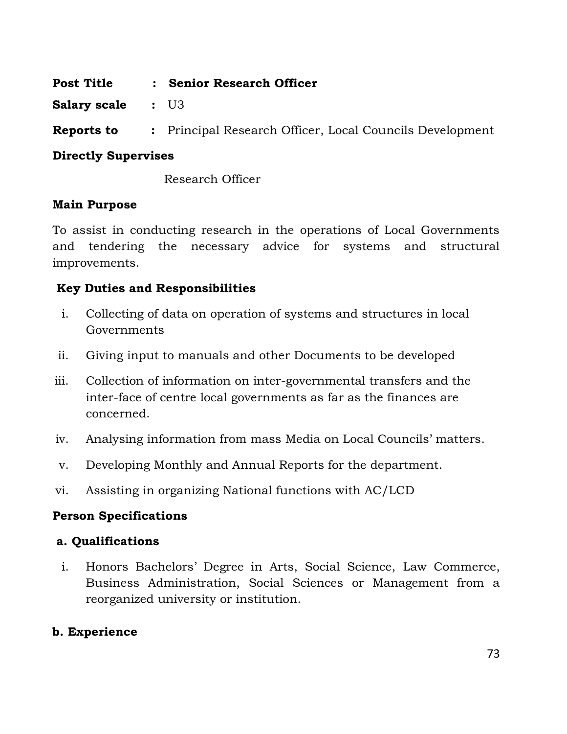**Post Title : Senior Research Officer**

**Salary scale :** U3

**Reports to :** Principal Research Officer, Local Councils Development

**Directly Supervises**

Research Officer

**Main Purpose**

To assist in conducting research in the operations of Local Governments and tendering the necessary advice for systems and structural improvements.

**Key Duties and Responsibilities**

i. Collecting of data on operation of systems and structures in local Governments

ii. Giving input to manuals and other Documents to be developed

iii. Collection of information on inter-governmental transfers and the inter-face of centre local governments as far as the finances are concerned.

iv. Analysing information from mass Media on Local Councils' matters.

v. Developing Monthly and Annual Reports for the department.

vi. Assisting in organizing National functions with AC/LCD

**Person Specifications**

**a. Qualifications**

i. Honors Bachelors' Degree in Arts, Social Science, Law Commerce, Business Administration, Social Sciences or Management from a reorganized university or institution.

**b. Experience**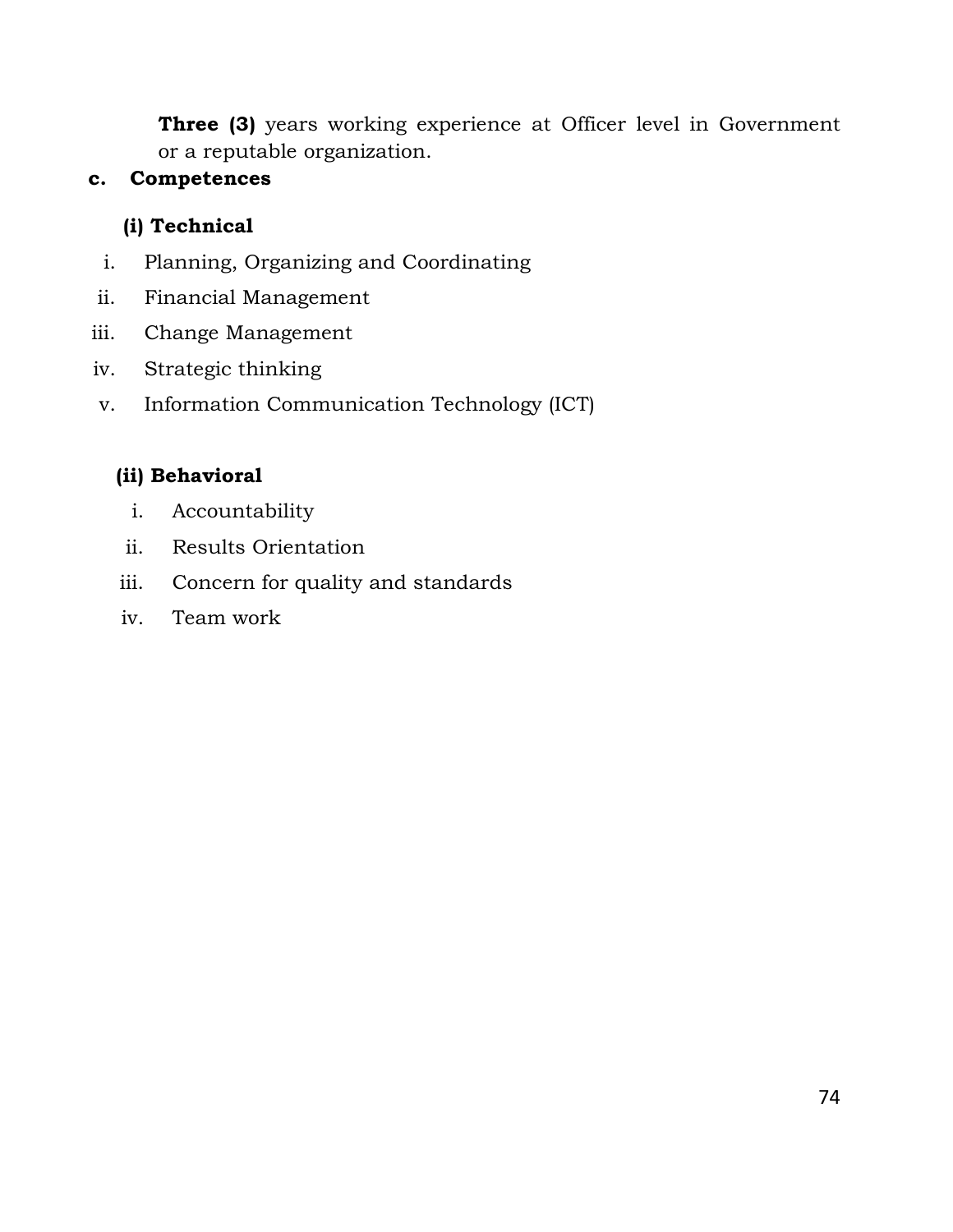**Three (3)** years working experience at Officer level in Government or a reputable organization.

**c. Competences**

**(i) Technical**

i. Planning, Organizing and Coordinating
ii. Financial Management
iii. Change Management
iv. Strategic thinking
v. Information Communication Technology (ICT)

**(ii) Behavioral**

i. Accountability
ii. Results Orientation
iii. Concern for quality and standards
iv. Team work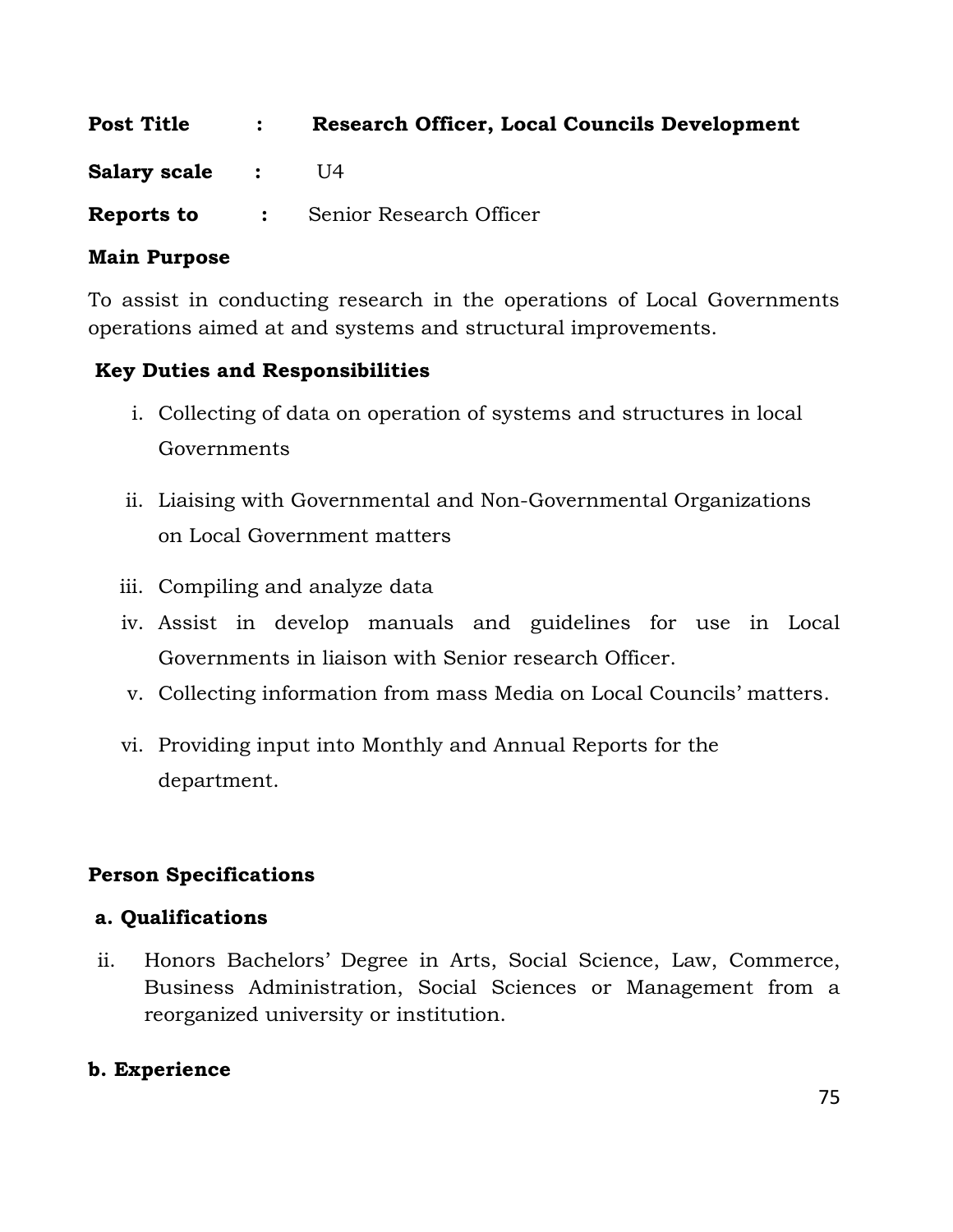**Post Title : Research Officer, Local Councils Development**

**Salary scale :** U4

**Reports to :** Senior Research Officer

**Main Purpose**

To assist in conducting research in the operations of Local Governments operations aimed at and systems and structural improvements.

**Key Duties and Responsibilities**

i. Collecting of data on operation of systems and structures in local Governments

ii. Liaising with Governmental and Non-Governmental Organizations on Local Government matters

iii. Compiling and analyze data

iv. Assist in develop manuals and guidelines for use in Local Governments in liaison with Senior research Officer.

v. Collecting information from mass Media on Local Councils' matters.

vi. Providing input into Monthly and Annual Reports for the department.

**Person Specifications**

**a. Qualifications**

ii. Honors Bachelors' Degree in Arts, Social Science, Law, Commerce, Business Administration, Social Sciences or Management from a reorganized university or institution.

**b. Experience**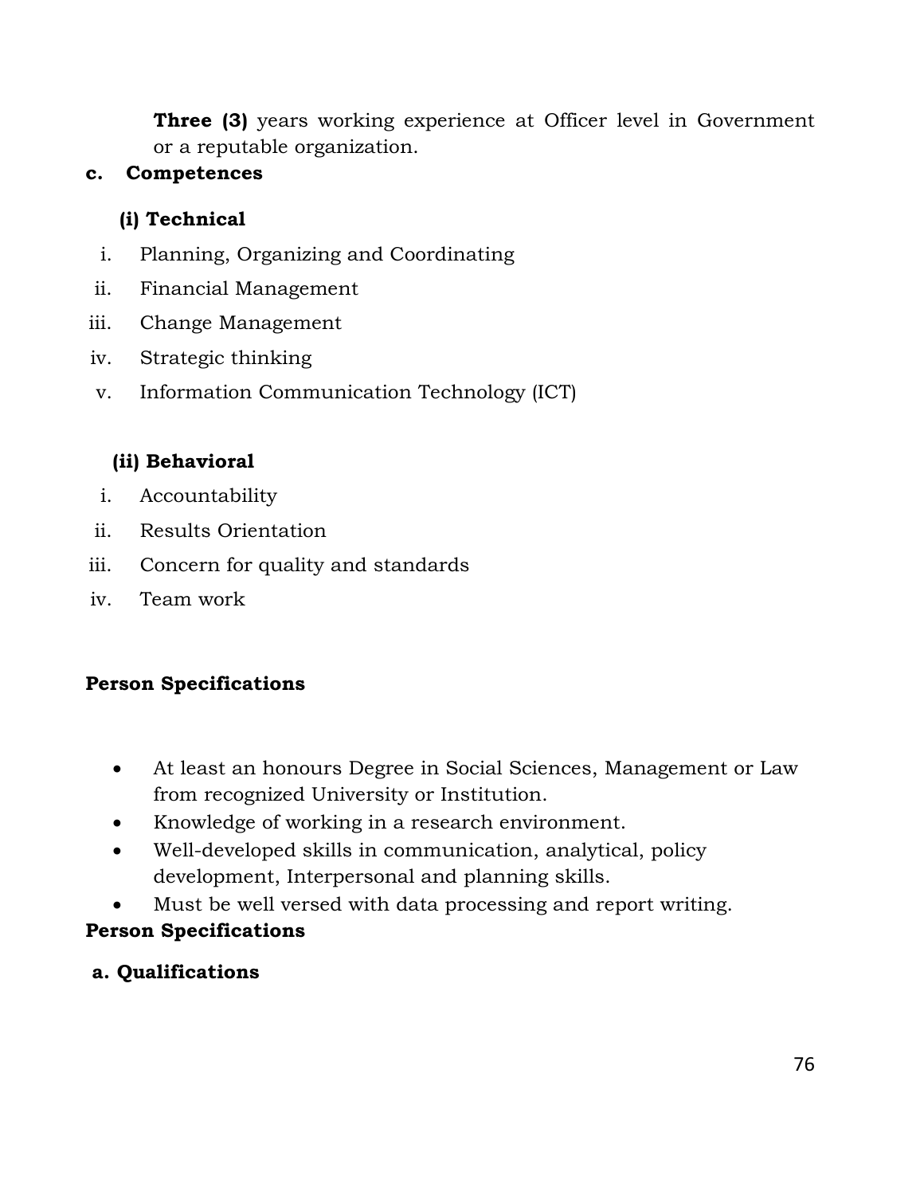**Three (3)** years working experience at Officer level in Government or a reputable organization.

**c. Competences**

**(i) Technical**

i. Planning, Organizing and Coordinating
ii. Financial Management
iii. Change Management
iv. Strategic thinking
v. Information Communication Technology (ICT)

**(ii) Behavioral**

i. Accountability
ii. Results Orientation
iii. Concern for quality and standards
iv. Team work

**Person Specifications**

- At least an honours Degree in Social Sciences, Management or Law from recognized University or Institution.
- Knowledge of working in a research environment.
- Well-developed skills in communication, analytical, policy development, Interpersonal and planning skills.
- Must be well versed with data processing and report writing.

**Person Specifications**

**a. Qualifications**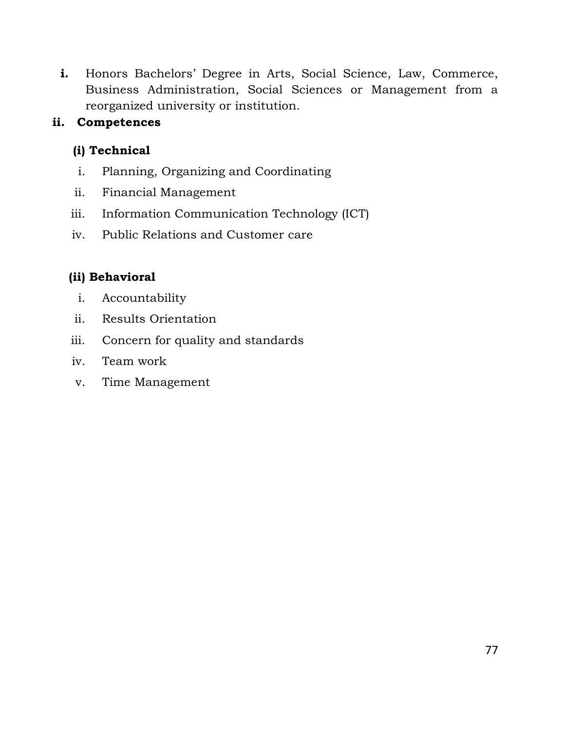**i.** Honors Bachelors' Degree in Arts, Social Science, Law, Commerce, Business Administration, Social Sciences or Management from a reorganized university or institution.

**ii. Competences**

**(i) Technical**

i. Planning, Organizing and Coordinating

ii. Financial Management

iii. Information Communication Technology (ICT)

iv. Public Relations and Customer care

**(ii) Behavioral**

i. Accountability

ii. Results Orientation

iii. Concern for quality and standards

iv. Team work

v. Time Management